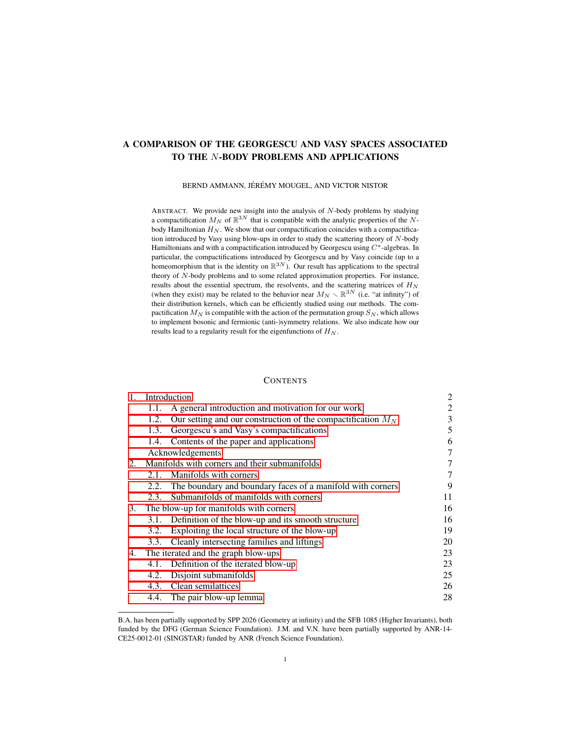# A COMPARISON OF THE GEORGESCU AND VASY SPACES ASSOCIATED TO THE $N$-BODY PROBLEMS AND APPLICATIONS

BERND AMMANN, JÉRÉMY MOUGEL, AND VICTOR NISTOR

ABSTRACT. We provide new insight into the analysis of $N$-body problems by studying a compactification $M_N$ of $\mathbb{R}^{3N}$ that is compatible with the analytic properties of the $N$-body Hamiltonian $H_N$. We show that our compactification coincides with a compactification introduced by Vasy using blow-ups in order to study the scattering theory of $N$-body Hamiltonians and with a compactification introduced by Georgescu using $C^*$-algebras. In particular, the compactifications introduced by Georgescu and by Vasy coincide (up to a homeomorphism that is the identity on $\mathbb{R}^{3N}$). Our result has applications to the spectral theory of $N$-body problems and to some related approximation properties. For instance, results about the essential spectrum, the resolvents, and the scattering matrices of $H_N$ (when they exist) may be related to the behavior near $M_N \smallsetminus \mathbb{R}^{3N}$ (i.e. "at infinity") of their distribution kernels, which can be efficiently studied using our methods. The compactification $M_N$ is compatible with the action of the permutation group $S_N$, which allows to implement bosonic and fermionic (anti-)symmetry relations. We also indicate how our results lead to a regularity result for the eigenfunctions of $H_N$.

CONTENTS

| | |
|---|---|
| 1. Introduction | 2 |
| 1.1. A general introduction and motivation for our work | 2 |
| 1.2. Our setting and our construction of the compactification $M_N$ | 3 |
| 1.3. Georgescu's and Vasy's compactifications | 5 |
| 1.4. Contents of the paper and applications | 6 |
| Acknowledgements | 7 |
| 2. Manifolds with corners and their submanifolds | 7 |
| 2.1. Manifolds with corners | 7 |
| 2.2. The boundary and boundary faces of a manifold with corners | 9 |
| 2.3. Submanifolds of manifolds with corners | 11 |
| 3. The blow-up for manifolds with corners | 16 |
| 3.1. Definition of the blow-up and its smooth structure | 16 |
| 3.2. Exploiting the local structure of the blow-up | 19 |
| 3.3. Cleanly intersecting families and liftings | 20 |
| 4. The iterated and the graph blow-ups | 23 |
| 4.1. Definition of the iterated blow-up | 23 |
| 4.2. Disjoint submanifolds | 25 |
| 4.3. Clean semilattices | 26 |
| 4.4. The pair blow-up lemma | 28 |

B.A. has been partially supported by SPP 2026 (Geometry at infinity) and the SFB 1085 (Higher Invariants), both funded by the DFG (German Science Foundation). J.M. and V.N. have been partially supported by ANR-14-CE25-0012-01 (SINGSTAR) funded by ANR (French Science Foundation).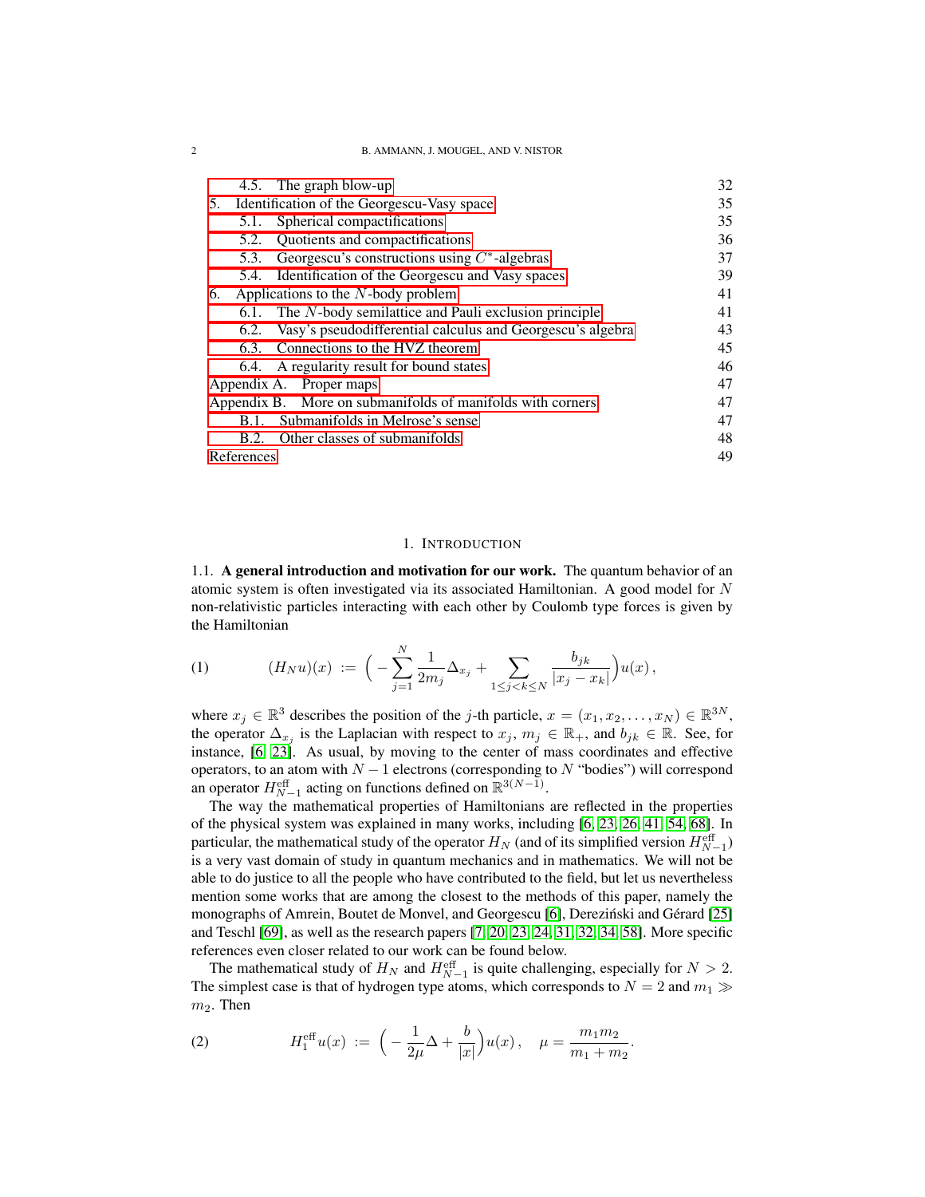| | |
|---|---|
| 4.5. The graph blow-up | 32 |
| 5. Identification of the Georgescu-Vasy space | 35 |
| 5.1. Spherical compactifications | 35 |
| 5.2. Quotients and compactifications | 36 |
| 5.3. Georgescu's constructions using $C^*$-algebras | 37 |
| 5.4. Identification of the Georgescu and Vasy spaces | 39 |
| 6. Applications to the $N$-body problem | 41 |
| 6.1. The $N$-body semilattice and Pauli exclusion principle | 41 |
| 6.2. Vasy's pseudodifferential calculus and Georgescu's algebra | 43 |
| 6.3. Connections to the HVZ theorem | 45 |
| 6.4. A regularity result for bound states | 46 |
| Appendix A. Proper maps | 47 |
| Appendix B. More on submanifolds of manifolds with corners | 47 |
| B.1. Submanifolds in Melrose's sense | 47 |
| B.2. Other classes of submanifolds | 48 |
| References | 49 |

## 1. Introduction

1.1. **A general introduction and motivation for our work.** The quantum behavior of an atomic system is often investigated via its associated Hamiltonian. A good model for $N$ non-relativistic particles interacting with each other by Coulomb type forces is given by the Hamiltonian

$$(H_N u)(x) := \Big( -\sum_{j=1}^{N} \frac{1}{2m_j} \Delta_{x_j} + \sum_{1 \le j < k \le N} \frac{b_{jk}}{|x_j - x_k|} \Big) u(x) , \tag{1}$$

where $x_j \in \mathbb{R}^3$ describes the position of the $j$-th particle, $x = (x_1, x_2, \ldots, x_N) \in \mathbb{R}^{3N}$, the operator $\Delta_{x_j}$ is the Laplacian with respect to $x_j$, $m_j \in \mathbb{R}_+$, and $b_{jk} \in \mathbb{R}$. See, for instance, [6, 23]. As usual, by moving to the center of mass coordinates and effective operators, to an atom with $N-1$ electrons (corresponding to $N$ "bodies") will correspond an operator $H_{N-1}^{\mathrm{eff}}$ acting on functions defined on $\mathbb{R}^{3(N-1)}$.

The way the mathematical properties of Hamiltonians are reflected in the properties of the physical system was explained in many works, including [6, 23, 26, 41, 54, 68]. In particular, the mathematical study of the operator $H_N$ (and of its simplified version $H_{N-1}^{\mathrm{eff}}$) is a very vast domain of study in quantum mechanics and in mathematics. We will not be able to do justice to all the people who have contributed to the field, but let us nevertheless mention some works that are among the closest to the methods of this paper, namely the monographs of Amrein, Boutet de Monvel, and Georgescu [6], Dereziński and Gérard [25] and Teschl [69], as well as the research papers [7, 20, 23, 24, 31, 32, 34, 58]. More specific references even closer related to our work can be found below.

The mathematical study of $H_N$ and $H_{N-1}^{\mathrm{eff}}$ is quite challenging, especially for $N > 2$. The simplest case is that of hydrogen type atoms, which corresponds to $N = 2$ and $m_1 \gg m_2$. Then

$$H_1^{\mathrm{eff}} u(x) := \Big( -\frac{1}{2\mu} \Delta + \frac{b}{|x|} \Big) u(x) , \quad \mu = \frac{m_1 m_2}{m_1 + m_2}. \tag{2}$$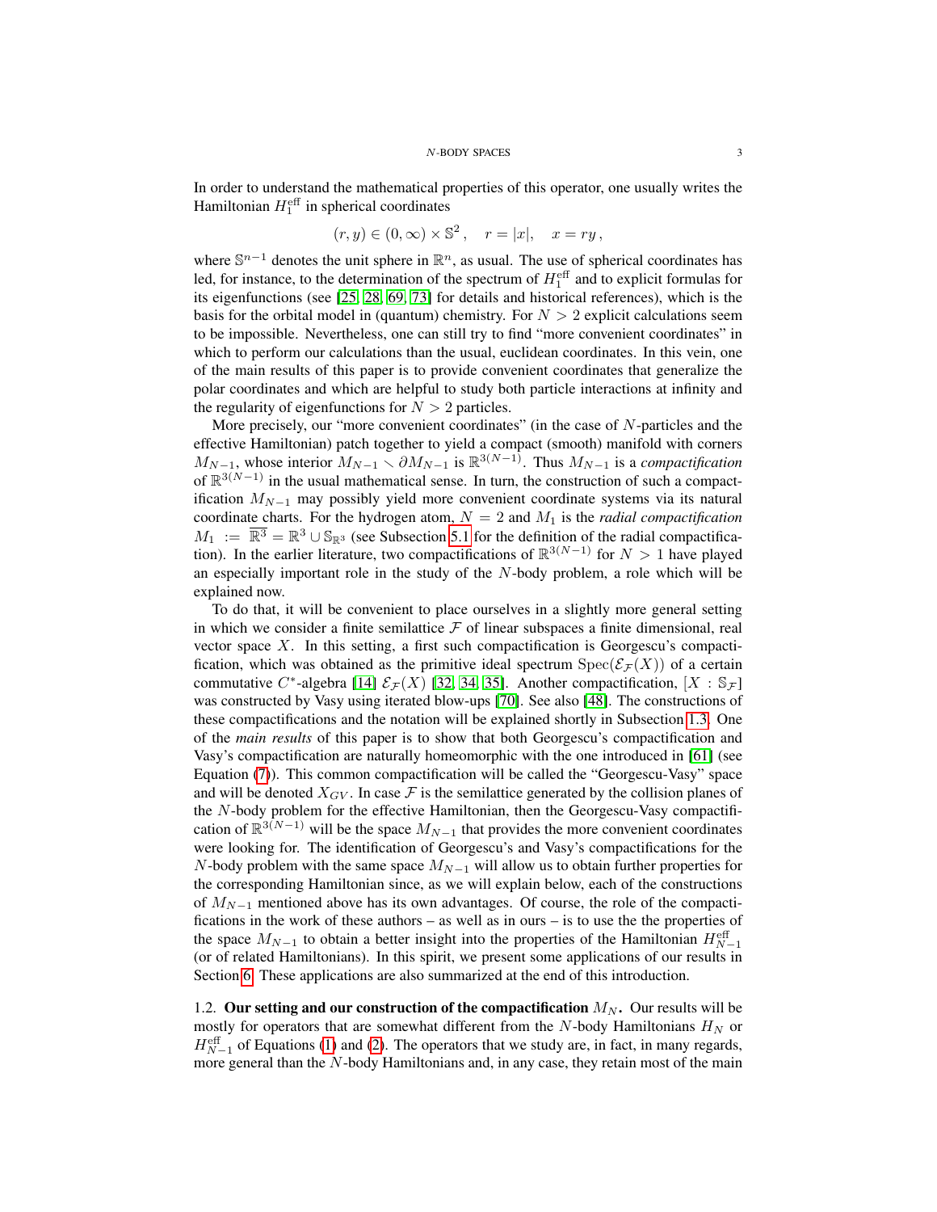In order to understand the mathematical properties of this operator, one usually writes the Hamiltonian $H_1^{\mathrm{eff}}$ in spherical coordinates

$$(r, y) \in (0, \infty) \times \mathbb{S}^2 \,, \quad r = |x|, \quad x = ry \,,$$

where $\mathbb{S}^{n-1}$ denotes the unit sphere in $\mathbb{R}^n$, as usual. The use of spherical coordinates has led, for instance, to the determination of the spectrum of $H_1^{\mathrm{eff}}$ and to explicit formulas for its eigenfunctions (see [25, 28, 69, 73] for details and historical references), which is the basis for the orbital model in (quantum) chemistry. For $N > 2$ explicit calculations seem to be impossible. Nevertheless, one can still try to find "more convenient coordinates" in which to perform our calculations than the usual, euclidean coordinates. In this vein, one of the main results of this paper is to provide convenient coordinates that generalize the polar coordinates and which are helpful to study both particle interactions at infinity and the regularity of eigenfunctions for $N > 2$ particles.

More precisely, our "more convenient coordinates" (in the case of $N$-particles and the effective Hamiltonian) patch together to yield a compact (smooth) manifold with corners $M_{N-1}$, whose interior $M_{N-1} \smallsetminus \partial M_{N-1}$ is $\mathbb{R}^{3(N-1)}$. Thus $M_{N-1}$ is a *compactification* of $\mathbb{R}^{3(N-1)}$ in the usual mathematical sense. In turn, the construction of such a compactification $M_{N-1}$ may possibly yield more convenient coordinate systems via its natural coordinate charts. For the hydrogen atom, $N = 2$ and $M_1$ is the *radial compactification* $M_1 := \overline{\mathbb{R}^3} = \mathbb{R}^3 \cup \mathbb{S}_{\mathbb{R}^3}$ (see Subsection 5.1 for the definition of the radial compactification). In the earlier literature, two compactifications of $\mathbb{R}^{3(N-1)}$ for $N > 1$ have played an especially important role in the study of the $N$-body problem, a role which will be explained now.

To do that, it will be convenient to place ourselves in a slightly more general setting in which we consider a finite semilattice $\mathcal{F}$ of linear subspaces a finite dimensional, real vector space $X$. In this setting, a first such compactification is Georgescu's compactification, which was obtained as the primitive ideal spectrum $\mathrm{Spec}(\mathcal{E}_{\mathcal{F}}(X))$ of a certain commutative $C^*$-algebra [14] $\mathcal{E}_{\mathcal{F}}(X)$ [32, 34, 35]. Another compactification, $[X : \mathbb{S}_{\mathcal{F}}]$ was constructed by Vasy using iterated blow-ups [70]. See also [48]. The constructions of these compactifications and the notation will be explained shortly in Subsection 1.3. One of the *main results* of this paper is to show that both Georgescu's compactification and Vasy's compactification are naturally homeomorphic with the one introduced in [61] (see Equation (7)). This common compactification will be called the "Georgescu-Vasy" space and will be denoted $X_{GV}$. In case $\mathcal{F}$ is the semilattice generated by the collision planes of the $N$-body problem for the effective Hamiltonian, then the Georgescu-Vasy compactification of $\mathbb{R}^{3(N-1)}$ will be the space $M_{N-1}$ that provides the more convenient coordinates were looking for. The identification of Georgescu's and Vasy's compactifications for the $N$-body problem with the same space $M_{N-1}$ will allow us to obtain further properties for the corresponding Hamiltonian since, as we will explain below, each of the constructions of $M_{N-1}$ mentioned above has its own advantages. Of course, the role of the compactifications in the work of these authors – as well as in ours – is to use the the properties of the space $M_{N-1}$ to obtain a better insight into the properties of the Hamiltonian $H_{N-1}^{\mathrm{eff}}$ (or of related Hamiltonians). In this spirit, we present some applications of our results in Section 6. These applications are also summarized at the end of this introduction.

1.2. **Our setting and our construction of the compactification** $M_N$**.** Our results will be mostly for operators that are somewhat different from the $N$-body Hamiltonians $H_N$ or $H_{N-1}^{\mathrm{eff}}$ of Equations (1) and (2). The operators that we study are, in fact, in many regards, more general than the $N$-body Hamiltonians and, in any case, they retain most of the main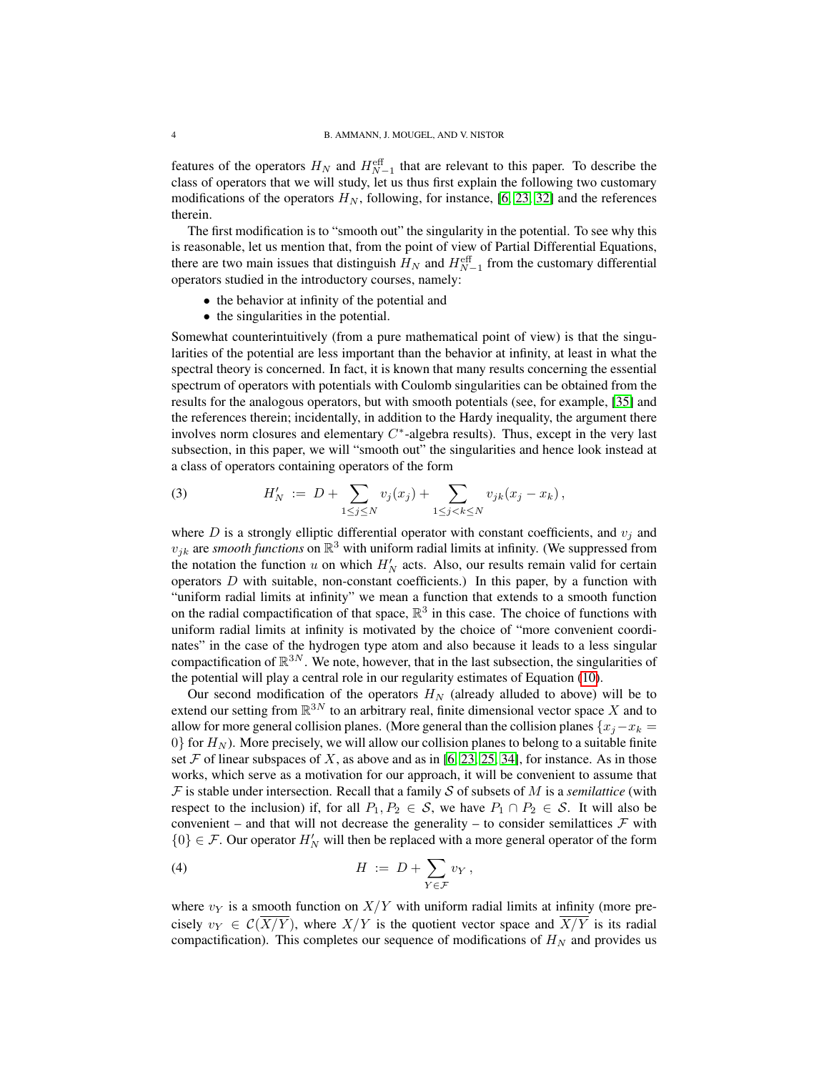features of the operators $H_N$ and $H_{N-1}^{\text{eff}}$ that are relevant to this paper. To describe the class of operators that we will study, let us thus first explain the following two customary modifications of the operators $H_N$, following, for instance, [6, 23, 32] and the references therein.

The first modification is to "smooth out" the singularity in the potential. To see why this is reasonable, let us mention that, from the point of view of Partial Differential Equations, there are two main issues that distinguish $H_N$ and $H_{N-1}^{\text{eff}}$ from the customary differential operators studied in the introductory courses, namely:

- the behavior at infinity of the potential and
- the singularities in the potential.

Somewhat counterintuitively (from a pure mathematical point of view) is that the singularities of the potential are less important than the behavior at infinity, at least in what the spectral theory is concerned. In fact, it is known that many results concerning the essential spectrum of operators with potentials with Coulomb singularities can be obtained from the results for the analogous operators, but with smooth potentials (see, for example, [35] and the references therein; incidentally, in addition to the Hardy inequality, the argument there involves norm closures and elementary $C^*$-algebra results). Thus, except in the very last subsection, in this paper, we will "smooth out" the singularities and hence look instead at a class of operators containing operators of the form

$$H'_N \;:=\; D + \sum_{1\le j\le N} v_j(x_j) + \sum_{1\le j<k\le N} v_{jk}(x_j - x_k)\,, \tag{3}$$

where $D$ is a strongly elliptic differential operator with constant coefficients, and $v_j$ and $v_{jk}$ are *smooth functions* on $\mathbb{R}^3$ with uniform radial limits at infinity. (We suppressed from the notation the function $u$ on which $H'_N$ acts. Also, our results remain valid for certain operators $D$ with suitable, non-constant coefficients.) In this paper, by a function with "uniform radial limits at infinity" we mean a function that extends to a smooth function on the radial compactification of that space, $\mathbb{R}^3$ in this case. The choice of functions with uniform radial limits at infinity is motivated by the choice of "more convenient coordinates" in the case of the hydrogen type atom and also because it leads to a less singular compactification of $\mathbb{R}^{3N}$. We note, however, that in the last subsection, the singularities of the potential will play a central role in our regularity estimates of Equation (10).

Our second modification of the operators $H_N$ (already alluded to above) will be to extend our setting from $\mathbb{R}^{3N}$ to an arbitrary real, finite dimensional vector space $X$ and to allow for more general collision planes. (More general than the collision planes $\{x_j - x_k = 0\}$ for $H_N$). More precisely, we will allow our collision planes to belong to a suitable finite set $\mathcal{F}$ of linear subspaces of $X$, as above and as in [6, 23, 25, 34], for instance. As in those works, which serve as a motivation for our approach, it will be convenient to assume that $\mathcal{F}$ is stable under intersection. Recall that a family $\mathcal{S}$ of subsets of $M$ is a *semilattice* (with respect to the inclusion) if, for all $P_1, P_2 \in \mathcal{S}$, we have $P_1 \cap P_2 \in \mathcal{S}$. It will also be convenient – and that will not decrease the generality – to consider semilattices $\mathcal{F}$ with $\{0\} \in \mathcal{F}$. Our operator $H'_N$ will then be replaced with a more general operator of the form

$$H \;:=\; D + \sum_{Y\in\mathcal{F}} v_Y\,, \tag{4}$$

where $v_Y$ is a smooth function on $X/Y$ with uniform radial limits at infinity (more precisely $v_Y \in \mathcal{C}(\overline{X/Y})$, where $X/Y$ is the quotient vector space and $\overline{X/Y}$ is its radial compactification). This completes our sequence of modifications of $H_N$ and provides us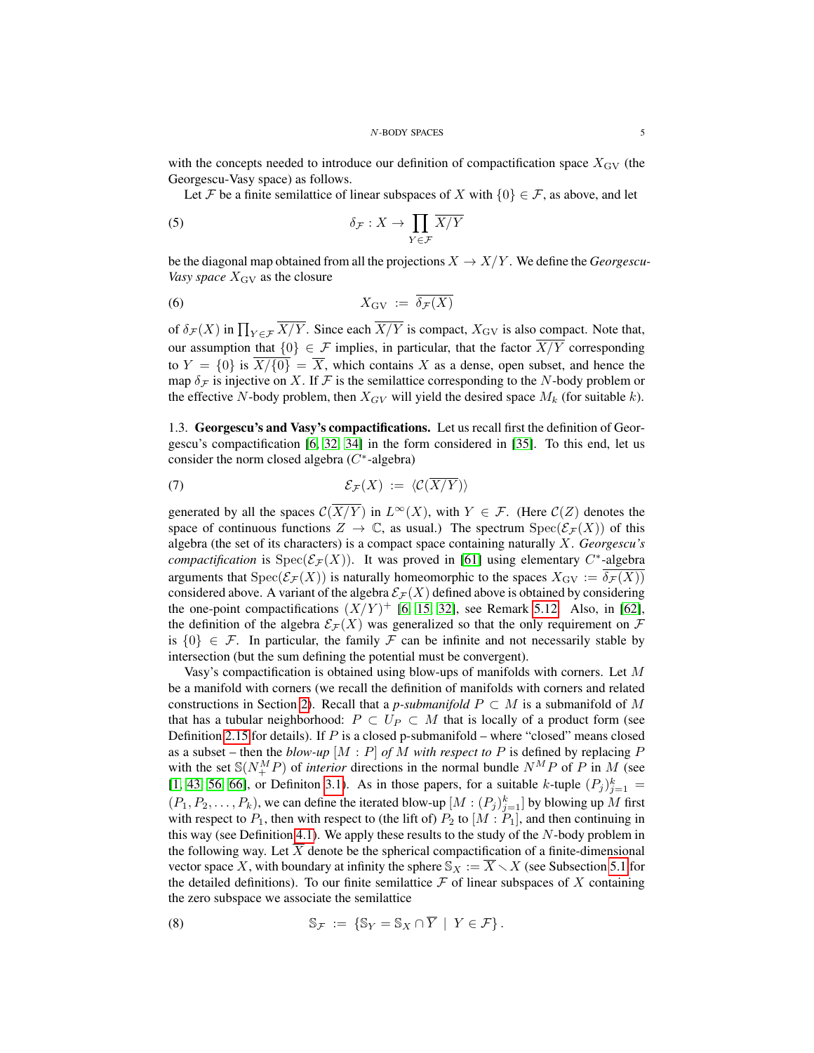with the concepts needed to introduce our definition of compactification space $X_{\rm GV}$ (the Georgescu-Vasy space) as follows.

Let $\mathcal{F}$ be a finite semilattice of linear subspaces of $X$ with $\{0\} \in \mathcal{F}$, as above, and let

$$\delta_{\mathcal{F}} : X \to \prod_{Y \in \mathcal{F}} \overline{X/Y} \tag{5}$$

be the diagonal map obtained from all the projections $X \to X/Y$. We define the *Georgescu-Vasy space* $X_{\rm GV}$ as the closure

$$X_{\rm GV} \ := \ \overline{\delta_{\mathcal{F}}(X)} \tag{6}$$

of $\delta_{\mathcal{F}}(X)$ in $\prod_{Y \in \mathcal{F}} \overline{X/Y}$. Since each $\overline{X/Y}$ is compact, $X_{\rm GV}$ is also compact. Note that, our assumption that $\{0\} \in \mathcal{F}$ implies, in particular, that the factor $\overline{X/Y}$ corresponding to $Y = \{0\}$ is $\overline{X/\{0\}} = \overline{X}$, which contains $X$ as a dense, open subset, and hence the map $\delta_{\mathcal{F}}$ is injective on $X$. If $\mathcal{F}$ is the semilattice corresponding to the $N$-body problem or the effective $N$-body problem, then $X_{GV}$ will yield the desired space $M_k$ (for suitable $k$).

1.3. **Georgescu's and Vasy's compactifications.** Let us recall first the definition of Georgescu's compactification [6, 32, 34] in the form considered in [35]. To this end, let us consider the norm closed algebra ($C^*$-algebra)

$$\mathcal{E}_{\mathcal{F}}(X) \ := \ \langle \mathcal{C}(\overline{X/Y}) \rangle \tag{7}$$

generated by all the spaces $\mathcal{C}(\overline{X/Y})$ in $L^\infty(X)$, with $Y \in \mathcal{F}$. (Here $\mathcal{C}(Z)$ denotes the space of continuous functions $Z \to \mathbb{C}$, as usual.) The spectrum $\operatorname{Spec}(\mathcal{E}_{\mathcal{F}}(X))$ of this algebra (the set of its characters) is a compact space containing naturally $X$. *Georgescu's compactification* is $\operatorname{Spec}(\mathcal{E}_{\mathcal{F}}(X))$. It was proved in [61] using elementary $C^*$-algebra arguments that $\operatorname{Spec}(\mathcal{E}_{\mathcal{F}}(X))$ is naturally homeomorphic to the spaces $X_{\rm GV} := \overline{\delta_{\mathcal{F}}(X))}$ considered above. A variant of the algebra $\mathcal{E}_{\mathcal{F}}(X)$ defined above is obtained by considering the one-point compactifications $(X/Y)^+$ [6, 15, 32], see Remark 5.12. Also, in [62], the definition of the algebra $\mathcal{E}_{\mathcal{F}}(X)$ was generalized so that the only requirement on $\mathcal{F}$ is $\{0\} \in \mathcal{F}$. In particular, the family $\mathcal{F}$ can be infinite and not necessarily stable by intersection (but the sum defining the potential must be convergent).

Vasy's compactification is obtained using blow-ups of manifolds with corners. Let $M$ be a manifold with corners (we recall the definition of manifolds with corners and related constructions in Section 2). Recall that a *p-submanifold* $P \subset M$ is a submanifold of $M$ that has a tubular neighborhood: $P \subset U_P \subset M$ that is locally of a product form (see Definition 2.15 for details). If $P$ is a closed p-submanifold – where "closed" means closed as a subset – then the *blow-up* $[M : P]$ *of* $M$ *with respect to* $P$ is defined by replacing $P$ with the set $\mathbb{S}(N_+^M P)$ of *interior* directions in the normal bundle $N^M P$ of $P$ in $M$ (see [1, 43, 56, 66], or Definiton 3.1). As in those papers, for a suitable $k$-tuple $(P_j)_{j=1}^k = (P_1, P_2, \ldots, P_k)$, we can define the iterated blow-up $[M : (P_j)_{j=1}^k]$ by blowing up $M$ first with respect to $P_1$, then with respect to (the lift of) $P_2$ to $[M : P_1]$, and then continuing in this way (see Definition 4.1). We apply these results to the study of the $N$-body problem in the following way. Let $\overline{X}$ denote be the spherical compactification of a finite-dimensional vector space $X$, with boundary at infinity the sphere $\mathbb{S}_X := \overline{X} \smallsetminus X$ (see Subsection 5.1 for the detailed definitions). To our finite semilattice $\mathcal{F}$ of linear subspaces of $X$ containing the zero subspace we associate the semilattice

$$\mathbb{S}_{\mathcal{F}} \ := \ \{ \mathbb{S}_Y = \mathbb{S}_X \cap \overline{Y} \ | \ Y \in \mathcal{F} \} \,. \tag{8}$$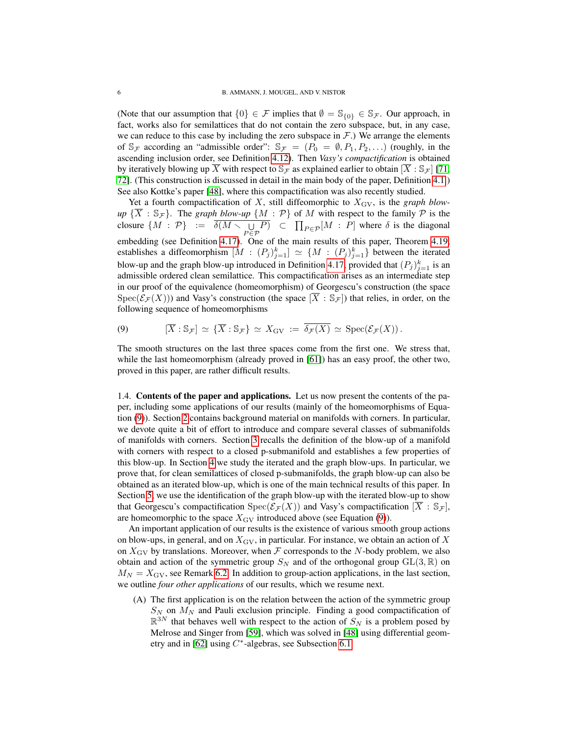(Note that our assumption that $\{0\} \in \mathcal{F}$ implies that $\emptyset = \mathbb{S}_{\{0\}} \in \mathbb{S}_{\mathcal{F}}$. Our approach, in fact, works also for semilattices that do not contain the zero subspace, but, in any case, we can reduce to this case by including the zero subspace in $\mathcal{F}$.) We arrange the elements of $\mathbb{S}_{\mathcal{F}}$ according an "admissible order": $\mathbb{S}_{\mathcal{F}} = (P_0 = \emptyset, P_1, P_2, \dots)$ (roughly, in the ascending inclusion order, see Definition 4.12). Then *Vasy's compactification* is obtained by iteratively blowing up $\overline{X}$ with respect to $\mathbb{S}_{\mathcal{F}}$ as explained earlier to obtain $[\overline{X} : \mathbb{S}_{\mathcal{F}}]$ [71, 72]. (This construction is discussed in detail in the main body of the paper, Definition 4.1.) See also Kottke's paper [48], where this compactification was also recently studied.

Yet a fourth compactification of $X$, still diffeomorphic to $X_{\mathrm{GV}}$, is the *graph blow-up* $\{\overline{X} : \mathbb{S}_{\mathcal{F}}\}$. The *graph blow-up* $\{M : \mathcal{P}\}$ of $M$ with respect to the family $\mathcal{P}$ is the closure $\{M : \mathcal{P}\} := \overline{\delta(M \smallsetminus \bigcup_{P \in \mathcal{P}} P)} \subset \prod_{P \in \mathcal{P}} [M : P]$ where $\delta$ is the diagonal embedding (see Definition 4.17). One of the main results of this paper, Theorem 4.19, establishes a diffeomorphism $[M : (P_j)_{j=1}^k] \simeq \{M : (P_j)_{j=1}^k\}$ between the iterated blow-up and the graph blow-up introduced in Definition 4.17, provided that $(P_j)_{j=1}^k$ is an admissible ordered clean semilattice. This compactification arises as an intermediate step in our proof of the equivalence (homeomorphism) of Georgescu's construction (the space $\mathrm{Spec}(\mathcal{E}_{\mathcal{F}}(X))$) and Vasy's construction (the space $[\overline{X} : \mathbb{S}_{\mathcal{F}}]$) that relies, in order, on the following sequence of homeomorphisms

$$
[\overline{X} : \mathbb{S}_{\mathcal{F}}] \simeq \{\overline{X} : \mathbb{S}_{\mathcal{F}}\} \simeq X_{\mathrm{GV}} := \overline{\delta_{\mathcal{F}}(X)} \simeq \mathrm{Spec}(\mathcal{E}_{\mathcal{F}}(X)) \,. \tag{9}
$$

The smooth structures on the last three spaces come from the first one. We stress that, while the last homeomorphism (already proved in [61]) has an easy proof, the other two, proved in this paper, are rather difficult results.

1.4. **Contents of the paper and applications.** Let us now present the contents of the paper, including some applications of our results (mainly of the homeomorphisms of Equation (9)). Section 2 contains background material on manifolds with corners. In particular, we devote quite a bit of effort to introduce and compare several classes of submanifolds of manifolds with corners. Section 3 recalls the definition of the blow-up of a manifold with corners with respect to a closed p-submanifold and establishes a few properties of this blow-up. In Section 4 we study the iterated and the graph blow-ups. In particular, we prove that, for clean semilattices of closed p-submanifolds, the graph blow-up can also be obtained as an iterated blow-up, which is one of the main technical results of this paper. In Section 5, we use the identification of the graph blow-up with the iterated blow-up to show that Georgescu's compactification $\mathrm{Spec}(\mathcal{E}_{\mathcal{F}}(X))$ and Vasy's compactification $[\overline{X} : \mathbb{S}_{\mathcal{F}}]$, are homeomorphic to the space $X_{\mathrm{GV}}$ introduced above (see Equation (9)).

An important application of our results is the existence of various smooth group actions on blow-ups, in general, and on $X_{\mathrm{GV}}$, in particular. For instance, we obtain an action of $X$ on $X_{\mathrm{GV}}$ by translations. Moreover, when $\mathcal{F}$ corresponds to the $N$-body problem, we also obtain and action of the symmetric group $S_N$ and of the orthogonal group $\mathrm{GL}(3,\mathbb{R})$ on $M_N = X_{\mathrm{GV}}$, see Remark 6.2. In addition to group-action applications, in the last section, we outline *four other applications* of our results, which we resume next.

(A) The first application is on the relation between the action of the symmetric group $S_N$ on $M_N$ and Pauli exclusion principle. Finding a good compactification of $\mathbb{R}^{3N}$ that behaves well with respect to the action of $S_N$ is a problem posed by Melrose and Singer from [59], which was solved in [48] using differential geometry and in [62] using $C^*$-algebras, see Subsection 6.1.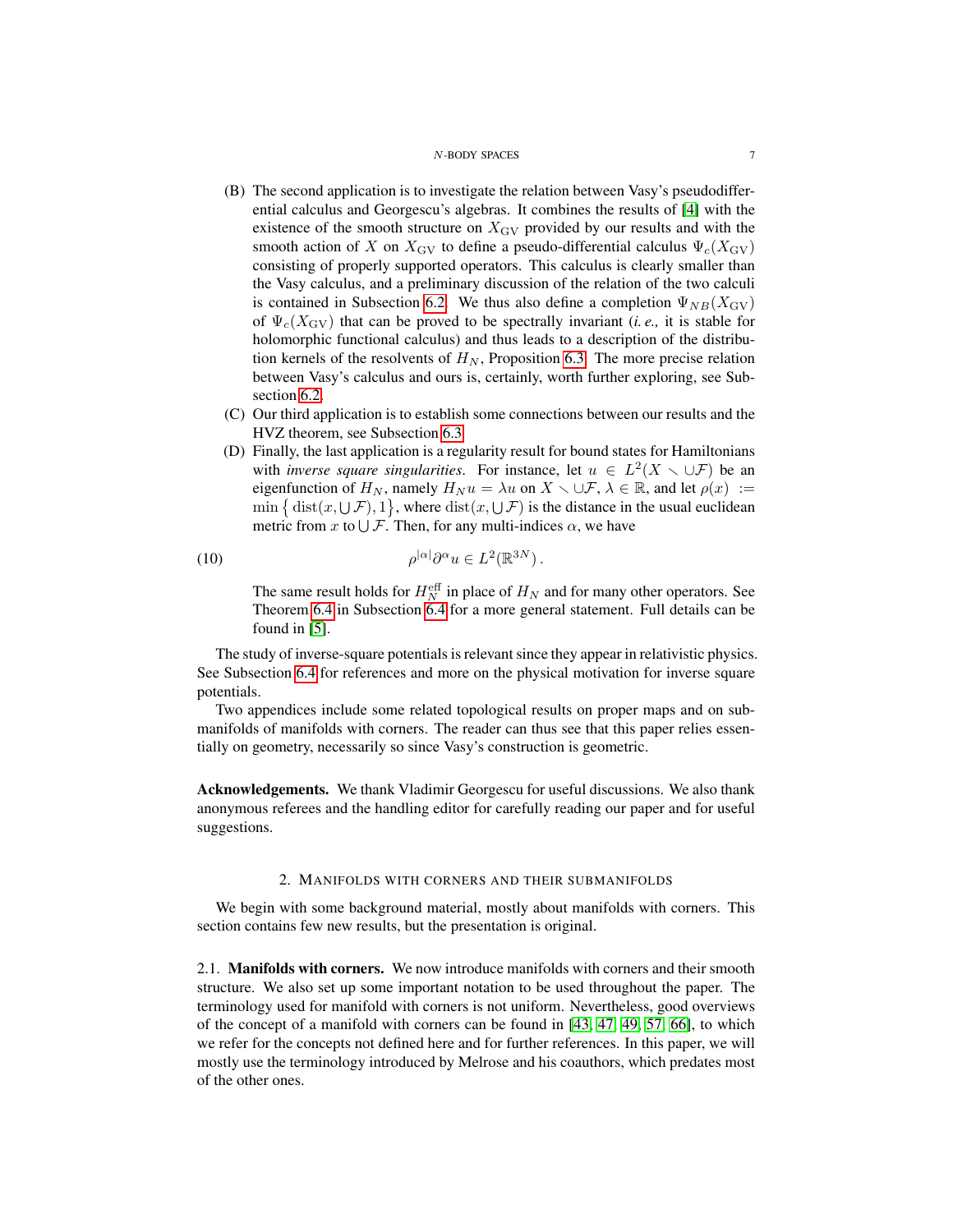(B) The second application is to investigate the relation between Vasy's pseudodifferential calculus and Georgescu's algebras. It combines the results of [4] with the existence of the smooth structure on $X_{\rm GV}$ provided by our results and with the smooth action of $X$ on $X_{\rm GV}$ to define a pseudo-differential calculus $\Psi_c(X_{\rm GV})$ consisting of properly supported operators. This calculus is clearly smaller than the Vasy calculus, and a preliminary discussion of the relation of the two calculi is contained in Subsection 6.2. We thus also define a completion $\Psi_{NB}(X_{\rm GV})$ of $\Psi_c(X_{\rm GV})$ that can be proved to be spectrally invariant (*i. e.,* it is stable for holomorphic functional calculus) and thus leads to a description of the distribution kernels of the resolvents of $H_N$, Proposition 6.3. The more precise relation between Vasy's calculus and ours is, certainly, worth further exploring, see Subsection 6.2.

(C) Our third application is to establish some connections between our results and the HVZ theorem, see Subsection 6.3.

(D) Finally, the last application is a regularity result for bound states for Hamiltonians with *inverse square singularities*. For instance, let $u \in L^2(X \smallsetminus \cup\mathcal{F})$ be an eigenfunction of $H_N$, namely $H_N u = \lambda u$ on $X \smallsetminus \cup\mathcal{F}$, $\lambda \in \mathbb{R}$, and let $\rho(x) := \min\big\{ \operatorname{dist}(x, \bigcup\mathcal{F}), 1\big\}$, where $\operatorname{dist}(x, \bigcup\mathcal{F})$ is the distance in the usual euclidean metric from $x$ to $\bigcup\mathcal{F}$. Then, for any multi-indices $\alpha$, we have

$$\rho^{|\alpha|}\partial^\alpha u \in L^2(\mathbb{R}^{3N})\,. \tag{10}$$

The same result holds for $H_N^{\rm eff}$ in place of $H_N$ and for many other operators. See Theorem 6.4 in Subsection 6.4 for a more general statement. Full details can be found in [5].

The study of inverse-square potentials is relevant since they appear in relativistic physics. See Subsection 6.4 for references and more on the physical motivation for inverse square potentials.

Two appendices include some related topological results on proper maps and on submanifolds of manifolds with corners. The reader can thus see that this paper relies essentially on geometry, necessarily so since Vasy's construction is geometric.

**Acknowledgements.** We thank Vladimir Georgescu for useful discussions. We also thank anonymous referees and the handling editor for carefully reading our paper and for useful suggestions.

## 2. Manifolds with corners and their submanifolds

We begin with some background material, mostly about manifolds with corners. This section contains few new results, but the presentation is original.

### 2.1. Manifolds with corners.

We now introduce manifolds with corners and their smooth structure. We also set up some important notation to be used throughout the paper. The terminology used for manifold with corners is not uniform. Nevertheless, good overviews of the concept of a manifold with corners can be found in [43, 47, 49, 57, 66], to which we refer for the concepts not defined here and for further references. In this paper, we will mostly use the terminology introduced by Melrose and his coauthors, which predates most of the other ones.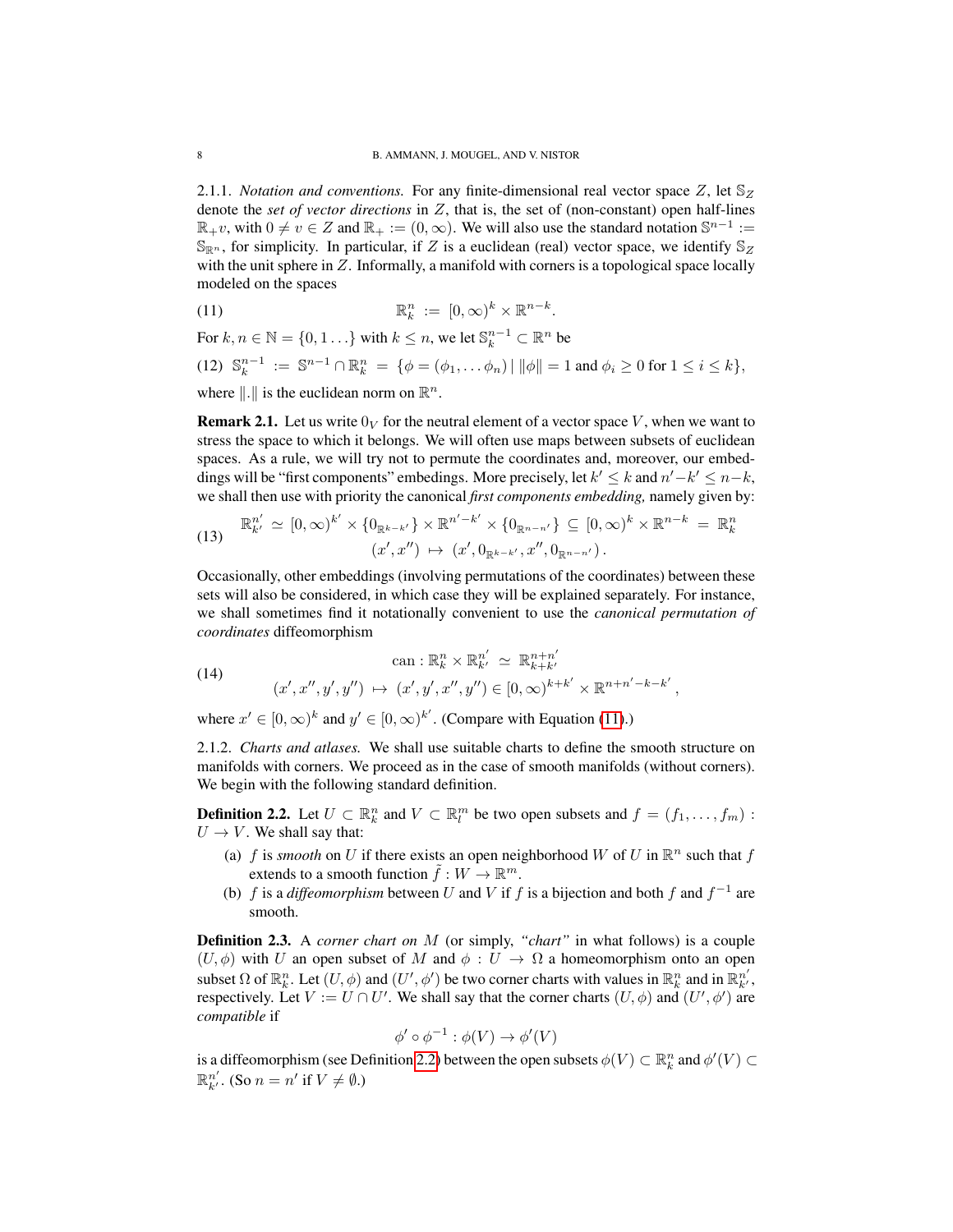2.1.1. *Notation and conventions.* For any finite-dimensional real vector space $Z$, let $\mathbb{S}_Z$ denote the *set of vector directions* in $Z$, that is, the set of (non-constant) open half-lines $\mathbb{R}_+ v$, with $0 \neq v \in Z$ and $\mathbb{R}_+ := (0, \infty)$. We will also use the standard notation $\mathbb{S}^{n-1} := \mathbb{S}_{\mathbb{R}^n}$, for simplicity. In particular, if $Z$ is a euclidean (real) vector space, we identify $\mathbb{S}_Z$ with the unit sphere in $Z$. Informally, a manifold with corners is a topological space locally modeled on the spaces

$$\mathbb{R}^n_k := [0, \infty)^k \times \mathbb{R}^{n-k}. \tag{11}$$

For $k, n \in \mathbb{N} = \{0, 1 \ldots\}$ with $k \leq n$, we let $\mathbb{S}^{n-1}_k \subset \mathbb{R}^n$ be

$$\mathbb{S}^{n-1}_k := \mathbb{S}^{n-1} \cap \mathbb{R}^n_k = \{\phi = (\phi_1, \ldots \phi_n) \,|\, \|\phi\| = 1 \text{ and } \phi_i \geq 0 \text{ for } 1 \leq i \leq k\}, \tag{12}$$

where $\|.\|$ is the euclidean norm on $\mathbb{R}^n$.

**Remark 2.1.** Let us write $0_V$ for the neutral element of a vector space $V$, when we want to stress the space to which it belongs. We will often use maps between subsets of euclidean spaces. As a rule, we will try not to permute the coordinates and, moreover, our embeddings will be "first components" embedings. More precisely, let $k' \leq k$ and $n' - k' \leq n - k$, we shall then use with priority the canonical *first components embedding,* namely given by:

$$\begin{gathered} \mathbb{R}^{n'}_{k'} \simeq [0, \infty)^{k'} \times \{0_{\mathbb{R}^{k-k'}}\} \times \mathbb{R}^{n'-k'} \times \{0_{\mathbb{R}^{n-n'}}\} \subseteq [0, \infty)^k \times \mathbb{R}^{n-k} = \mathbb{R}^n_k \\ (x', x'') \mapsto (x', 0_{\mathbb{R}^{k-k'}}, x'', 0_{\mathbb{R}^{n-n'}}) \,. \end{gathered} \tag{13}$$

Occasionally, other embeddings (involving permutations of the coordinates) between these sets will also be considered, in which case they will be explained separately. For instance, we shall sometimes find it notationally convenient to use the *canonical permutation of coordinates* diffeomorphism

$$\begin{gathered} \text{can} : \mathbb{R}^n_k \times \mathbb{R}^{n'}_{k'} \simeq \mathbb{R}^{n+n'}_{k+k'} \\ (x', x'', y', y'') \mapsto (x', y', x'', y'') \in [0, \infty)^{k+k'} \times \mathbb{R}^{n+n'-k-k'} \,, \end{gathered} \tag{14}$$

where $x' \in [0, \infty)^k$ and $y' \in [0, \infty)^{k'}$. (Compare with Equation (11).)

2.1.2. *Charts and atlases.* We shall use suitable charts to define the smooth structure on manifolds with corners. We proceed as in the case of smooth manifolds (without corners). We begin with the following standard definition.

**Definition 2.2.** Let $U \subset \mathbb{R}^n_k$ and $V \subset \mathbb{R}^m_l$ be two open subsets and $f = (f_1, \ldots, f_m) : U \to V$. We shall say that:

(a) $f$ is *smooth* on $U$ if there exists an open neighborhood $W$ of $U$ in $\mathbb{R}^n$ such that $f$ extends to a smooth function $\tilde{f} : W \to \mathbb{R}^m$.

(b) $f$ is a *diffeomorphism* between $U$ and $V$ if $f$ is a bijection and both $f$ and $f^{-1}$ are smooth.

**Definition 2.3.** A *corner chart on $M$* (or simply, *"chart"* in what follows) is a couple $(U, \phi)$ with $U$ an open subset of $M$ and $\phi : U \to \Omega$ a homeomorphism onto an open subset $\Omega$ of $\mathbb{R}^n_k$. Let $(U, \phi)$ and $(U', \phi')$ be two corner charts with values in $\mathbb{R}^n_k$ and in $\mathbb{R}^{n'}_{k'}$, respectively. Let $V := U \cap U'$. We shall say that the corner charts $(U, \phi)$ and $(U', \phi')$ are *compatible* if

$$\phi' \circ \phi^{-1} : \phi(V) \to \phi'(V)$$

is a diffeomorphism (see Definition 2.2) between the open subsets $\phi(V) \subset \mathbb{R}^n_k$ and $\phi'(V) \subset \mathbb{R}^{n'}_{k'}$. (So $n = n'$ if $V \neq \emptyset$.)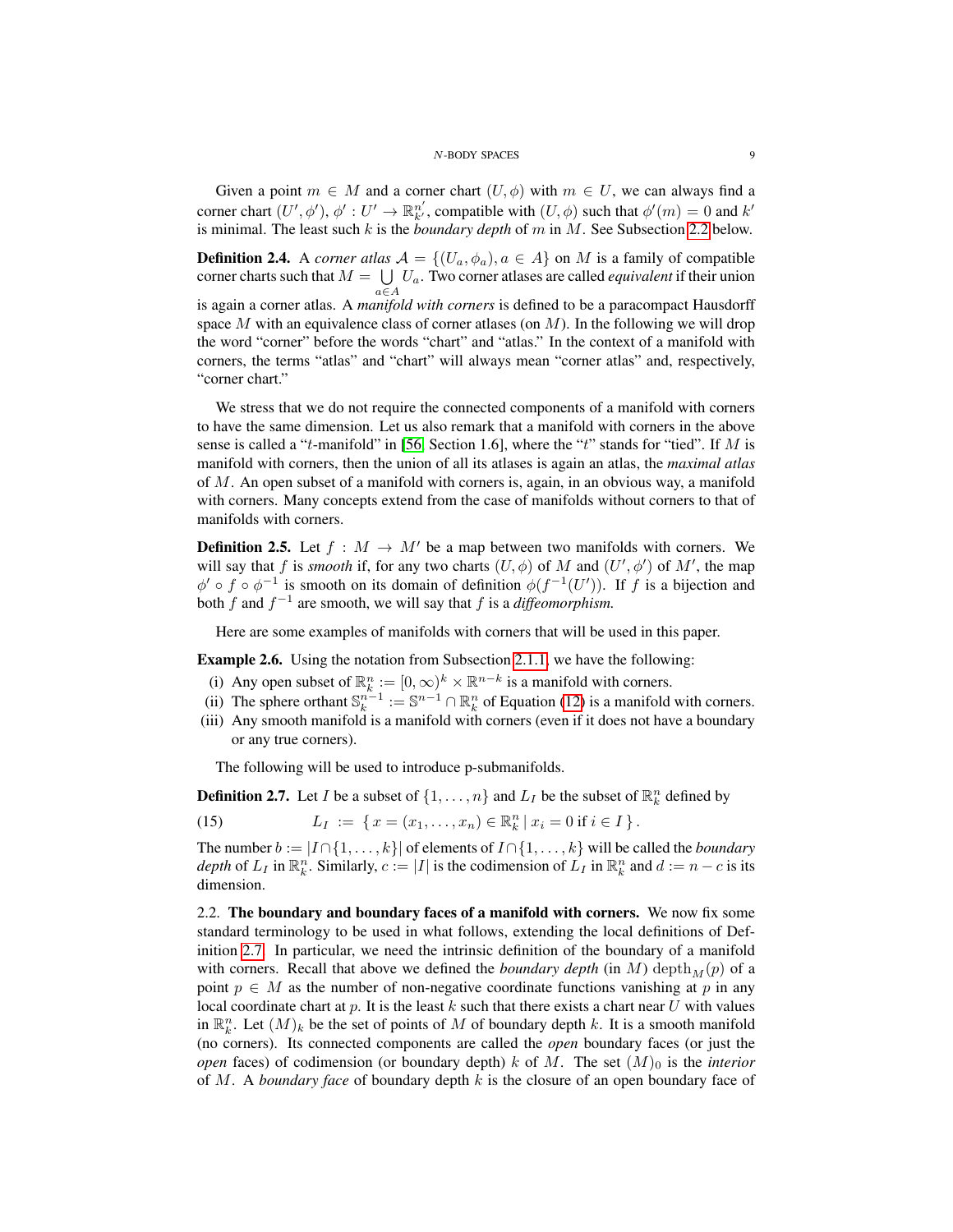Given a point $m \in M$ and a corner chart $(U, \phi)$ with $m \in U$, we can always find a corner chart $(U', \phi')$, $\phi' : U' \to \mathbb{R}^{n'}_{k'}$, compatible with $(U, \phi)$ such that $\phi'(m) = 0$ and $k'$ is minimal. The least such $k$ is the *boundary depth* of $m$ in $M$. See Subsection 2.2 below.

**Definition 2.4.** A *corner atlas* $\mathcal{A} = \{(U_a, \phi_a), a \in A\}$ on $M$ is a family of compatible corner charts such that $M = \bigcup_{a \in A} U_a$. Two corner atlases are called *equivalent* if their union is again a corner atlas. A *manifold with corners* is defined to be a paracompact Hausdorff space $M$ with an equivalence class of corner atlases (on $M$). In the following we will drop the word "corner" before the words "chart" and "atlas." In the context of a manifold with corners, the terms "atlas" and "chart" will always mean "corner atlas" and, respectively, "corner chart."

We stress that we do not require the connected components of a manifold with corners to have the same dimension. Let us also remark that a manifold with corners in the above sense is called a "$t$-manifold" in [56, Section 1.6], where the "$t$" stands for "tied". If $M$ is manifold with corners, then the union of all its atlases is again an atlas, the *maximal atlas* of $M$. An open subset of a manifold with corners is, again, in an obvious way, a manifold with corners. Many concepts extend from the case of manifolds without corners to that of manifolds with corners.

**Definition 2.5.** Let $f : M \to M'$ be a map between two manifolds with corners. We will say that $f$ is *smooth* if, for any two charts $(U, \phi)$ of $M$ and $(U', \phi')$ of $M'$, the map $\phi' \circ f \circ \phi^{-1}$ is smooth on its domain of definition $\phi(f^{-1}(U'))$. If $f$ is a bijection and both $f$ and $f^{-1}$ are smooth, we will say that $f$ is a *diffeomorphism.*

Here are some examples of manifolds with corners that will be used in this paper.

**Example 2.6.** Using the notation from Subsection 2.1.1, we have the following:

(i) Any open subset of $\mathbb{R}^n_k := [0, \infty)^k \times \mathbb{R}^{n-k}$ is a manifold with corners.
(ii) The sphere orthant $\mathbb{S}^{n-1}_k := \mathbb{S}^{n-1} \cap \mathbb{R}^n_k$ of Equation (12) is a manifold with corners.
(iii) Any smooth manifold is a manifold with corners (even if it does not have a boundary or any true corners).

The following will be used to introduce p-submanifolds.

**Definition 2.7.** Let $I$ be a subset of $\{1, \ldots, n\}$ and $L_I$ be the subset of $\mathbb{R}^n_k$ defined by

$$L_I := \{ x = (x_1, \ldots, x_n) \in \mathbb{R}^n_k \mid x_i = 0 \text{ if } i \in I \}. \tag{15}$$

The number $b := |I \cap \{1, \ldots, k\}|$ of elements of $I \cap \{1, \ldots, k\}$ will be called the *boundary depth* of $L_I$ in $\mathbb{R}^n_k$. Similarly, $c := |I|$ is the codimension of $L_I$ in $\mathbb{R}^n_k$ and $d := n - c$ is its dimension.

2.2. **The boundary and boundary faces of a manifold with corners.** We now fix some standard terminology to be used in what follows, extending the local definitions of Definition 2.7. In particular, we need the intrinsic definition of the boundary of a manifold with corners. Recall that above we defined the *boundary depth* (in $M$) $\operatorname{depth}_M(p)$ of a point $p \in M$ as the number of non-negative coordinate functions vanishing at $p$ in any local coordinate chart at $p$. It is the least $k$ such that there exists a chart near $U$ with values in $\mathbb{R}^n_k$. Let $(M)_k$ be the set of points of $M$ of boundary depth $k$. It is a smooth manifold (no corners). Its connected components are called the *open* boundary faces (or just the *open* faces) of codimension (or boundary depth) $k$ of $M$. The set $(M)_0$ is the *interior* of $M$. A *boundary face* of boundary depth $k$ is the closure of an open boundary face of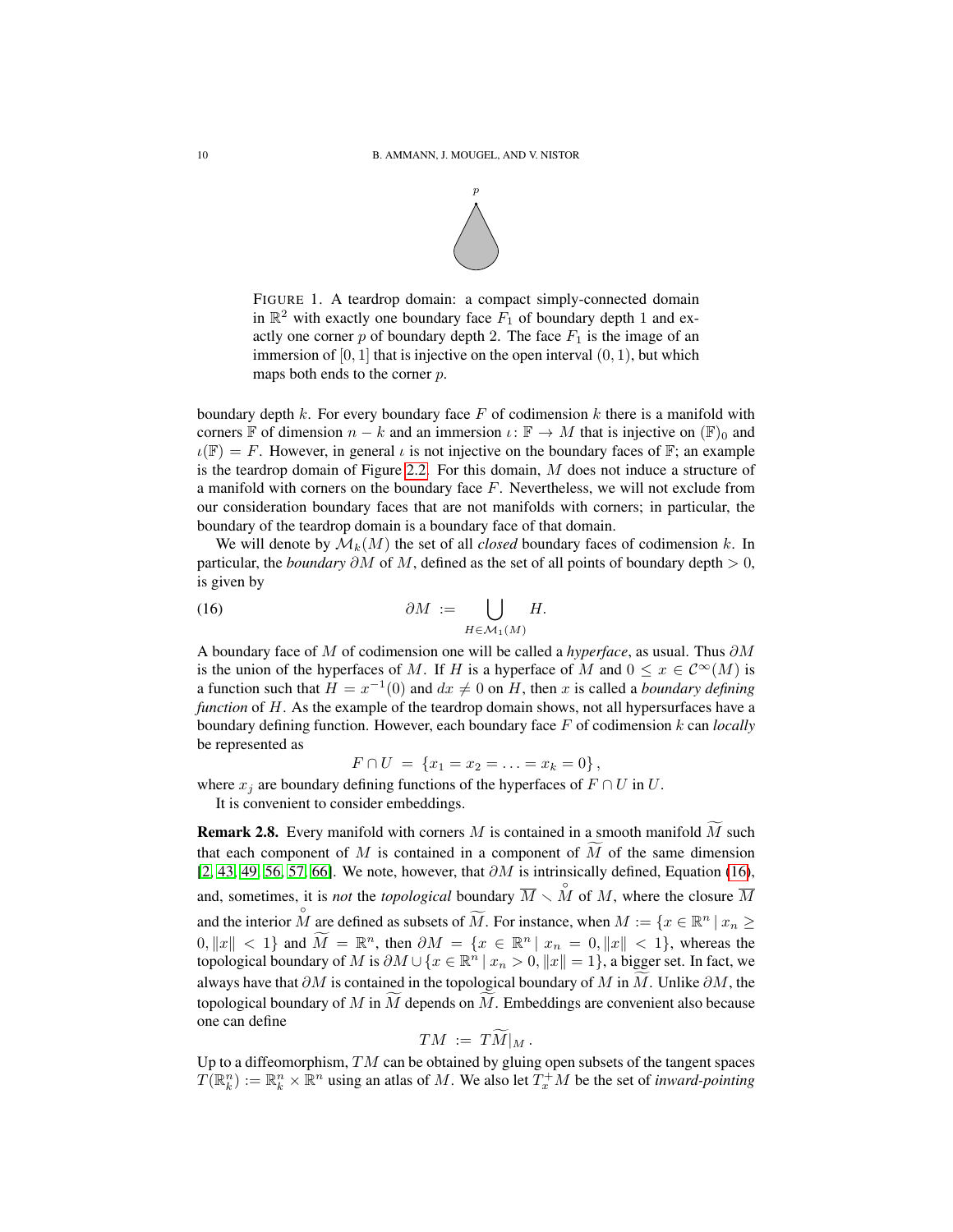FIGURE 1. A teardrop domain: a compact simply-connected domain in $\mathbb{R}^2$ with exactly one boundary face $F_1$ of boundary depth 1 and exactly one corner $p$ of boundary depth 2. The face $F_1$ is the image of an immersion of $[0,1]$ that is injective on the open interval $(0,1)$, but which maps both ends to the corner $p$.

boundary depth $k$. For every boundary face $F$ of codimension $k$ there is a manifold with corners $\mathbb{F}$ of dimension $n-k$ and an immersion $\iota\colon \mathbb{F} \to M$ that is injective on $(\mathbb{F})_0$ and $\iota(\mathbb{F}) = F$. However, in general $\iota$ is not injective on the boundary faces of $\mathbb{F}$; an example is the teardrop domain of Figure 2.2. For this domain, $M$ does not induce a structure of a manifold with corners on the boundary face $F$. Nevertheless, we will not exclude from our consideration boundary faces that are not manifolds with corners; in particular, the boundary of the teardrop domain is a boundary face of that domain.

We will denote by $\mathcal{M}_k(M)$ the set of all *closed* boundary faces of codimension $k$. In particular, the *boundary* $\partial M$ of $M$, defined as the set of all points of boundary depth $> 0$, is given by

$$\partial M \;:=\; \bigcup_{H \in \mathcal{M}_1(M)} H. \tag{16}$$

A boundary face of $M$ of codimension one will be called a *hyperface*, as usual. Thus $\partial M$ is the union of the hyperfaces of $M$. If $H$ is a hyperface of $M$ and $0 \leq x \in \mathcal{C}^\infty(M)$ is a function such that $H = x^{-1}(0)$ and $dx \neq 0$ on $H$, then $x$ is called a *boundary defining function* of $H$. As the example of the teardrop domain shows, not all hypersurfaces have a boundary defining function. However, each boundary face $F$ of codimension $k$ can *locally* be represented as

$$F \cap U \;=\; \{x_1 = x_2 = \ldots = x_k = 0\}\,,$$

where $x_j$ are boundary defining functions of the hyperfaces of $F \cap U$ in $U$.

It is convenient to consider embeddings.

**Remark 2.8.** Every manifold with corners $M$ is contained in a smooth manifold $\widetilde{M}$ such that each component of $M$ is contained in a component of $\widetilde{M}$ of the same dimension [2, 43, 49, 56, 57, 66]. We note, however, that $\partial M$ is intrinsically defined, Equation (16), and, sometimes, it is *not* the *topological* boundary $\overline{M} \smallsetminus \mathring{M}$ of $M$, where the closure $\overline{M}$ and the interior $\mathring{M}$ are defined as subsets of $\widetilde{M}$. For instance, when $M := \{x \in \mathbb{R}^n \mid x_n \geq 0, \|x\| < 1\}$ and $\widetilde{M} = \mathbb{R}^n$, then $\partial M = \{x \in \mathbb{R}^n \mid x_n = 0, \|x\| < 1\}$, whereas the topological boundary of $M$ is $\partial M \cup \{x \in \mathbb{R}^n \mid x_n > 0, \|x\| = 1\}$, a bigger set. In fact, we always have that $\partial M$ is contained in the topological boundary of $M$ in $\widetilde{M}$. Unlike $\partial M$, the topological boundary of $M$ in $\widetilde{M}$ depends on $\widetilde{M}$. Embeddings are convenient also because one can define

$$TM \;:=\; T\widetilde{M}|_M\,.$$

Up to a diffeomorphism, $TM$ can be obtained by gluing open subsets of the tangent spaces $T(\mathbb{R}^n_k) := \mathbb{R}^n_k \times \mathbb{R}^n$ using an atlas of $M$. We also let $T^+_x M$ be the set of *inward-pointing*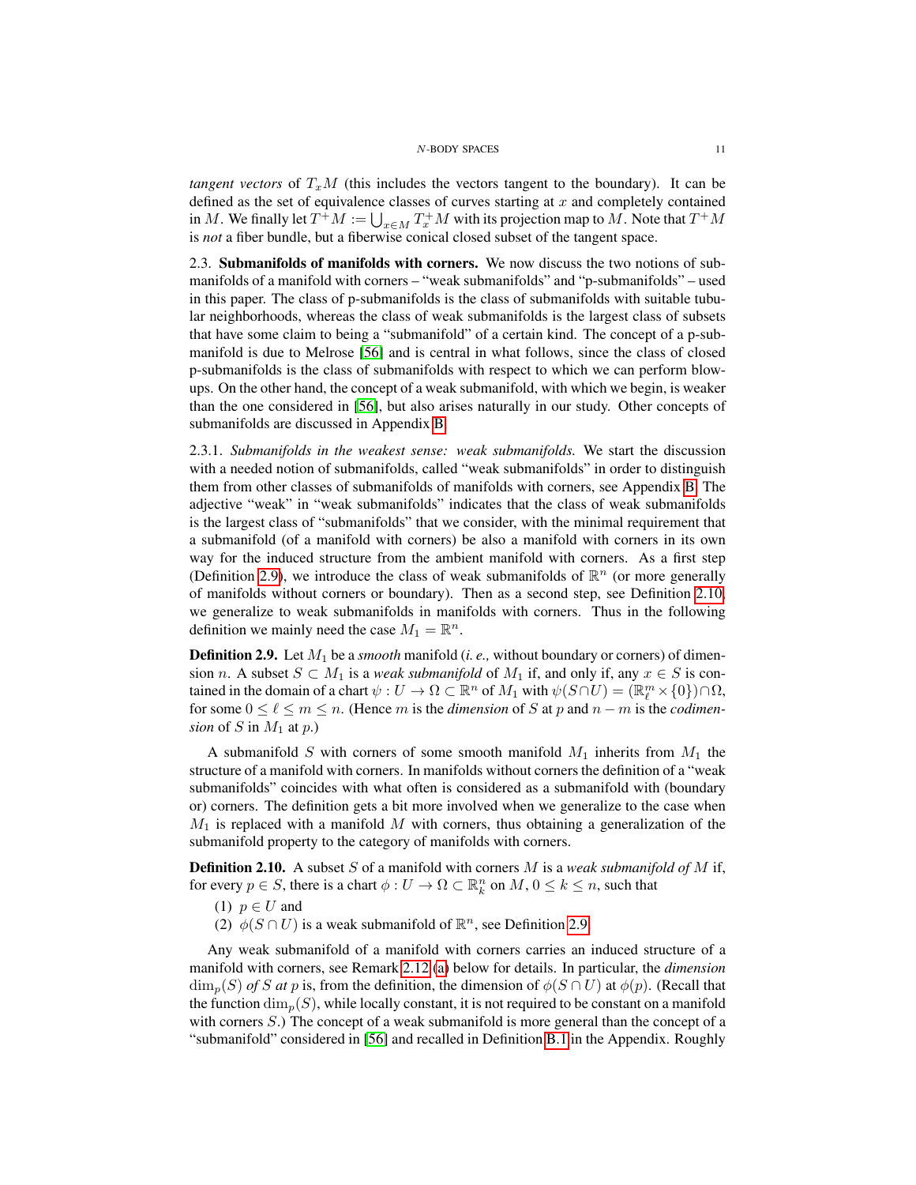*tangent vectors* of $T_xM$ (this includes the vectors tangent to the boundary). It can be defined as the set of equivalence classes of curves starting at $x$ and completely contained in $M$. We finally let $T^+M := \bigcup_{x\in M} T^+_x M$ with its projection map to $M$. Note that $T^+M$ is *not* a fiber bundle, but a fiberwise conical closed subset of the tangent space.

2.3. **Submanifolds of manifolds with corners.** We now discuss the two notions of submanifolds of a manifold with corners – "weak submanifolds" and "p-submanifolds" – used in this paper. The class of p-submanifolds is the class of submanifolds with suitable tubular neighborhoods, whereas the class of weak submanifolds is the largest class of subsets that have some claim to being a "submanifold" of a certain kind. The concept of a p-submanifold is due to Melrose [56] and is central in what follows, since the class of closed p-submanifolds is the class of submanifolds with respect to which we can perform blow-ups. On the other hand, the concept of a weak submanifold, with which we begin, is weaker than the one considered in [56], but also arises naturally in our study. Other concepts of submanifolds are discussed in Appendix B.

2.3.1. *Submanifolds in the weakest sense: weak submanifolds.* We start the discussion with a needed notion of submanifolds, called "weak submanifolds" in order to distinguish them from other classes of submanifolds of manifolds with corners, see Appendix B. The adjective "weak" in "weak submanifolds" indicates that the class of weak submanifolds is the largest class of "submanifolds" that we consider, with the minimal requirement that a submanifold (of a manifold with corners) be also a manifold with corners in its own way for the induced structure from the ambient manifold with corners. As a first step (Definition 2.9), we introduce the class of weak submanifolds of $\mathbb{R}^n$ (or more generally of manifolds without corners or boundary). Then as a second step, see Definition 2.10, we generalize to weak submanifolds in manifolds with corners. Thus in the following definition we mainly need the case $M_1 = \mathbb{R}^n$.

**Definition 2.9.** Let $M_1$ be a *smooth* manifold (*i. e.,* without boundary or corners) of dimension $n$. A subset $S \subset M_1$ is a *weak submanifold* of $M_1$ if, and only if, any $x \in S$ is contained in the domain of a chart $\psi : U \to \Omega \subset \mathbb{R}^n$ of $M_1$ with $\psi(S\cap U) = (\mathbb{R}^m_\ell \times \{0\})\cap\Omega$, for some $0 \le \ell \le m \le n$. (Hence $m$ is the *dimension* of $S$ at $p$ and $n-m$ is the *codimension* of $S$ in $M_1$ at $p$.)

A submanifold $S$ with corners of some smooth manifold $M_1$ inherits from $M_1$ the structure of a manifold with corners. In manifolds without corners the definition of a "weak submanifolds" coincides with what often is considered as a submanifold with (boundary or) corners. The definition gets a bit more involved when we generalize to the case when $M_1$ is replaced with a manifold $M$ with corners, thus obtaining a generalization of the submanifold property to the category of manifolds with corners.

**Definition 2.10.** A subset $S$ of a manifold with corners $M$ is a *weak submanifold of* $M$ if, for every $p \in S$, there is a chart $\phi : U \to \Omega \subset \mathbb{R}^n_k$ on $M$, $0 \le k \le n$, such that

(1) $p \in U$ and
(2) $\phi(S \cap U)$ is a weak submanifold of $\mathbb{R}^n$, see Definition 2.9.

Any weak submanifold of a manifold with corners carries an induced structure of a manifold with corners, see Remark 2.12 (a) below for details. In particular, the *dimension* $\dim_p(S)$ *of* $S$ *at* $p$ is, from the definition, the dimension of $\phi(S \cap U)$ at $\phi(p)$. (Recall that the function $\dim_p(S)$, while locally constant, it is not required to be constant on a manifold with corners $S$.) The concept of a weak submanifold is more general than the concept of a "submanifold" considered in [56] and recalled in Definition B.1 in the Appendix. Roughly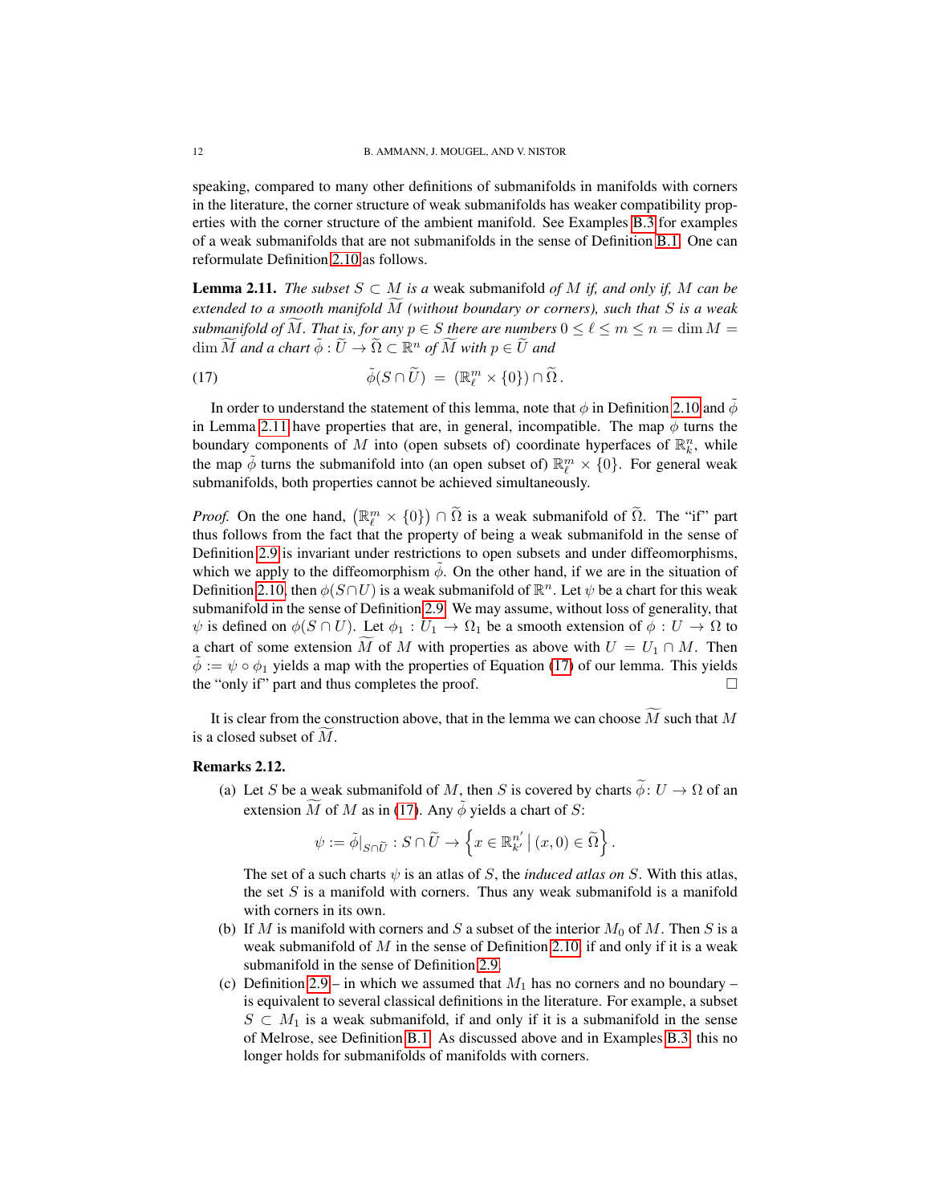speaking, compared to many other definitions of submanifolds in manifolds with corners in the literature, the corner structure of weak submanifolds has weaker compatibility properties with the corner structure of the ambient manifold. See Examples B.3 for examples of a weak submanifolds that are not submanifolds in the sense of Definition B.1. One can reformulate Definition 2.10 as follows.

**Lemma 2.11.** *The subset $S \subset M$ is a* weak submanifold *of $M$ if, and only if, $M$ can be extended to a smooth manifold $\widetilde{M}$ (without boundary or corners), such that $S$ is a weak submanifold of $\widetilde{M}$. That is, for any $p \in S$ there are numbers $0 \leq \ell \leq m \leq n = \dim M = \dim \widetilde{M}$ and a chart $\tilde{\phi} : \widetilde{U} \to \widetilde{\Omega} \subset \mathbb{R}^n$ of $\widetilde{M}$ with $p \in \widetilde{U}$ and*

$$\tilde{\phi}(S \cap \widetilde{U}) \;=\; (\mathbb{R}^m_\ell \times \{0\}) \cap \widetilde{\Omega}\,. \tag{17}$$

In order to understand the statement of this lemma, note that $\phi$ in Definition 2.10 and $\tilde{\phi}$ in Lemma 2.11 have properties that are, in general, incompatible. The map $\phi$ turns the boundary components of $M$ into (open subsets of) coordinate hyperfaces of $\mathbb{R}^n_k$, while the map $\tilde{\phi}$ turns the submanifold into (an open subset of) $\mathbb{R}^m_\ell \times \{0\}$. For general weak submanifolds, both properties cannot be achieved simultaneously.

*Proof.* On the one hand, $\big(\mathbb{R}^m_\ell \times \{0\}\big) \cap \widetilde{\Omega}$ is a weak submanifold of $\widetilde{\Omega}$. The "if" part thus follows from the fact that the property of being a weak submanifold in the sense of Definition 2.9 is invariant under restrictions to open subsets and under diffeomorphisms, which we apply to the diffeomorphism $\tilde{\phi}$. On the other hand, if we are in the situation of Definition 2.10, then $\phi(S \cap U)$ is a weak submanifold of $\mathbb{R}^n$. Let $\psi$ be a chart for this weak submanifold in the sense of Definition 2.9. We may assume, without loss of generality, that $\psi$ is defined on $\phi(S \cap U)$. Let $\phi_1 : U_1 \to \Omega_1$ be a smooth extension of $\phi : U \to \Omega$ to a chart of some extension $\widetilde{M}$ of $M$ with properties as above with $U = U_1 \cap M$. Then $\tilde{\phi} := \psi \circ \phi_1$ yields a map with the properties of Equation (17) of our lemma. This yields the "only if" part and thus completes the proof. $\square$

It is clear from the construction above, that in the lemma we can choose $\widetilde{M}$ such that $M$ is a closed subset of $\widetilde{M}$.

**Remarks 2.12.**

(a) Let $S$ be a weak submanifold of $M$, then $S$ is covered by charts $\widetilde{\phi}\colon U \to \Omega$ of an extension $\widetilde{M}$ of $M$ as in (17). Any $\tilde{\phi}$ yields a chart of $S$:

$$\psi := \tilde{\phi}|_{S \cap \widetilde{U}} : S \cap \widetilde{U} \to \left\{ x \in \mathbb{R}^{n'}_{k'} \,\middle|\, (x, 0) \in \widetilde{\Omega} \right\}.$$

The set of a such charts $\psi$ is an atlas of $S$, the *induced atlas on* $S$. With this atlas, the set $S$ is a manifold with corners. Thus any weak submanifold is a manifold with corners in its own.

(b) If $M$ is manifold with corners and $S$ a subset of the interior $M_0$ of $M$. Then $S$ is a weak submanifold of $M$ in the sense of Definition 2.10, if and only if it is a weak submanifold in the sense of Definition 2.9.

(c) Definition 2.9 – in which we assumed that $M_1$ has no corners and no boundary – is equivalent to several classical definitions in the literature. For example, a subset $S \subset M_1$ is a weak submanifold, if and only if it is a submanifold in the sense of Melrose, see Definition B.1. As discussed above and in Examples B.3, this no longer holds for submanifolds of manifolds with corners.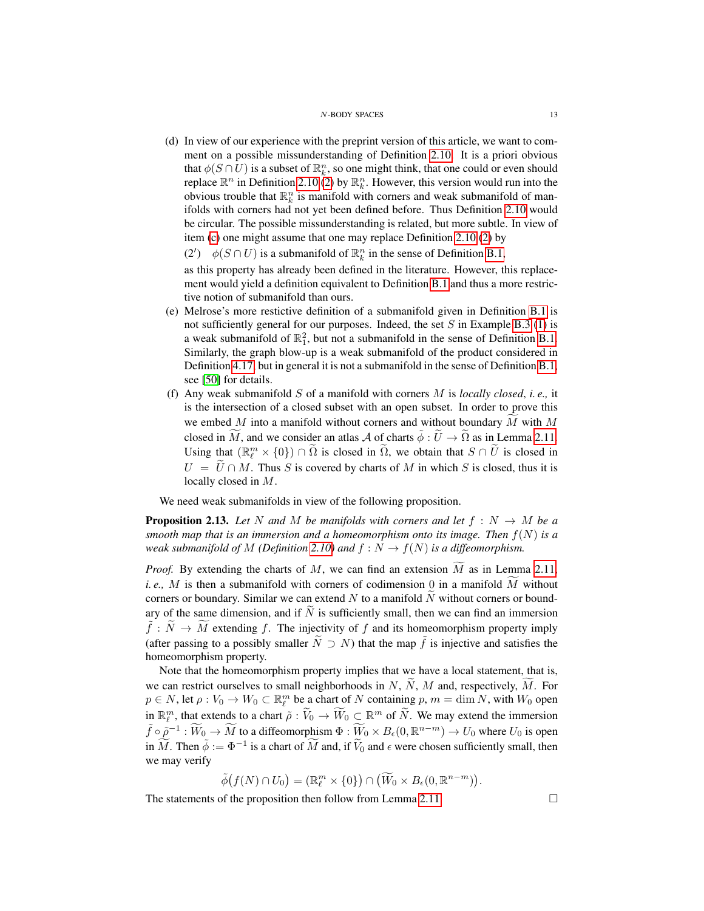(d) In view of our experience with the preprint version of this article, we want to comment on a possible missunderstanding of Definition 2.10. It is a priori obvious that $\phi(S \cap U)$ is a subset of $\mathbb{R}^n_k$, so one might think, that one could or even should replace $\mathbb{R}^n$ in Definition 2.10 (2) by $\mathbb{R}^n_k$. However, this version would run into the obvious trouble that $\mathbb{R}^n_k$ is manifold with corners and weak submanifold of manifolds with corners had not yet been defined before. Thus Definition 2.10 would be circular. The possible missunderstanding is related, but more subtle. In view of item (c) one might assume that one may replace Definition 2.10 (2) by

$(2')$ $\phi(S \cap U)$ is a submanifold of $\mathbb{R}^n_k$ in the sense of Definition B.1,

as this property has already been defined in the literature. However, this replacement would yield a definition equivalent to Definition B.1 and thus a more restrictive notion of submanifold than ours.

(e) Melrose's more restictive definition of a submanifold given in Definition B.1 is not sufficiently general for our purposes. Indeed, the set $S$ in Example B.3 (1) is a weak submanifold of $\mathbb{R}^2_1$, but not a submanifold in the sense of Definition B.1. Similarly, the graph blow-up is a weak submanifold of the product considered in Definition 4.17, but in general it is not a submanifold in the sense of Definition B.1, see [50] for details.

(f) Any weak submanifold $S$ of a manifold with corners $M$ is *locally closed*, *i. e.,* it is the intersection of a closed subset with an open subset. In order to prove this we embed $M$ into a manifold without corners and without boundary $\widetilde{M}$ with $M$ closed in $\widetilde{M}$, and we consider an atlas $\mathcal{A}$ of charts $\tilde{\phi} : \widetilde{U} \to \widetilde{\Omega}$ as in Lemma 2.11. Using that $(\mathbb{R}^m_\ell \times \{0\}) \cap \widetilde{\Omega}$ is closed in $\widetilde{\Omega}$, we obtain that $S \cap \widetilde{U}$ is closed in $U = \widetilde{U} \cap M$. Thus $S$ is covered by charts of $M$ in which $S$ is closed, thus it is locally closed in $M$.

We need weak submanifolds in view of the following proposition.

**Proposition 2.13.** *Let $N$ and $M$ be manifolds with corners and let $f : N \to M$ be a smooth map that is an immersion and a homeomorphism onto its image. Then $f(N)$ is a weak submanifold of $M$ (Definition 2.10) and $f : N \to f(N)$ is a diffeomorphism.*

*Proof.* By extending the charts of $M$, we can find an extension $\widetilde{M}$ as in Lemma 2.11, *i. e.,* $M$ is then a submanifold with corners of codimension 0 in a manifold $\widetilde{M}$ without corners or boundary. Similar we can extend $N$ to a manifold $\widetilde{N}$ without corners or boundary of the same dimension, and if $\widetilde{N}$ is sufficiently small, then we can find an immersion $\tilde{f} : \widetilde{N} \to \widetilde{M}$ extending $f$. The injectivity of $f$ and its homeomorphism property imply (after passing to a possibly smaller $\widetilde{N} \supset N$) that the map $\tilde{f}$ is injective and satisfies the homeomorphism property.

Note that the homeomorphism property implies that we have a local statement, that is, we can restrict ourselves to small neighborhoods in $N$, $\widetilde{N}$, $M$ and, respectively, $\widetilde{M}$. For $p \in N$, let $\rho : V_0 \to W_0 \subset \mathbb{R}^m_\ell$ be a chart of $N$ containing $p$, $m = \dim N$, with $W_0$ open in $\mathbb{R}^m_\ell$, that extends to a chart $\tilde{\rho} : \widetilde{V}_0 \to \widetilde{W}_0 \subset \mathbb{R}^m$ of $\widetilde{N}$. We may extend the immersion $\tilde{f} \circ \tilde{\rho}^{-1} : \widetilde{W}_0 \to \widetilde{M}$ to a diffeomorphism $\Phi : \widetilde{W}_0 \times B_\epsilon(0, \mathbb{R}^{n-m}) \to U_0$ where $U_0$ is open in $\widetilde{M}$. Then $\tilde{\phi} := \Phi^{-1}$ is a chart of $\widetilde{M}$ and, if $\widetilde{V}_0$ and $\epsilon$ were chosen sufficiently small, then we may verify

$$\tilde{\phi}\big(f(N) \cap U_0\big) = (\mathbb{R}^m_\ell \times \{0\}) \cap \big(\widetilde{W}_0 \times B_\epsilon(0, \mathbb{R}^{n-m})\big).$$

The statements of the proposition then follow from Lemma 2.11. □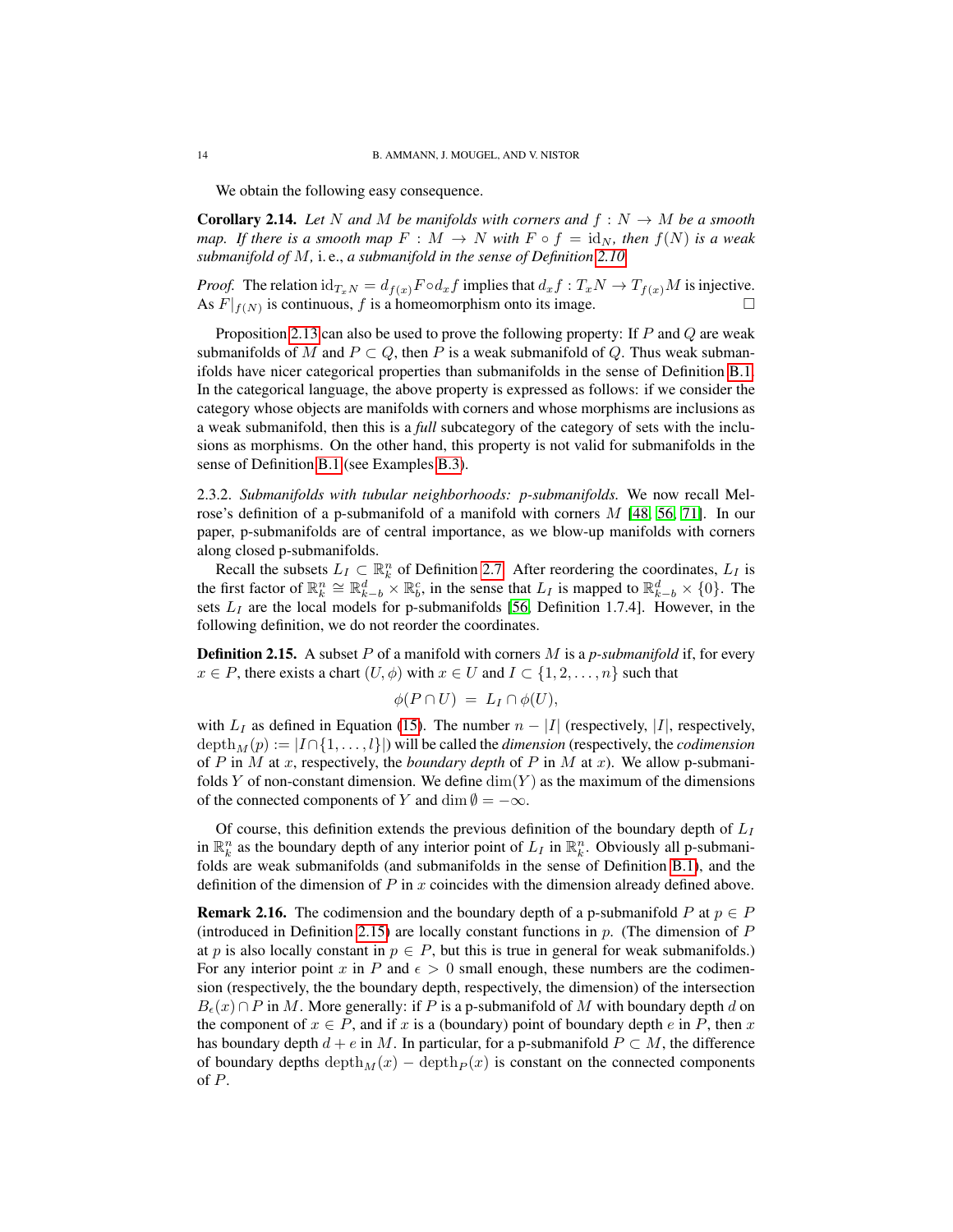We obtain the following easy consequence.

**Corollary 2.14.** *Let $N$ and $M$ be manifolds with corners and $f : N \to M$ be a smooth map. If there is a smooth map $F : M \to N$ with $F \circ f = \mathrm{id}_N$, then $f(N)$ is a weak submanifold of $M$,* i. e., *a submanifold in the sense of Definition 2.10.*

*Proof.* The relation $\mathrm{id}_{T_xN} = d_{f(x)}F \circ d_x f$ implies that $d_x f : T_xN \to T_{f(x)}M$ is injective. As $F|_{f(N)}$ is continuous, $f$ is a homeomorphism onto its image. □

Proposition 2.13 can also be used to prove the following property: If $P$ and $Q$ are weak submanifolds of $M$ and $P \subset Q$, then $P$ is a weak submanifold of $Q$. Thus weak submanifolds have nicer categorical properties than submanifolds in the sense of Definition B.1. In the categorical language, the above property is expressed as follows: if we consider the category whose objects are manifolds with corners and whose morphisms are inclusions as a weak submanifold, then this is a *full* subcategory of the category of sets with the inclusions as morphisms. On the other hand, this property is not valid for submanifolds in the sense of Definition B.1 (see Examples B.3).

2.3.2. *Submanifolds with tubular neighborhoods: p-submanifolds.* We now recall Melrose's definition of a p-submanifold of a manifold with corners $M$ [48, 56, 71]. In our paper, p-submanifolds are of central importance, as we blow-up manifolds with corners along closed p-submanifolds.

Recall the subsets $L_I \subset \mathbb{R}^n_k$ of Definition 2.7. After reordering the coordinates, $L_I$ is the first factor of $\mathbb{R}^n_k \cong \mathbb{R}^d_{k-b} \times \mathbb{R}^c_b$, in the sense that $L_I$ is mapped to $\mathbb{R}^d_{k-b} \times \{0\}$. The sets $L_I$ are the local models for p-submanifolds [56, Definition 1.7.4]. However, in the following definition, we do not reorder the coordinates.

**Definition 2.15.** A subset $P$ of a manifold with corners $M$ is a *p-submanifold* if, for every $x \in P$, there exists a chart $(U, \phi)$ with $x \in U$ and $I \subset \{1, 2, \ldots, n\}$ such that

$$\phi(P \cap U) \;=\; L_I \cap \phi(U),$$

with $L_I$ as defined in Equation (15). The number $n - |I|$ (respectively, $|I|$, respectively, $\mathrm{depth}_M(p) := |I \cap \{1, \ldots, l\}|$) will be called the *dimension* (respectively, the *codimension* of $P$ in $M$ at $x$, respectively, the *boundary depth* of $P$ in $M$ at $x$). We allow p-submanifolds $Y$ of non-constant dimension. We define $\dim(Y)$ as the maximum of the dimensions of the connected components of $Y$ and $\dim \emptyset = -\infty$.

Of course, this definition extends the previous definition of the boundary depth of $L_I$ in $\mathbb{R}^n_k$ as the boundary depth of any interior point of $L_I$ in $\mathbb{R}^n_k$. Obviously all p-submanifolds are weak submanifolds (and submanifolds in the sense of Definition B.1), and the definition of the dimension of $P$ in $x$ coincides with the dimension already defined above.

**Remark 2.16.** The codimension and the boundary depth of a p-submanifold $P$ at $p \in P$ (introduced in Definition 2.15) are locally constant functions in $p$. (The dimension of $P$ at $p$ is also locally constant in $p \in P$, but this is true in general for weak submanifolds.) For any interior point $x$ in $P$ and $\epsilon > 0$ small enough, these numbers are the codimension (respectively, the boundary depth, respectively, the dimension) of the intersection $B_\epsilon(x) \cap P$ in $M$. More generally: if $P$ is a p-submanifold of $M$ with boundary depth $d$ on the component of $x \in P$, and if $x$ is a (boundary) point of boundary depth $e$ in $P$, then $x$ has boundary depth $d + e$ in $M$. In particular, for a p-submanifold $P \subset M$, the difference of boundary depths $\mathrm{depth}_M(x) - \mathrm{depth}_P(x)$ is constant on the connected components of $P$.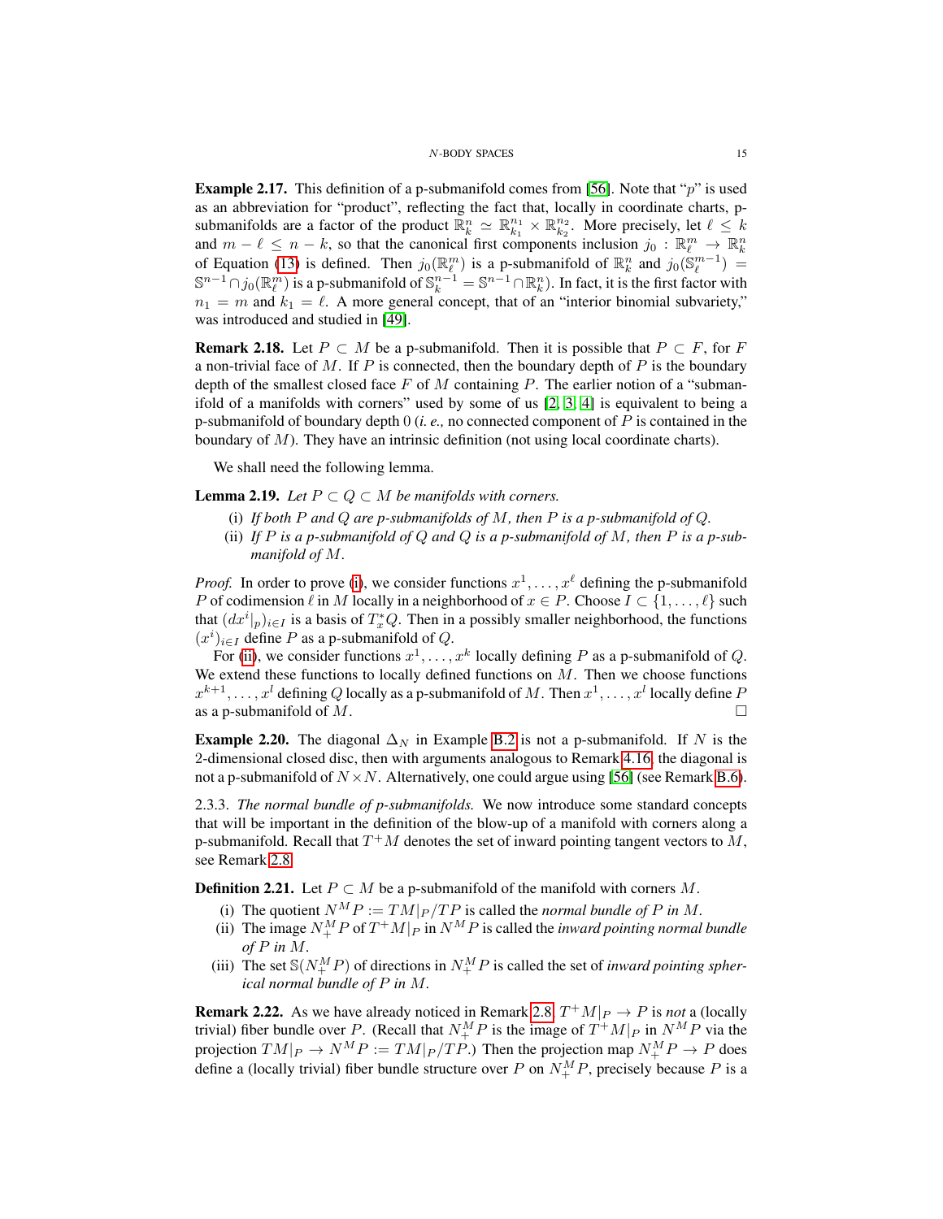**Example 2.17.** This definition of a p-submanifold comes from [56]. Note that "$p$" is used as an abbreviation for "product", reflecting the fact that, locally in coordinate charts, p-submanifolds are a factor of the product $\mathbb{R}^n_k \simeq \mathbb{R}^{n_1}_{k_1} \times \mathbb{R}^{n_2}_{k_2}$. More precisely, let $\ell \leq k$ and $m - \ell \leq n - k$, so that the canonical first components inclusion $j_0 : \mathbb{R}^m_\ell \to \mathbb{R}^n_k$ of Equation (13) is defined. Then $j_0(\mathbb{R}^m_\ell)$ is a p-submanifold of $\mathbb{R}^n_k$ and $j_0(\mathbb{S}^{m-1}_\ell) = \mathbb{S}^{n-1} \cap j_0(\mathbb{R}^m_\ell)$ is a p-submanifold of $\mathbb{S}^{n-1}_k = \mathbb{S}^{n-1} \cap \mathbb{R}^n_k)$. In fact, it is the first factor with $n_1 = m$ and $k_1 = \ell$. A more general concept, that of an "interior binomial subvariety," was introduced and studied in [49].

**Remark 2.18.** Let $P \subset M$ be a p-submanifold. Then it is possible that $P \subset F$, for $F$ a non-trivial face of $M$. If $P$ is connected, then the boundary depth of $P$ is the boundary depth of the smallest closed face $F$ of $M$ containing $P$. The earlier notion of a "submanifold of a manifolds with corners" used by some of us [2, 3, 4] is equivalent to being a p-submanifold of boundary depth 0 (*i. e.,* no connected component of $P$ is contained in the boundary of $M$). They have an intrinsic definition (not using local coordinate charts).

We shall need the following lemma.

**Lemma 2.19.** *Let $P \subset Q \subset M$ be manifolds with corners.*

(i) *If both $P$ and $Q$ are p-submanifolds of $M$, then $P$ is a p-submanifold of $Q$.*
(ii) *If $P$ is a p-submanifold of $Q$ and $Q$ is a p-submanifold of $M$, then $P$ is a p-submanifold of $M$.*

*Proof.* In order to prove (i), we consider functions $x^1, \ldots, x^\ell$ defining the p-submanifold $P$ of codimension $\ell$ in $M$ locally in a neighborhood of $x \in P$. Choose $I \subset \{1, \ldots, \ell\}$ such that $(dx^i|_p)_{i \in I}$ is a basis of $T^*_x Q$. Then in a possibly smaller neighborhood, the functions $(x^i)_{i \in I}$ define $P$ as a p-submanifold of $Q$.

For (ii), we consider functions $x^1, \ldots, x^k$ locally defining $P$ as a p-submanifold of $Q$. We extend these functions to locally defined functions on $M$. Then we choose functions $x^{k+1}, \ldots, x^l$ defining $Q$ locally as a p-submanifold of $M$. Then $x^1, \ldots, x^l$ locally define $P$ as a p-submanifold of $M$. □

**Example 2.20.** The diagonal $\Delta_N$ in Example B.2 is not a p-submanifold. If $N$ is the 2-dimensional closed disc, then with arguments analogous to Remark 4.16, the diagonal is not a p-submanifold of $N \times N$. Alternatively, one could argue using [56] (see Remark B.6).

2.3.3. *The normal bundle of p-submanifolds.* We now introduce some standard concepts that will be important in the definition of the blow-up of a manifold with corners along a p-submanifold. Recall that $T^+M$ denotes the set of inward pointing tangent vectors to $M$, see Remark 2.8.

**Definition 2.21.** Let $P \subset M$ be a p-submanifold of the manifold with corners $M$.

(i) The quotient $N^M P := TM|_P / TP$ is called the *normal bundle of $P$ in $M$*.
(ii) The image $N^M_+ P$ of $T^+M|_P$ in $N^M P$ is called the *inward pointing normal bundle of $P$ in $M$*.
(iii) The set $\mathbb{S}(N^M_+ P)$ of directions in $N^M_+ P$ is called the set of *inward pointing spherical normal bundle of $P$ in $M$*.

**Remark 2.22.** As we have already noticed in Remark 2.8, $T^+M|_P \to P$ is *not* a (locally trivial) fiber bundle over $P$. (Recall that $N^M_+ P$ is the image of $T^+M|_P$ in $N^M P$ via the projection $TM|_P \to N^M P := TM|_P / TP$.) Then the projection map $N^M_+ P \to P$ does define a (locally trivial) fiber bundle structure over $P$ on $N^M_+ P$, precisely because $P$ is a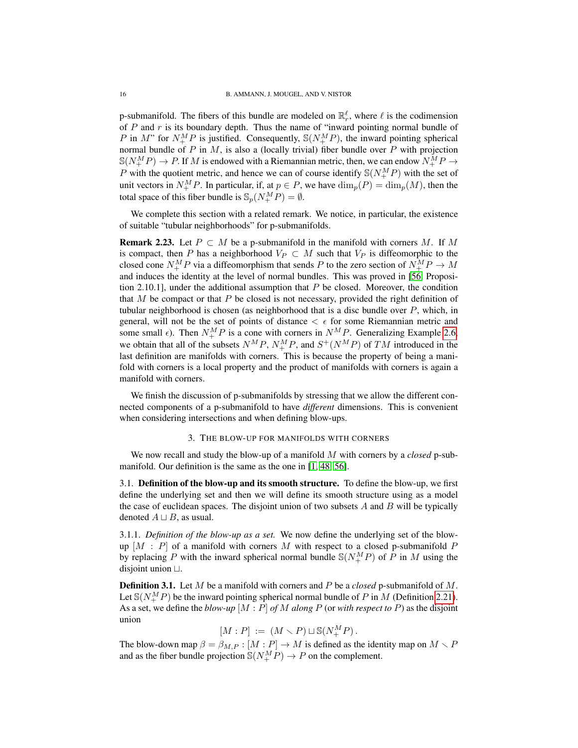p-submanifold. The fibers of this bundle are modeled on $\mathbb{R}^\ell_r$, where $\ell$ is the codimension of $P$ and $r$ is its boundary depth. Thus the name of "inward pointing normal bundle of $P$ in $M$" for $N^M_+P$ is justified. Consequently, $\mathbb{S}(N^M_+P)$, the inward pointing spherical normal bundle of $P$ in $M$, is also a (locally trivial) fiber bundle over $P$ with projection $\mathbb{S}(N^M_+P) \to P$. If $M$ is endowed with a Riemannian metric, then, we can endow $N^M_+P \to P$ with the quotient metric, and hence we can of course identify $\mathbb{S}(N^M_+P)$ with the set of unit vectors in $N^M_+P$. In particular, if, at $p \in P$, we have $\dim_p(P) = \dim_p(M)$, then the total space of this fiber bundle is $\mathbb{S}_p(N^M_+P) = \emptyset$.

We complete this section with a related remark. We notice, in particular, the existence of suitable "tubular neighborhoods" for p-submanifolds.

**Remark 2.23.** Let $P \subset M$ be a p-submanifold in the manifold with corners $M$. If $M$ is compact, then $P$ has a neighborhood $V_P \subset M$ such that $V_P$ is diffeomorphic to the closed cone $N^M_+P$ via a diffeomorphism that sends $P$ to the zero section of $N^M_+P \to M$ and induces the identity at the level of normal bundles. This was proved in [56, Proposition 2.10.1], under the additional assumption that $P$ be closed. Moreover, the condition that $M$ be compact or that $P$ be closed is not necessary, provided the right definition of tubular neighborhood is chosen (as neighborhood that is a disc bundle over $P$, which, in general, will not be the set of points of distance $< \epsilon$ for some Riemannian metric and some small $\epsilon$). Then $N^M_+P$ is a cone with corners in $N^MP$. Generalizing Example 2.6, we obtain that all of the subsets $N^MP$, $N^M_+P$, and $S^+(N^MP)$ of $TM$ introduced in the last definition are manifolds with corners. This is because the property of being a manifold with corners is a local property and the product of manifolds with corners is again a manifold with corners.

We finish the discussion of p-submanifolds by stressing that we allow the different connected components of a p-submanifold to have *different* dimensions. This is convenient when considering intersections and when defining blow-ups.

## 3. The blow-up for manifolds with corners

We now recall and study the blow-up of a manifold $M$ with corners by a *closed* p-submanifold. Our definition is the same as the one in [1, 48, 56].

### 3.1. Definition of the blow-up and its smooth structure.

To define the blow-up, we first define the underlying set and then we will define its smooth structure using as a model the case of euclidean spaces. The disjoint union of two subsets $A$ and $B$ will be typically denoted $A \sqcup B$, as usual.

3.1.1. *Definition of the blow-up as a set.* We now define the underlying set of the blow-up $[M : P]$ of a manifold with corners $M$ with respect to a closed p-submanifold $P$ by replacing $P$ with the inward spherical normal bundle $\mathbb{S}(N^M_+P)$ of $P$ in $M$ using the disjoint union $\sqcup$.

**Definition 3.1.** Let $M$ be a manifold with corners and $P$ be a *closed* p-submanifold of $M$. Let $\mathbb{S}(N^M_+P)$ be the inward pointing spherical normal bundle of $P$ in $M$ (Definition 2.21). As a set, we define the *blow-up* $[M : P]$ *of* $M$ *along* $P$ (or *with respect to* $P$) as the disjoint union

$$[M : P] := (M \smallsetminus P) \sqcup \mathbb{S}(N^M_+P)\,.$$

The blow-down map $\beta = \beta_{M,P} : [M : P] \to M$ is defined as the identity map on $M \smallsetminus P$ and as the fiber bundle projection $\mathbb{S}(N^M_+P) \to P$ on the complement.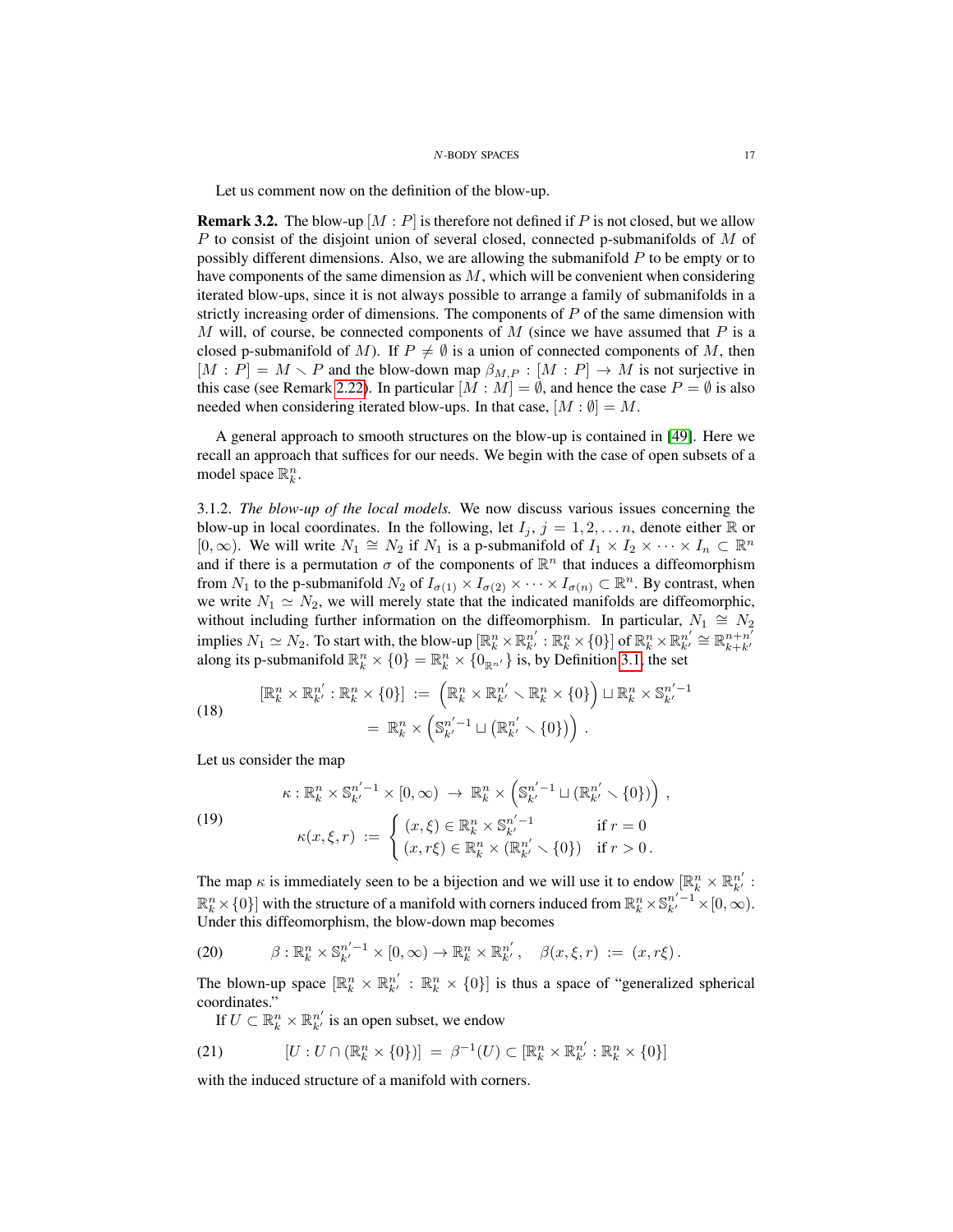Let us comment now on the definition of the blow-up.

**Remark 3.2.** The blow-up $[M : P]$ is therefore not defined if $P$ is not closed, but we allow $P$ to consist of the disjoint union of several closed, connected p-submanifolds of $M$ of possibly different dimensions. Also, we are allowing the submanifold $P$ to be empty or to have components of the same dimension as $M$, which will be convenient when considering iterated blow-ups, since it is not always possible to arrange a family of submanifolds in a strictly increasing order of dimensions. The components of $P$ of the same dimension with $M$ will, of course, be connected components of $M$ (since we have assumed that $P$ is a closed p-submanifold of $M$). If $P \neq \emptyset$ is a union of connected components of $M$, then $[M : P] = M \smallsetminus P$ and the blow-down map $\beta_{M,P} : [M : P] \to M$ is not surjective in this case (see Remark 2.22). In particular $[M : M] = \emptyset$, and hence the case $P = \emptyset$ is also needed when considering iterated blow-ups. In that case, $[M : \emptyset] = M$.

A general approach to smooth structures on the blow-up is contained in [49]. Here we recall an approach that suffices for our needs. We begin with the case of open subsets of a model space $\mathbb{R}^n_k$.

3.1.2. *The blow-up of the local models.* We now discuss various issues concerning the blow-up in local coordinates. In the following, let $I_j$, $j = 1, 2, \dots n$, denote either $\mathbb{R}$ or $[0, \infty)$. We will write $N_1 \cong N_2$ if $N_1$ is a p-submanifold of $I_1 \times I_2 \times \cdots \times I_n \subset \mathbb{R}^n$ and if there is a permutation $\sigma$ of the components of $\mathbb{R}^n$ that induces a diffeomorphism from $N_1$ to the p-submanifold $N_2$ of $I_{\sigma(1)} \times I_{\sigma(2)} \times \cdots \times I_{\sigma(n)} \subset \mathbb{R}^n$. By contrast, when we write $N_1 \simeq N_2$, we will merely state that the indicated manifolds are diffeomorphic, without including further information on the diffeomorphism. In particular, $N_1 \cong N_2$ implies $N_1 \simeq N_2$. To start with, the blow-up $[\mathbb{R}^n_k \times \mathbb{R}^{n'}_{k'} : \mathbb{R}^n_k \times \{0\}]$ of $\mathbb{R}^n_k \times \mathbb{R}^{n'}_{k'} \cong \mathbb{R}^{n+n'}_{k+k'}$ along its p-submanifold $\mathbb{R}^n_k \times \{0\} = \mathbb{R}^n_k \times \{0_{\mathbb{R}^{n'}}\}$ is, by Definition 3.1, the set

$$
\begin{aligned}
[\mathbb{R}^n_k \times \mathbb{R}^{n'}_{k'} : \mathbb{R}^n_k \times \{0\}] \, &:= \, \Big(\mathbb{R}^n_k \times \mathbb{R}^{n'}_{k'} \smallsetminus \mathbb{R}^n_k \times \{0\}\Big) \sqcup \mathbb{R}^n_k \times \mathbb{S}^{n'-1}_{k'} \\
&= \, \mathbb{R}^n_k \times \Big(\mathbb{S}^{n'-1}_{k'} \sqcup \big(\mathbb{R}^{n'}_{k'} \smallsetminus \{0\}\big)\Big) \, .
\end{aligned} \tag{18}
$$

Let us consider the map

$$
\begin{aligned}
&\kappa : \mathbb{R}^n_k \times \mathbb{S}^{n'-1}_{k'} \times [0, \infty) \, \to \, \mathbb{R}^n_k \times \Big(\mathbb{S}^{n'-1}_{k'} \sqcup (\mathbb{R}^{n'}_{k'} \smallsetminus \{0\})\Big) \, , \\
&\kappa(x, \xi, r) \, := \, \begin{cases} (x, \xi) \in \mathbb{R}^n_k \times \mathbb{S}^{n'-1}_{k'} & \text{if } r = 0 \\ (x, r\xi) \in \mathbb{R}^n_k \times (\mathbb{R}^{n'}_{k'} \smallsetminus \{0\}) & \text{if } r > 0 \, . \end{cases}
\end{aligned} \tag{19}
$$

The map $\kappa$ is immediately seen to be a bijection and we will use it to endow $[\mathbb{R}^n_k \times \mathbb{R}^{n'}_{k'} : \mathbb{R}^n_k \times \{0\}]$ with the structure of a manifold with corners induced from $\mathbb{R}^n_k \times \mathbb{S}^{n'-1}_{k'} \times [0, \infty)$. Under this diffeomorphism, the blow-down map becomes

$$
\beta : \mathbb{R}^n_k \times \mathbb{S}^{n'-1}_{k'} \times [0, \infty) \to \mathbb{R}^n_k \times \mathbb{R}^{n'}_{k'} \, , \quad \beta(x, \xi, r) \, := \, (x, r\xi) \, . \tag{20}
$$

The blown-up space $[\mathbb{R}^n_k \times \mathbb{R}^{n'}_{k'} : \mathbb{R}^n_k \times \{0\}]$ is thus a space of "generalized spherical coordinates."

If $U \subset \mathbb{R}^n_k \times \mathbb{R}^{n'}_{k'}$ is an open subset, we endow

$$
[U : U \cap (\mathbb{R}^n_k \times \{0\})] \, = \, \beta^{-1}(U) \subset [\mathbb{R}^n_k \times \mathbb{R}^{n'}_{k'} : \mathbb{R}^n_k \times \{0\}] \tag{21}
$$

with the induced structure of a manifold with corners.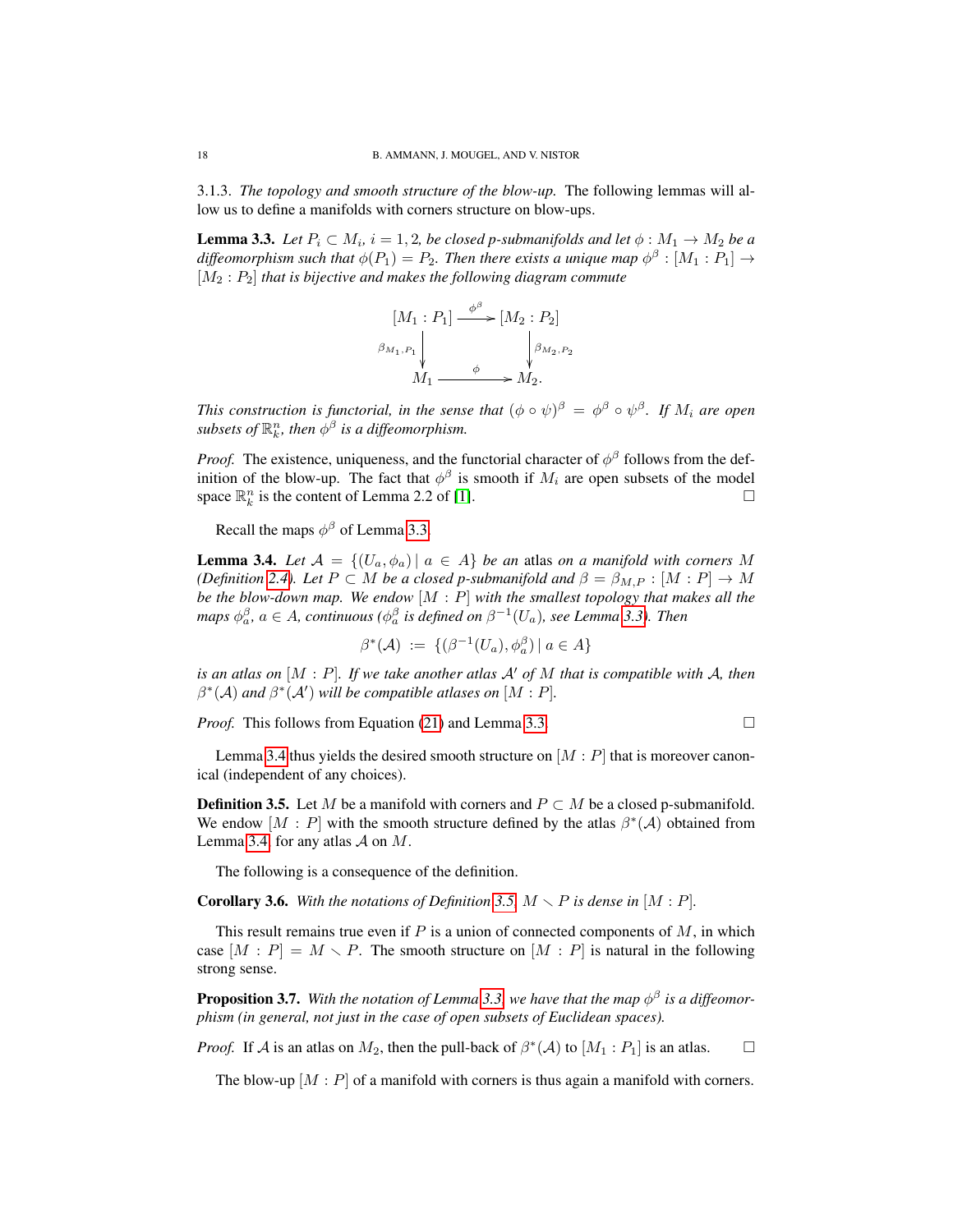3.1.3. *The topology and smooth structure of the blow-up.* The following lemmas will allow us to define a manifolds with corners structure on blow-ups.

**Lemma 3.3.** *Let $P_i \subset M_i$, $i = 1, 2$, be closed p-submanifolds and let $\phi : M_1 \to M_2$ be a diffeomorphism such that $\phi(P_1) = P_2$. Then there exists a unique map $\phi^\beta : [M_1 : P_1] \to [M_2 : P_2]$ that is bijective and makes the following diagram commute*

$$\begin{array}{ccc} [M_1 : P_1] & \xrightarrow{\phi^\beta} & [M_2 : P_2] \\ \Big\downarrow{\scriptstyle \beta_{M_1,P_1}} & & \Big\downarrow{\scriptstyle \beta_{M_2,P_2}} \\ M_1 & \xrightarrow{\phi} & M_2. \end{array}$$

*This construction is functorial, in the sense that $(\phi \circ \psi)^\beta = \phi^\beta \circ \psi^\beta$. If $M_i$ are open subsets of $\mathbb{R}^n_k$, then $\phi^\beta$ is a diffeomorphism.*

*Proof.* The existence, uniqueness, and the functorial character of $\phi^\beta$ follows from the definition of the blow-up. The fact that $\phi^\beta$ is smooth if $M_i$ are open subsets of the model space $\mathbb{R}^n_k$ is the content of Lemma 2.2 of [1]. □

Recall the maps $\phi^\beta$ of Lemma 3.3.

**Lemma 3.4.** *Let $\mathcal{A} = \{(U_a, \phi_a) \mid a \in A\}$ be an atlas on a manifold with corners $M$ (Definition 2.4). Let $P \subset M$ be a closed p-submanifold and $\beta = \beta_{M,P} : [M : P] \to M$ be the blow-down map. We endow $[M : P]$ with the smallest topology that makes all the maps $\phi_a^\beta$, $a \in A$, continuous ($\phi_a^\beta$ is defined on $\beta^{-1}(U_a)$, see Lemma 3.3). Then*

$$\beta^*(\mathcal{A}) \;:=\; \{(\beta^{-1}(U_a), \phi_a^\beta) \mid a \in A\}$$

*is an atlas on $[M : P]$. If we take another atlas $\mathcal{A}'$ of $M$ that is compatible with $\mathcal{A}$, then $\beta^*(\mathcal{A})$ and $\beta^*(\mathcal{A}')$ will be compatible atlases on $[M : P]$.*

*Proof.* This follows from Equation (21) and Lemma 3.3. □

Lemma 3.4 thus yields the desired smooth structure on $[M : P]$ that is moreover canonical (independent of any choices).

**Definition 3.5.** Let $M$ be a manifold with corners and $P \subset M$ be a closed p-submanifold. We endow $[M : P]$ with the smooth structure defined by the atlas $\beta^*(\mathcal{A})$ obtained from Lemma 3.4, for any atlas $\mathcal{A}$ on $M$.

The following is a consequence of the definition.

**Corollary 3.6.** *With the notations of Definition 3.5, $M \smallsetminus P$ is dense in $[M : P]$.*

This result remains true even if $P$ is a union of connected components of $M$, in which case $[M : P] = M \smallsetminus P$. The smooth structure on $[M : P]$ is natural in the following strong sense.

**Proposition 3.7.** *With the notation of Lemma 3.3, we have that the map $\phi^\beta$ is a diffeomorphism (in general, not just in the case of open subsets of Euclidean spaces).*

*Proof.* If $\mathcal{A}$ is an atlas on $M_2$, then the pull-back of $\beta^*(\mathcal{A})$ to $[M_1 : P_1]$ is an atlas. □

The blow-up $[M : P]$ of a manifold with corners is thus again a manifold with corners.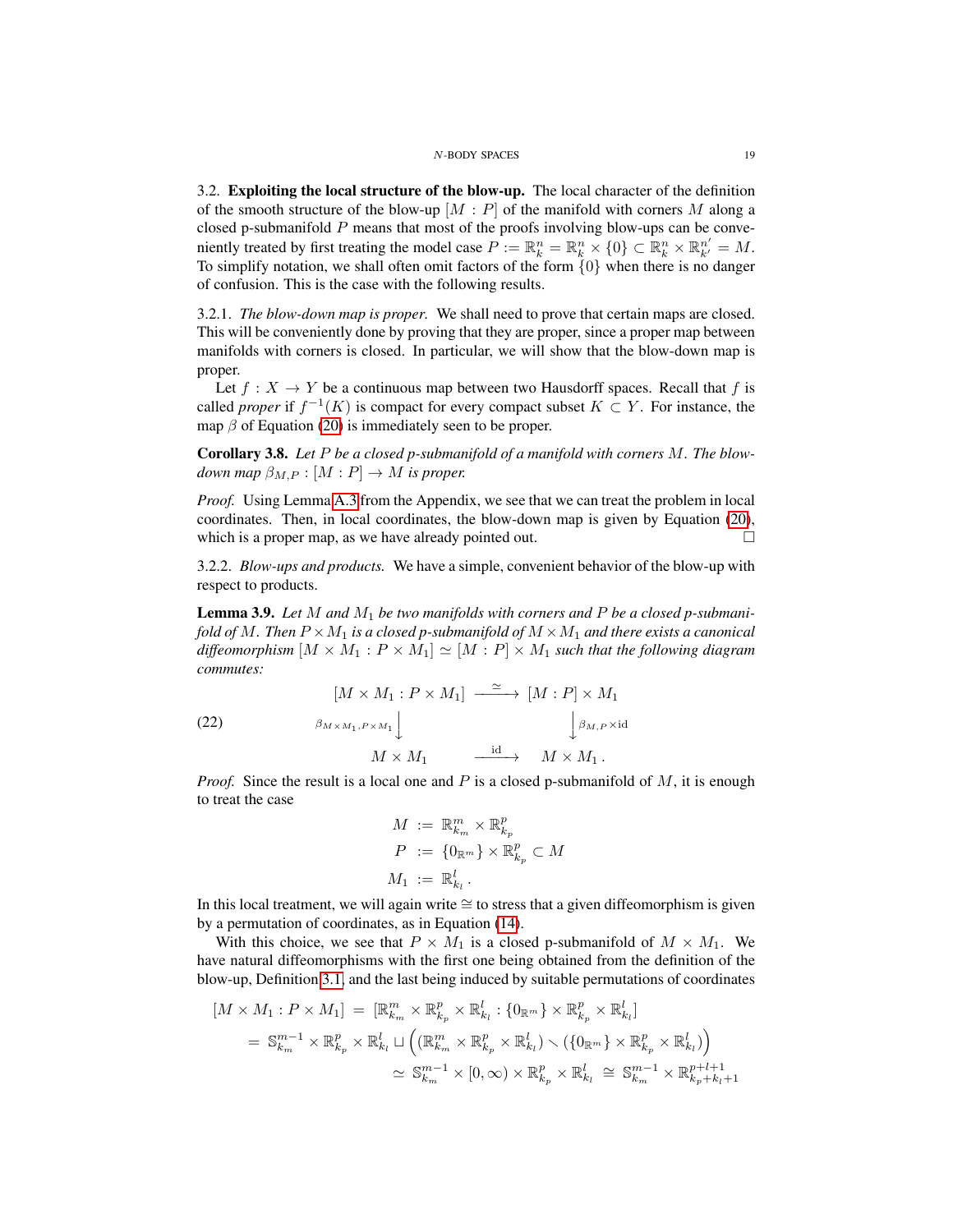3.2. **Exploiting the local structure of the blow-up.** The local character of the definition of the smooth structure of the blow-up $[M : P]$ of the manifold with corners $M$ along a closed p-submanifold $P$ means that most of the proofs involving blow-ups can be conveniently treated by first treating the model case $P := \mathbb{R}^n_k = \mathbb{R}^n_k \times \{0\} \subset \mathbb{R}^n_k \times \mathbb{R}^{n'}_{k'} = M$. To simplify notation, we shall often omit factors of the form $\{0\}$ when there is no danger of confusion. This is the case with the following results.

3.2.1. *The blow-down map is proper.* We shall need to prove that certain maps are closed. This will be conveniently done by proving that they are proper, since a proper map between manifolds with corners is closed. In particular, we will show that the blow-down map is proper.

Let $f : X \to Y$ be a continuous map between two Hausdorff spaces. Recall that $f$ is called *proper* if $f^{-1}(K)$ is compact for every compact subset $K \subset Y$. For instance, the map $\beta$ of Equation (20) is immediately seen to be proper.

**Corollary 3.8.** *Let $P$ be a closed p-submanifold of a manifold with corners $M$. The blow-down map $\beta_{M,P} : [M : P] \to M$ is proper.*

*Proof.* Using Lemma A.3 from the Appendix, we see that we can treat the problem in local coordinates. Then, in local coordinates, the blow-down map is given by Equation (20), which is a proper map, as we have already pointed out. □

3.2.2. *Blow-ups and products.* We have a simple, convenient behavior of the blow-up with respect to products.

**Lemma 3.9.** *Let $M$ and $M_1$ be two manifolds with corners and $P$ be a closed p-submanifold of $M$. Then $P \times M_1$ is a closed p-submanifold of $M \times M_1$ and there exists a canonical diffeomorphism $[M \times M_1 : P \times M_1] \simeq [M : P] \times M_1$ such that the following diagram commutes:*

$$
\begin{array}{ccc}
[M \times M_1 : P \times M_1] & \xrightarrow{\simeq} & [M : P] \times M_1 \\
{\scriptstyle \beta_{M \times M_1, P \times M_1}} \big\downarrow & & \big\downarrow {\scriptstyle \beta_{M,P} \times \mathrm{id}} \\
M \times M_1 & \xrightarrow{\mathrm{id}} & M \times M_1 \,.
\end{array}
\tag{22}
$$

*Proof.* Since the result is a local one and $P$ is a closed p-submanifold of $M$, it is enough to treat the case

$$
\begin{aligned}
M &:= \mathbb{R}^m_{k_m} \times \mathbb{R}^p_{k_p} \\
P &:= \{0_{\mathbb{R}^m}\} \times \mathbb{R}^p_{k_p} \subset M \\
M_1 &:= \mathbb{R}^l_{k_l} \,.
\end{aligned}
$$

In this local treatment, we will again write $\cong$ to stress that a given diffeomorphism is given by a permutation of coordinates, as in Equation (14).

With this choice, we see that $P \times M_1$ is a closed p-submanifold of $M \times M_1$. We have natural diffeomorphisms with the first one being obtained from the definition of the blow-up, Definition 3.1, and the last being induced by suitable permutations of coordinates

$$
\begin{aligned}
[M \times M_1 : P \times M_1] \;&=\; [\mathbb{R}^m_{k_m} \times \mathbb{R}^p_{k_p} \times \mathbb{R}^l_{k_l} : \{0_{\mathbb{R}^m}\} \times \mathbb{R}^p_{k_p} \times \mathbb{R}^l_{k_l}] \\
= \; \mathbb{S}^{m-1}_{k_m} \times \mathbb{R}^p_{k_p} \times \mathbb{R}^l_{k_l} &\sqcup \Big( (\mathbb{R}^m_{k_m} \times \mathbb{R}^p_{k_p} \times \mathbb{R}^l_{k_l}) \smallsetminus (\{0_{\mathbb{R}^m}\} \times \mathbb{R}^p_{k_p} \times \mathbb{R}^l_{k_l}) \Big) \\
&\simeq \; \mathbb{S}^{m-1}_{k_m} \times [0, \infty) \times \mathbb{R}^p_{k_p} \times \mathbb{R}^l_{k_l} \;\cong\; \mathbb{S}^{m-1}_{k_m} \times \mathbb{R}^{p+l+1}_{k_p+k_l+1}
\end{aligned}
$$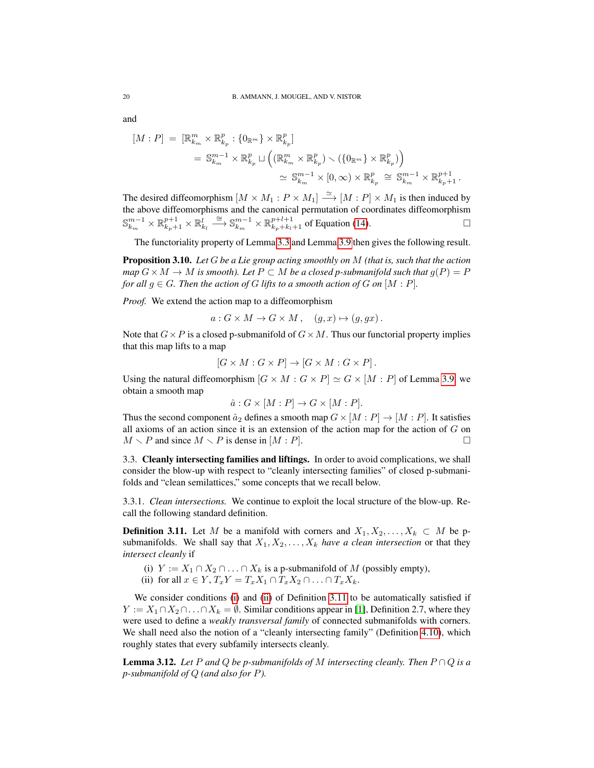and

$$
\begin{aligned}
[M : P] &= [\mathbb{R}^m_{k_m} \times \mathbb{R}^p_{k_p} : \{0_{\mathbb{R}^m}\} \times \mathbb{R}^p_{k_p}] \\
&= \mathbb{S}^{m-1}_{k_m} \times \mathbb{R}^p_{k_p} \sqcup \Big( (\mathbb{R}^m_{k_m} \times \mathbb{R}^p_{k_p}) \smallsetminus (\{0_{\mathbb{R}^m}\} \times \mathbb{R}^p_{k_p}) \Big) \\
&\simeq \mathbb{S}^{m-1}_{k_m} \times [0,\infty) \times \mathbb{R}^p_{k_p} \cong \mathbb{S}^{m-1}_{k_m} \times \mathbb{R}^{p+1}_{k_p+1} .
\end{aligned}
$$

The desired diffeomorphism $[M \times M_1 : P \times M_1] \xrightarrow{\simeq} [M : P] \times M_1$ is then induced by the above diffeomorphisms and the canonical permutation of coordinates diffeomorphism $\mathbb{S}^{m-1}_{k_m} \times \mathbb{R}^{p+1}_{k_p+1} \times \mathbb{R}^{l}_{k_l} \xrightarrow{\cong} \mathbb{S}^{m-1}_{k_m} \times \mathbb{R}^{p+l+1}_{k_p+k_l+1}$ of Equation (14). $\square$

The functoriality property of Lemma 3.3 and Lemma 3.9 then gives the following result.

**Proposition 3.10.** *Let $G$ be a Lie group acting smoothly on $M$ (that is, such that the action map $G \times M \to M$ is smooth). Let $P \subset M$ be a closed p-submanifold such that $g(P) = P$ for all $g \in G$. Then the action of $G$ lifts to a smooth action of $G$ on $[M : P]$.*

*Proof.* We extend the action map to a diffeomorphism

$$
a : G \times M \to G \times M , \quad (g, x) \mapsto (g, gx) .
$$

Note that $G \times P$ is a closed p-submanifold of $G \times M$. Thus our functorial property implies that this map lifts to a map

$$
[G \times M : G \times P] \to [G \times M : G \times P] .
$$

Using the natural diffeomorphism $[G \times M : G \times P] \simeq G \times [M : P]$ of Lemma 3.9, we obtain a smooth map

$$
\hat{a} : G \times [M : P] \to G \times [M : P].
$$

Thus the second component $\hat{a}_2$ defines a smooth map $G \times [M : P] \to [M : P]$. It satisfies all axioms of an action since it is an extension of the action map for the action of $G$ on $M \smallsetminus P$ and since $M \smallsetminus P$ is dense in $[M : P]$. $\square$

### 3.3. Cleanly intersecting families and liftings.

In order to avoid complications, we shall consider the blow-up with respect to "cleanly intersecting families" of closed p-submanifolds and "clean semilattices," some concepts that we recall below.

#### 3.3.1. *Clean intersections.*

We continue to exploit the local structure of the blow-up. Recall the following standard definition.

**Definition 3.11.** Let $M$ be a manifold with corners and $X_1, X_2, \ldots, X_k \subset M$ be p-submanifolds. We shall say that $X_1, X_2, \ldots, X_k$ *have a clean intersection* or that they *intersect cleanly* if

(i) $Y := X_1 \cap X_2 \cap \ldots \cap X_k$ is a p-submanifold of $M$ (possibly empty),
(ii) for all $x \in Y$, $T_xY = T_xX_1 \cap T_xX_2 \cap \ldots \cap T_xX_k$.

We consider conditions (i) and (ii) of Definition 3.11 to be automatically satisfied if $Y := X_1 \cap X_2 \cap \ldots \cap X_k = \emptyset$. Similar conditions appear in [1], Definition 2.7, where they were used to define a *weakly transversal family* of connected submanifolds with corners. We shall need also the notion of a "cleanly intersecting family" (Definition 4.10), which roughly states that every subfamily intersects cleanly.

**Lemma 3.12.** *Let $P$ and $Q$ be p-submanifolds of $M$ intersecting cleanly. Then $P \cap Q$ is a p-submanifold of $Q$ (and also for $P$).*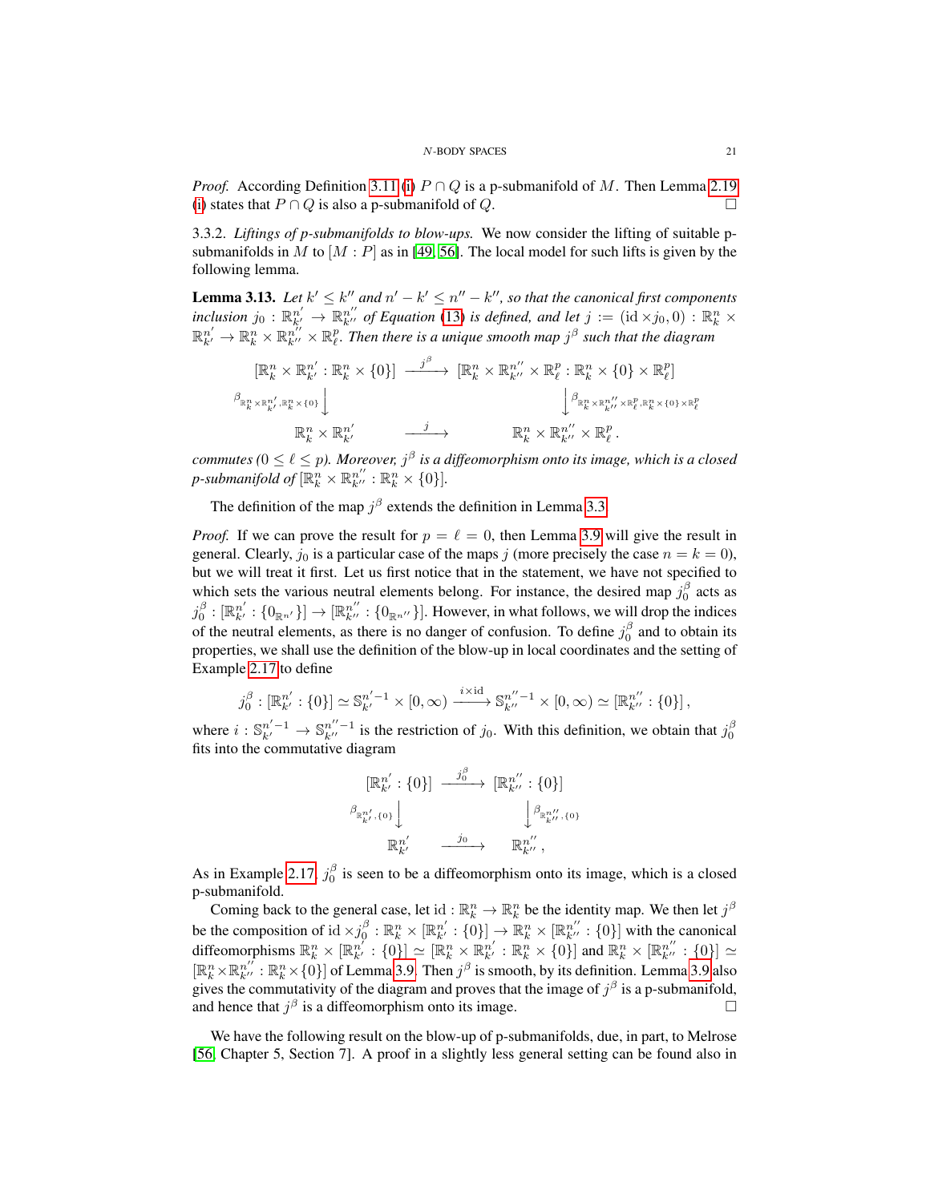*Proof.* According Definition 3.11 (i) $P \cap Q$ is a p-submanifold of $M$. Then Lemma 2.19 (i) states that $P \cap Q$ is also a p-submanifold of $Q$. □

3.3.2. *Liftings of p-submanifolds to blow-ups.* We now consider the lifting of suitable p-submanifolds in $M$ to $[M : P]$ as in [49, 56]. The local model for such lifts is given by the following lemma.

**Lemma 3.13.** *Let $k' \leq k''$ and $n' - k' \leq n'' - k''$, so that the canonical first components inclusion $j_0 : \mathbb{R}^{n'}_{k'} \to \mathbb{R}^{n''}_{k''}$ of Equation (13) is defined, and let $j := (\mathrm{id} \times j_0, 0) : \mathbb{R}^n_k \times \mathbb{R}^{n'}_{k'} \to \mathbb{R}^n_k \times \mathbb{R}^{n''}_{k''} \times \mathbb{R}^p_\ell$. Then there is a unique smooth map $j^\beta$ such that the diagram*

$$
\begin{array}{ccc}
[\mathbb{R}^n_k \times \mathbb{R}^{n'}_{k'} : \mathbb{R}^n_k \times \{0\}] & \xrightarrow{\;j^\beta\;} & [\mathbb{R}^n_k \times \mathbb{R}^{n''}_{k''} \times \mathbb{R}^p_\ell : \mathbb{R}^n_k \times \{0\} \times \mathbb{R}^p_\ell] \\
{\scriptstyle \beta_{\mathbb{R}^n_k \times \mathbb{R}^{n'}_{k'}, \mathbb{R}^n_k \times \{0\}}} \downarrow & & \downarrow {\scriptstyle \beta_{\mathbb{R}^n_k \times \mathbb{R}^{n''}_{k''} \times \mathbb{R}^p_\ell, \mathbb{R}^n_k \times \{0\} \times \mathbb{R}^p_\ell}} \\
\mathbb{R}^n_k \times \mathbb{R}^{n'}_{k'} & \xrightarrow{\;\;j\;\;} & \mathbb{R}^n_k \times \mathbb{R}^{n''}_{k''} \times \mathbb{R}^p_\ell \,.
\end{array}
$$

*commutes ($0 \leq \ell \leq p$). Moreover, $j^\beta$ is a diffeomorphism onto its image, which is a closed p-submanifold of $[\mathbb{R}^n_k \times \mathbb{R}^{n''}_{k''} : \mathbb{R}^n_k \times \{0\}]$.*

The definition of the map $j^\beta$ extends the definition in Lemma 3.3.

*Proof.* If we can prove the result for $p = \ell = 0$, then Lemma 3.9 will give the result in general. Clearly, $j_0$ is a particular case of the maps $j$ (more precisely the case $n = k = 0$), but we will treat it first. Let us first notice that in the statement, we have not specified to which sets the various neutral elements belong. For instance, the desired map $j_0^\beta$ acts as $j_0^\beta : [\mathbb{R}^{n'}_{k'} : \{0_{\mathbb{R}^{n'}}\}] \to [\mathbb{R}^{n''}_{k''} : \{0_{\mathbb{R}^{n''}}\}]$. However, in what follows, we will drop the indices of the neutral elements, as there is no danger of confusion. To define $j_0^\beta$ and to obtain its properties, we shall use the definition of the blow-up in local coordinates and the setting of Example 2.17 to define

$$
j_0^\beta : [\mathbb{R}^{n'}_{k'} : \{0\}] \simeq \mathbb{S}^{n'-1}_{k'} \times [0, \infty) \xrightarrow{\;i \times \mathrm{id}\;} \mathbb{S}^{n''-1}_{k''} \times [0, \infty) \simeq [\mathbb{R}^{n''}_{k''} : \{0\}] \,,
$$

where $i : \mathbb{S}^{n'-1}_{k'} \to \mathbb{S}^{n''-1}_{k''}$ is the restriction of $j_0$. With this definition, we obtain that $j_0^\beta$ fits into the commutative diagram

$$
\begin{array}{ccc}
[\mathbb{R}^{n'}_{k'} : \{0\}] & \xrightarrow{\;j_0^\beta\;} & [\mathbb{R}^{n''}_{k''} : \{0\}] \\
{\scriptstyle \beta_{\mathbb{R}^{n'}_{k'}, \{0\}}} \downarrow & & \downarrow {\scriptstyle \beta_{\mathbb{R}^{n''}_{k''}, \{0\}}} \\
\mathbb{R}^{n'}_{k'} & \xrightarrow{\;\;j_0\;\;} & \mathbb{R}^{n''}_{k''} \,,
\end{array}
$$

As in Example 2.17, $j_0^\beta$ is seen to be a diffeomorphism onto its image, which is a closed p-submanifold.

Coming back to the general case, let $\mathrm{id} : \mathbb{R}^n_k \to \mathbb{R}^n_k$ be the identity map. We then let $j^\beta$ be the composition of $\mathrm{id} \times j_0^\beta : \mathbb{R}^n_k \times [\mathbb{R}^{n'}_{k'} : \{0\}] \to \mathbb{R}^n_k \times [\mathbb{R}^{n''}_{k''} : \{0\}]$ with the canonical diffeomorphisms $\mathbb{R}^n_k \times [\mathbb{R}^{n'}_{k'} : \{0\}] \simeq [\mathbb{R}^n_k \times \mathbb{R}^{n'}_{k'} : \mathbb{R}^n_k \times \{0\}]$ and $\mathbb{R}^n_k \times [\mathbb{R}^{n''}_{k''} : \{0\}] \simeq [\mathbb{R}^n_k \times \mathbb{R}^{n''}_{k''} : \mathbb{R}^n_k \times \{0\}]$ of Lemma 3.9. Then $j^\beta$ is smooth, by its definition. Lemma 3.9 also gives the commutativity of the diagram and proves that the image of $j^\beta$ is a p-submanifold, and hence that $j^\beta$ is a diffeomorphism onto its image. □

We have the following result on the blow-up of p-submanifolds, due, in part, to Melrose [56, Chapter 5, Section 7]. A proof in a slightly less general setting can be found also in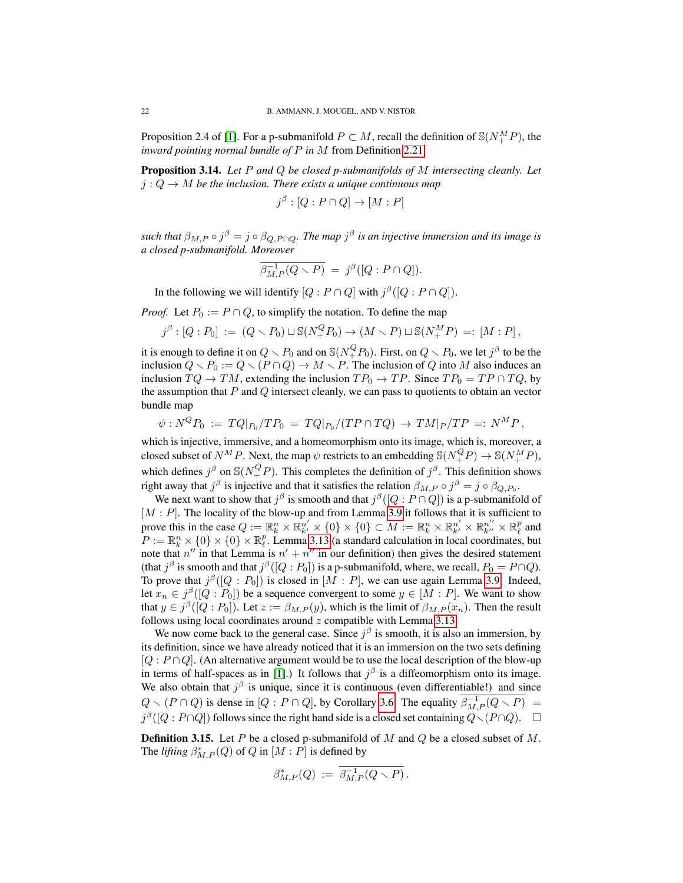Proposition 2.4 of [1]. For a p-submanifold $P \subset M$, recall the definition of $\mathbb{S}(N_+^M P)$, the *inward pointing normal bundle of $P$ in $M$* from Definition 2.21.

**Proposition 3.14.** *Let $P$ and $Q$ be closed p-submanifolds of $M$ intersecting cleanly. Let $j : Q \to M$ be the inclusion. There exists a unique continuous map*

$$j^\beta : [Q : P \cap Q] \to [M : P]$$

*such that $\beta_{M,P} \circ j^\beta = j \circ \beta_{Q,P\cap Q}$. The map $j^\beta$ is an injective immersion and its image is a closed p-submanifold. Moreover*

$$\overline{\beta_{M,P}^{-1}(Q \smallsetminus P)} \;=\; j^\beta([Q : P \cap Q]).$$

In the following we will identify $[Q : P \cap Q]$ with $j^\beta([Q : P \cap Q])$.

*Proof.* Let $P_0 := P \cap Q$, to simplify the notation. To define the map

$$j^\beta : [Q : P_0] \;:=\; (Q \smallsetminus P_0) \sqcup \mathbb{S}(N_+^Q P_0) \to (M \smallsetminus P) \sqcup \mathbb{S}(N_+^M P) \;=:\; [M : P]\,,$$

it is enough to define it on $Q \smallsetminus P_0$ and on $\mathbb{S}(N_+^Q P_0)$. First, on $Q \smallsetminus P_0$, we let $j^\beta$ to be the inclusion $Q \smallsetminus P_0 := Q \smallsetminus (P \cap Q) \to M \smallsetminus P$. The inclusion of $Q$ into $M$ also induces an inclusion $TQ \to TM$, extending the inclusion $TP_0 \to TP$. Since $TP_0 = TP \cap TQ$, by the assumption that $P$ and $Q$ intersect cleanly, we can pass to quotients to obtain an vector bundle map

$$\psi : N^Q P_0 \;:=\; TQ|_{P_0}/TP_0 \;=\; TQ|_{P_0}/(TP \cap TQ) \;\to\; TM|_P/TP \;=:\; N^M P\,,$$

which is injective, immersive, and a homeomorphism onto its image, which is, moreover, a closed subset of $N^M P$. Next, the map $\psi$ restricts to an embedding $\mathbb{S}(N_+^Q P) \to \mathbb{S}(N_+^M P)$, which defines $j^\beta$ on $\mathbb{S}(N_+^Q P)$. This completes the definition of $j^\beta$. This definition shows right away that $j^\beta$ is injective and that it satisfies the relation $\beta_{M,P} \circ j^\beta = j \circ \beta_{Q,P_0}$.

We next want to show that $j^\beta$ is smooth and that $j^\beta([Q : P \cap Q])$ is a p-submanifold of $[M : P]$. The locality of the blow-up and from Lemma 3.9 it follows that it is sufficient to prove this in the case $Q := \mathbb{R}_k^n \times \mathbb{R}_{k'}^{n'} \times \{0\} \times \{0\} \subset M := \mathbb{R}_k^n \times \mathbb{R}_{k'}^{n'} \times \mathbb{R}_{k''}^{n''} \times \mathbb{R}_\ell^p$ and $P := \mathbb{R}_k^n \times \{0\} \times \{0\} \times \mathbb{R}_\ell^p$. Lemma 3.13 (a standard calculation in local coordinates, but note that $n''$ in that Lemma is $n' + n''$ in our definition) then gives the desired statement (that $j^\beta$ is smooth and that $j^\beta([Q : P_0])$ is a p-submanifold, where, we recall, $P_0 = P \cap Q$). To prove that $j^\beta([Q : P_0])$ is closed in $[M : P]$, we can use again Lemma 3.9. Indeed, let $x_n \in j^\beta([Q : P_0])$ be a sequence convergent to some $y \in [M : P]$. We want to show that $y \in j^\beta([Q : P_0])$. Let $z := \beta_{M,P}(y)$, which is the limit of $\beta_{M,P}(x_n)$. Then the result follows using local coordinates around $z$ compatible with Lemma 3.13.

We now come back to the general case. Since $j^\beta$ is smooth, it is also an immersion, by its definition, since we have already noticed that it is an immersion on the two sets defining $[Q : P \cap Q]$. (An alternative argument would be to use the local description of the blow-up in terms of half-spaces as in [1].) It follows that $j^\beta$ is a diffeomorphism onto its image. We also obtain that $j^\beta$ is unique, since it is continuous (even differentiable!) and since $Q \smallsetminus (P \cap Q)$ is dense in $[Q : P \cap Q]$, by Corollary 3.6. The equality $\overline{\beta_{M,P}^{-1}(Q \smallsetminus P)} = j^\beta([Q : P \cap Q])$ follows since the right hand side is a closed set containing $Q \smallsetminus (P \cap Q)$. $\square$

**Definition 3.15.** Let $P$ be a closed p-submanifold of $M$ and $Q$ be a closed subset of $M$. The *lifting* $\beta_{M,P}^*(Q)$ of $Q$ in $[M : P]$ is defined by

$$\beta_{M,P}^*(Q) \;:=\; \overline{\beta_{M,P}^{-1}(Q \smallsetminus P)}\,.$$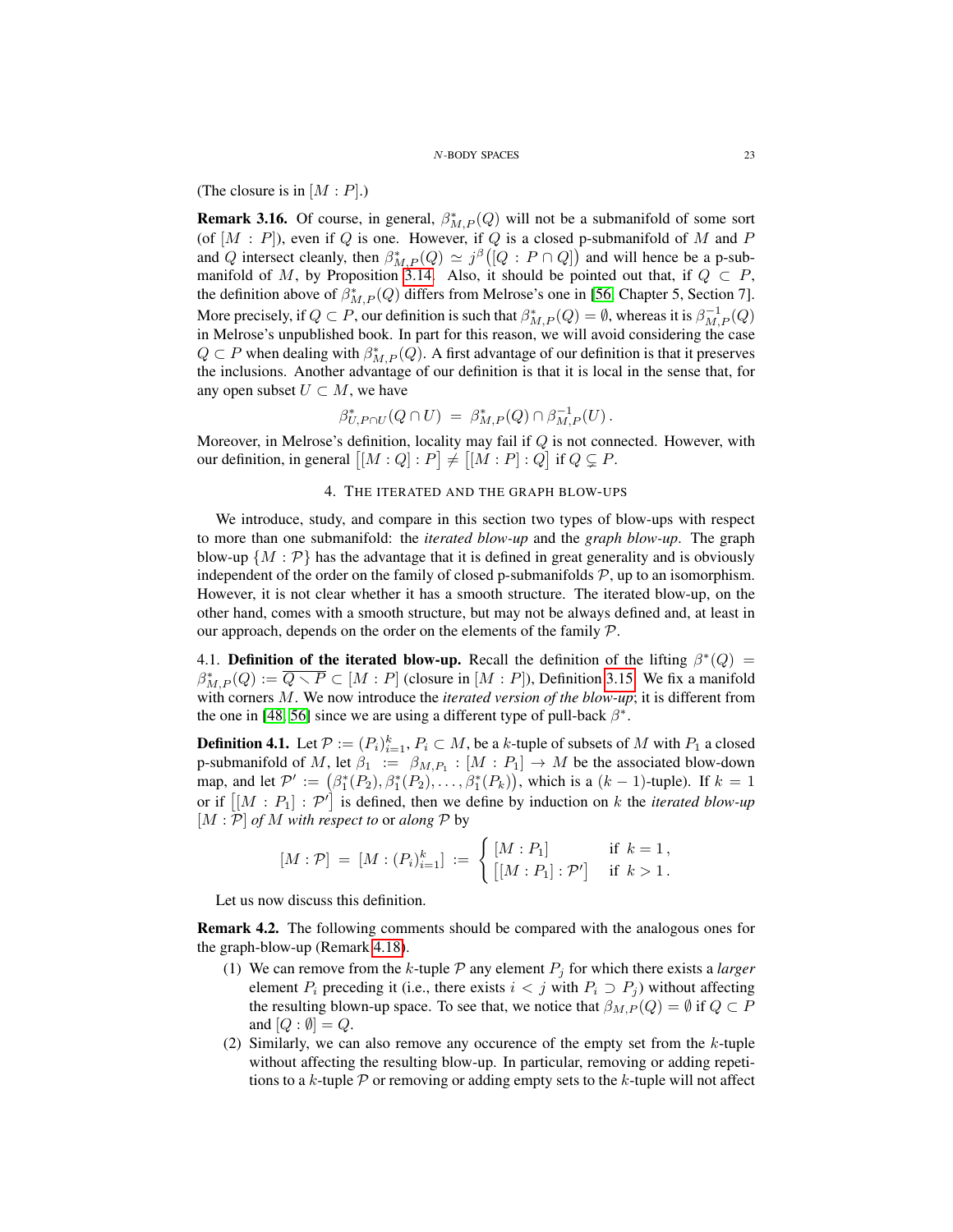(The closure is in $[M : P]$.)

**Remark 3.16.** Of course, in general, $\beta^*_{M,P}(Q)$ will not be a submanifold of some sort (of $[M : P]$), even if $Q$ is one. However, if $Q$ is a closed p-submanifold of $M$ and $P$ and $Q$ intersect cleanly, then $\beta^*_{M,P}(Q) \simeq j^\beta\big([Q : P \cap Q]\big)$ and will hence be a p-submanifold of $M$, by Proposition 3.14. Also, it should be pointed out that, if $Q \subset P$, the definition above of $\beta^*_{M,P}(Q)$ differs from Melrose's one in [56, Chapter 5, Section 7]. More precisely, if $Q \subset P$, our definition is such that $\beta^*_{M,P}(Q) = \emptyset$, whereas it is $\beta^{-1}_{M,P}(Q)$ in Melrose's unpublished book. In part for this reason, we will avoid considering the case $Q \subset P$ when dealing with $\beta^*_{M,P}(Q)$. A first advantage of our definition is that it preserves the inclusions. Another advantage of our definition is that it is local in the sense that, for any open subset $U \subset M$, we have

$$\beta^*_{U,P\cap U}(Q \cap U) \;=\; \beta^*_{M,P}(Q) \cap \beta^{-1}_{M,P}(U)\,.$$

Moreover, in Melrose's definition, locality may fail if $Q$ is not connected. However, with our definition, in general $\big[[M : Q] : P\big] \neq \big[[M : P] : Q\big]$ if $Q \subsetneq P$.

## 4. The iterated and the graph blow-ups

We introduce, study, and compare in this section two types of blow-ups with respect to more than one submanifold: the *iterated blow-up* and the *graph blow-up*. The graph blow-up $\{M : \mathcal{P}\}$ has the advantage that it is defined in great generality and is obviously independent of the order on the family of closed p-submanifolds $\mathcal{P}$, up to an isomorphism. However, it is not clear whether it has a smooth structure. The iterated blow-up, on the other hand, comes with a smooth structure, but may not be always defined and, at least in our approach, depends on the order on the elements of the family $\mathcal{P}$.

### 4.1. Definition of the iterated blow-up.

Recall the definition of the lifting $\beta^*(Q) = \beta^*_{M,P}(Q) := \overline{Q \smallsetminus P} \subset [M : P]$ (closure in $[M : P]$), Definition 3.15. We fix a manifold with corners $M$. We now introduce the *iterated version of the blow-up*; it is different from the one in [48, 56] since we are using a different type of pull-back $\beta^*$.

**Definition 4.1.** Let $\mathcal{P} := (P_i)_{i=1}^k$, $P_i \subset M$, be a $k$-tuple of subsets of $M$ with $P_1$ a closed p-submanifold of $M$, let $\beta_1 := \beta_{M,P_1} : [M : P_1] \to M$ be the associated blow-down map, and let $\mathcal{P}' := \big(\beta_1^*(P_2), \beta_1^*(P_2), \ldots, \beta_1^*(P_k)\big)$, which is a $(k-1)$-tuple). If $k = 1$ or if $\big[[M : P_1] : \mathcal{P}'\big]$ is defined, then we define by induction on $k$ the *iterated blow-up* $[M : \mathcal{P}]$ *of* $M$ *with respect to* or *along* $\mathcal{P}$ by

$$[M : \mathcal{P}] \;=\; [M : (P_i)_{i=1}^k] \;:=\; \begin{cases} [M : P_1] & \text{if } k = 1\,,\\ \big[[M : P_1] : \mathcal{P}'\big] & \text{if } k > 1\,. \end{cases}$$

Let us now discuss this definition.

**Remark 4.2.** The following comments should be compared with the analogous ones for the graph-blow-up (Remark 4.18).

(1) We can remove from the $k$-tuple $\mathcal{P}$ any element $P_j$ for which there exists a *larger* element $P_i$ preceding it (i.e., there exists $i < j$ with $P_i \supset P_j$) without affecting the resulting blown-up space. To see that, we notice that $\beta_{M,P}(Q) = \emptyset$ if $Q \subset P$ and $[Q : \emptyset] = Q$.

(2) Similarly, we can also remove any occurence of the empty set from the $k$-tuple without affecting the resulting blow-up. In particular, removing or adding repetitions to a $k$-tuple $\mathcal{P}$ or removing or adding empty sets to the $k$-tuple will not affect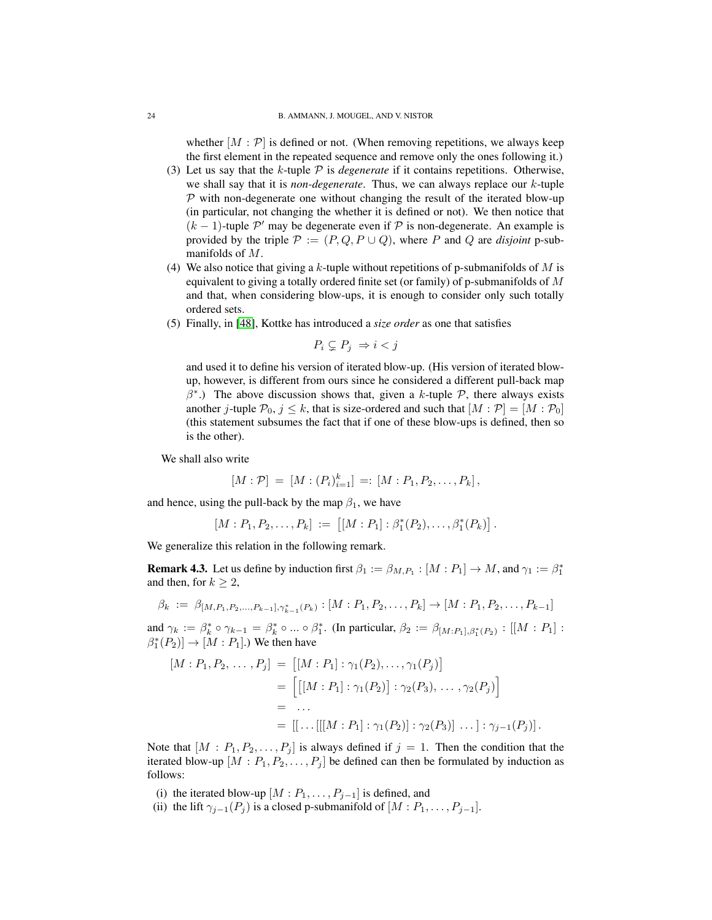whether $[M : \mathcal{P}]$ is defined or not. (When removing repetitions, we always keep the first element in the repeated sequence and remove only the ones following it.)

(3) Let us say that the $k$-tuple $\mathcal{P}$ is *degenerate* if it contains repetitions. Otherwise, we shall say that it is *non-degenerate*. Thus, we can always replace our $k$-tuple $\mathcal{P}$ with non-degenerate one without changing the result of the iterated blow-up (in particular, not changing the whether it is defined or not). We then notice that $(k-1)$-tuple $\mathcal{P}'$ may be degenerate even if $\mathcal{P}$ is non-degenerate. An example is provided by the triple $\mathcal{P} := (P, Q, P \cup Q)$, where $P$ and $Q$ are *disjoint* p-submanifolds of $M$.

(4) We also notice that giving a $k$-tuple without repetitions of p-submanifolds of $M$ is equivalent to giving a totally ordered finite set (or family) of p-submanifolds of $M$ and that, when considering blow-ups, it is enough to consider only such totally ordered sets.

(5) Finally, in [48], Kottke has introduced a *size order* as one that satisfies
$$P_i \subsetneq P_j \ \Rightarrow i < j$$
and used it to define his version of iterated blow-up. (His version of iterated blow-up, however, is different from ours since he considered a different pull-back map $\beta^*$.) The above discussion shows that, given a $k$-tuple $\mathcal{P}$, there always exists another $j$-tuple $\mathcal{P}_0$, $j \leq k$, that is size-ordered and such that $[M : \mathcal{P}] = [M : \mathcal{P}_0]$ (this statement subsumes the fact that if one of these blow-ups is defined, then so is the other).

We shall also write
$$[M : \mathcal{P}] \ = \ [M : (P_i)_{i=1}^k] \ =: \ [M : P_1, P_2, \ldots, P_k] \,,$$
and hence, using the pull-back by the map $\beta_1$, we have
$$[M : P_1, P_2, \ldots, P_k] \ := \ \big[[M : P_1] : \beta_1^*(P_2), \ldots, \beta_1^*(P_k)\big] \,.$$
We generalize this relation in the following remark.

**Remark 4.3.** Let us define by induction first $\beta_1 := \beta_{M,P_1} : [M : P_1] \to M$, and $\gamma_1 := \beta_1^*$ and then, for $k \geq 2$,
$$\beta_k \ := \ \beta_{[M,P_1,P_2,\ldots,P_{k-1}],\gamma_{k-1}^*(P_k)} : [M : P_1, P_2, \ldots, P_k] \to [M : P_1, P_2, \ldots, P_{k-1}]$$
and $\gamma_k := \beta_k^* \circ \gamma_{k-1} = \beta_k^* \circ ... \circ \beta_1^*$. (In particular, $\beta_2 := \beta_{[M:P_1],\beta_1^*(P_2)} : [[M : P_1] : \beta_1^*(P_2)] \to [M : P_1]$.) We then have
$$\begin{aligned}
[M : P_1, P_2, \ \ldots \ , P_j] \ &= \ \big[[M : P_1] : \gamma_1(P_2), \ldots, \gamma_1(P_j)\big] \\
&= \ \Big[\big[[M : P_1] : \gamma_1(P_2)\big] : \gamma_2(P_3), \ \ldots \ , \gamma_2(P_j)\Big] \\
&= \ \ldots \\
&= \ [[\ldots[[[M : P_1] : \gamma_1(P_2)] : \gamma_2(P_3)] \ \ldots \ ] : \gamma_{j-1}(P_j)] \,.
\end{aligned}$$
Note that $[M : P_1, P_2, \ldots, P_j]$ is always defined if $j = 1$. Then the condition that the iterated blow-up $[M : P_1, P_2, \ldots, P_j]$ be defined can then be formulated by induction as follows:

(i) the iterated blow-up $[M : P_1, \ldots, P_{j-1}]$ is defined, and
(ii) the lift $\gamma_{j-1}(P_j)$ is a closed p-submanifold of $[M : P_1, \ldots, P_{j-1}]$.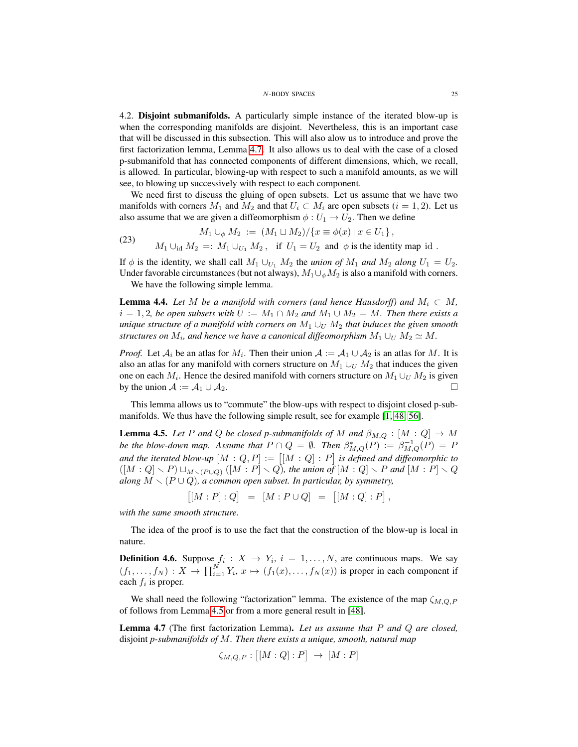4.2. **Disjoint submanifolds.** A particularly simple instance of the iterated blow-up is when the corresponding manifolds are disjoint. Nevertheless, this is an important case that will be discussed in this subsection. This will also alow us to introduce and prove the first factorization lemma, Lemma 4.7. It also allows us to deal with the case of a closed p-submanifold that has connected components of different dimensions, which, we recall, is allowed. In particular, blowing-up with respect to such a manifold amounts, as we will see, to blowing up successively with respect to each component.

We need first to discuss the gluing of open subsets. Let us assume that we have two manifolds with corners $M_1$ and $M_2$ and that $U_i \subset M_i$ are open subsets ($i = 1, 2$). Let us also assume that we are given a diffeomorphism $\phi : U_1 \to U_2$. Then we define

$$
\begin{aligned}
M_1 \cup_\phi M_2 \ &:= \ (M_1 \sqcup M_2)/\{x \equiv \phi(x) \mid x \in U_1\}\,, \\
M_1 \cup_{\mathrm{id}} M_2 \ &=: \ M_1 \cup_{U_1} M_2\,, \quad \text{if } U_1 = U_2 \ \text{ and } \ \phi \text{ is the identity map id}\,.
\end{aligned} \tag{23}
$$

If $\phi$ is the identity, we shall call $M_1 \cup_{U_1} M_2$ the *union of $M_1$ and $M_2$ along $U_1 = U_2$*. Under favorable circumstances (but not always), $M_1 \cup_\phi M_2$ is also a manifold with corners.

We have the following simple lemma.

**Lemma 4.4.** *Let $M$ be a manifold with corners (and hence Hausdorff) and $M_i \subset M$, $i = 1, 2$, be open subsets with $U := M_1 \cap M_2$ and $M_1 \cup M_2 = M$. Then there exists a unique structure of a manifold with corners on $M_1 \cup_U M_2$ that induces the given smooth structures on $M_i$, and hence we have a canonical diffeomorphism $M_1 \cup_U M_2 \simeq M$.*

*Proof.* Let $\mathcal{A}_i$ be an atlas for $M_i$. Then their union $\mathcal{A} := \mathcal{A}_1 \cup \mathcal{A}_2$ is an atlas for $M$. It is also an atlas for any manifold with corners structure on $M_1 \cup_U M_2$ that induces the given one on each $M_i$. Hence the desired manifold with corners structure on $M_1 \cup_U M_2$ is given by the union $\mathcal{A} := \mathcal{A}_1 \cup \mathcal{A}_2$. □

This lemma allows us to "commute" the blow-ups with respect to disjoint closed p-submanifolds. We thus have the following simple result, see for example [1, 48, 56].

**Lemma 4.5.** *Let $P$ and $Q$ be closed p-submanifolds of $M$ and $\beta_{M,Q} : [M : Q] \to M$ be the blow-down map. Assume that $P \cap Q = \emptyset$. Then $\beta_{M,Q}^*(P) := \beta_{M,Q}^{-1}(P) = P$ and the iterated blow-up $[M : Q, P] := \big[[M : Q] : P\big]$ is defined and diffeomorphic to $([M : Q] \smallsetminus P) \sqcup_{M \smallsetminus (P \cup Q)} ([M : P] \smallsetminus Q)$, the union of $[M : Q] \smallsetminus P$ and $[M : P] \smallsetminus Q$ along $M \smallsetminus (P \cup Q)$, a common open subset. In particular, by symmetry,*

$$
\big[[M : P] : Q\big] \ = \ [M : P \cup Q] \ = \ \big[[M : Q] : P\big]\,,
$$

*with the same smooth structure.*

The idea of the proof is to use the fact that the construction of the blow-up is local in nature.

**Definition 4.6.** Suppose $f_i : X \to Y_i$, $i = 1, \ldots, N$, are continuous maps. We say $(f_1, \ldots, f_N) : X \to \prod_{i=1}^N Y_i$, $x \mapsto (f_1(x), \ldots, f_N(x))$ is proper in each component if each $f_i$ is proper.

We shall need the following "factorization" lemma. The existence of the map $\zeta_{M,Q,P}$ of follows from Lemma 4.5 or from a more general result in [48].

**Lemma 4.7** (The first factorization Lemma)**.** *Let us assume that $P$ and $Q$ are closed,* disjoint *p-submanifolds of $M$. Then there exists a unique, smooth, natural map*

$$
\zeta_{M,Q,P} : \big[[M : Q] : P\big] \ \to \ [M : P]
$$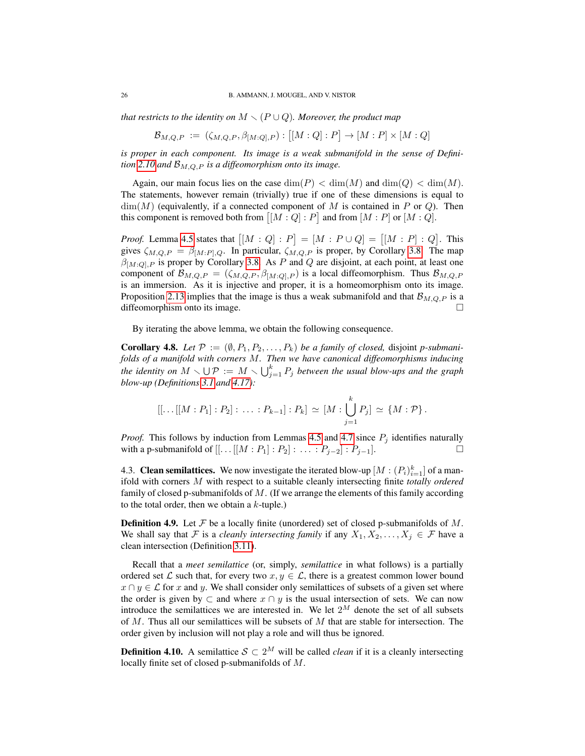*that restricts to the identity on $M \smallsetminus (P \cup Q)$. Moreover, the product map*

$$\mathcal{B}_{M,Q,P} := (\zeta_{M,Q,P}, \beta_{[M:Q],P}) : \big[[M:Q]:P\big] \to [M:P] \times [M:Q]$$

*is proper in each component. Its image is a weak submanifold in the sense of Definition 2.10 and $\mathcal{B}_{M,Q,P}$ is a diffeomorphism onto its image.*

Again, our main focus lies on the case $\dim(P) < \dim(M)$ and $\dim(Q) < \dim(M)$. The statements, however remain (trivially) true if one of these dimensions is equal to $\dim(M)$ (equivalently, if a connected component of $M$ is contained in $P$ or $Q$). Then this component is removed both from $\big[[M:Q]:P\big]$ and from $[M:P]$ or $[M:Q]$.

*Proof.* Lemma 4.5 states that $\big[[M:Q]:P\big] = [M:P \cup Q] = \big[[M:P]:Q\big]$. This gives $\zeta_{M,Q,P} = \beta_{[M:P],Q}$. In particular, $\zeta_{M,Q,P}$ is proper, by Corollary 3.8. The map $\beta_{[M:Q],P}$ is proper by Corollary 3.8. As $P$ and $Q$ are disjoint, at each point, at least one component of $\mathcal{B}_{M,Q,P} = (\zeta_{M,Q,P}, \beta_{[M:Q],P})$ is a local diffeomorphism. Thus $\mathcal{B}_{M,Q,P}$ is an immersion. As it is injective and proper, it is a homeomorphism onto its image. Proposition 2.13 implies that the image is thus a weak submanifold and that $\mathcal{B}_{M,Q,P}$ is a diffeomorphism onto its image. □

By iterating the above lemma, we obtain the following consequence.

**Corollary 4.8.** *Let $\mathcal{P} := (\emptyset, P_1, P_2, \dots, P_k)$ be a family of closed,* disjoint *p-submanifolds of a manifold with corners $M$. Then we have canonical diffeomorphisms inducing the identity on $M \smallsetminus \bigcup \mathcal{P} := M \smallsetminus \bigcup_{j=1}^{k} P_j$ between the usual blow-ups and the graph blow-up (Definitions 3.1 and 4.17):*

$$[[\dots[[M:P_1]:P_2]: \ \dots \ :P_{k-1}]:P_k] \simeq [M:\bigcup_{j=1}^{k} P_j] \simeq \{M:\mathcal{P}\}.$$

*Proof.* This follows by induction from Lemmas 4.5 and 4.7 since $P_j$ identifies naturally with a p-submanifold of $[[\dots[[M:P_1]:P_2]: \ \dots \ :P_{j-2}]:P_{j-1}]$. □

4.3. **Clean semilattices.** We now investigate the iterated blow-up $[M:(P_i)_{i=1}^{k}]$ of a manifold with corners $M$ with respect to a suitable cleanly intersecting finite *totally ordered* family of closed p-submanifolds of $M$. (If we arrange the elements of this family according to the total order, then we obtain a $k$-tuple.)

**Definition 4.9.** Let $\mathcal{F}$ be a locally finite (unordered) set of closed p-submanifolds of $M$. We shall say that $\mathcal{F}$ is a *cleanly intersecting family* if any $X_1, X_2, \dots, X_j \in \mathcal{F}$ have a clean intersection (Definition 3.11).

Recall that a *meet semilattice* (or, simply, *semilattice* in what follows) is a partially ordered set $\mathcal{L}$ such that, for every two $x, y \in \mathcal{L}$, there is a greatest common lower bound $x \cap y \in \mathcal{L}$ for $x$ and $y$. We shall consider only semilattices of subsets of a given set where the order is given by $\subset$ and where $x \cap y$ is the usual intersection of sets. We can now introduce the semilattices we are interested in. We let $2^M$ denote the set of all subsets of $M$. Thus all our semilattices will be subsets of $M$ that are stable for intersection. The order given by inclusion will not play a role and will thus be ignored.

**Definition 4.10.** A semilattice $\mathcal{S} \subset 2^M$ will be called *clean* if it is a cleanly intersecting locally finite set of closed p-submanifolds of $M$.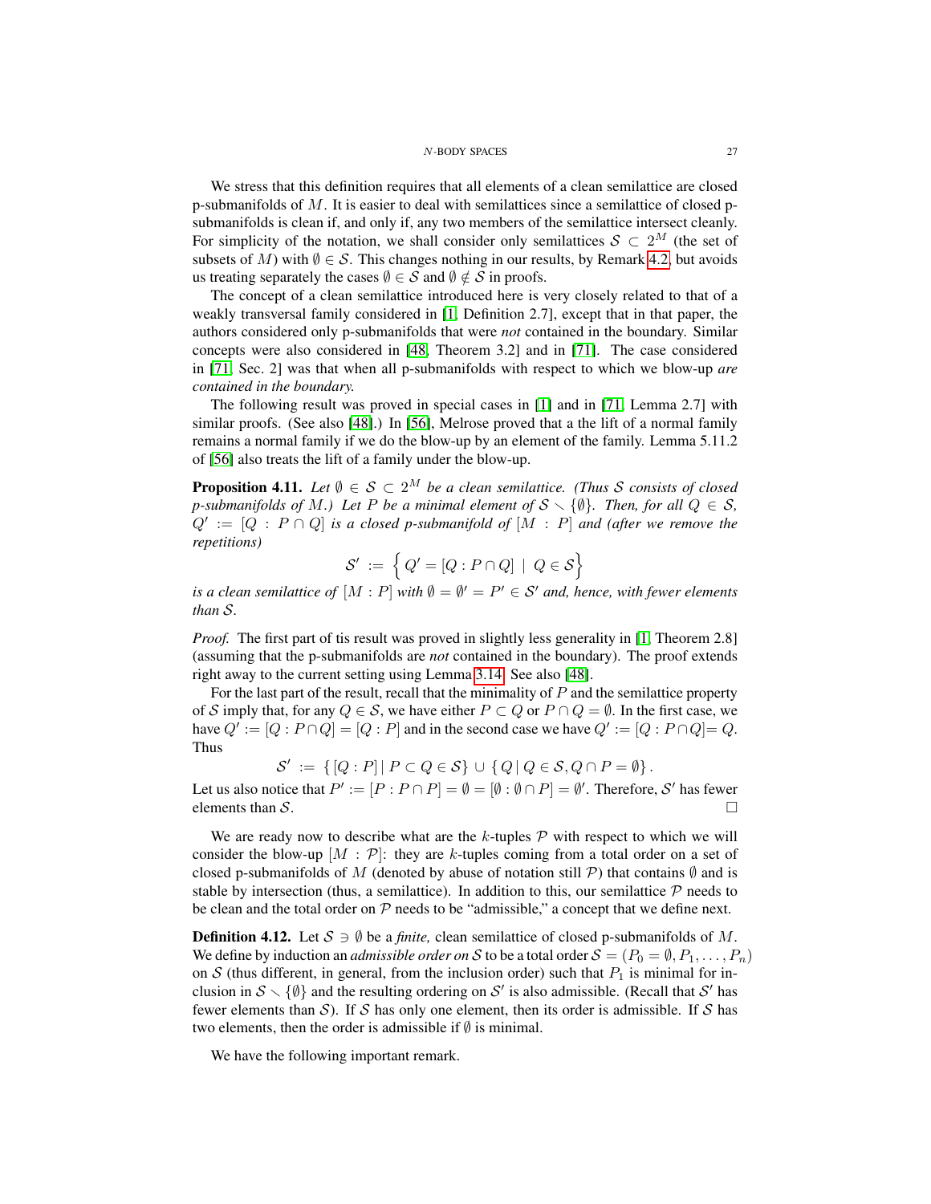We stress that this definition requires that all elements of a clean semilattice are closed p-submanifolds of $M$. It is easier to deal with semilattices since a semilattice of closed p-submanifolds is clean if, and only if, any two members of the semilattice intersect cleanly. For simplicity of the notation, we shall consider only semilattices $\mathcal{S} \subset 2^M$ (the set of subsets of $M$) with $\emptyset \in \mathcal{S}$. This changes nothing in our results, by Remark 4.2, but avoids us treating separately the cases $\emptyset \in \mathcal{S}$ and $\emptyset \notin \mathcal{S}$ in proofs.

The concept of a clean semilattice introduced here is very closely related to that of a weakly transversal family considered in [1, Definition 2.7], except that in that paper, the authors considered only p-submanifolds that were *not* contained in the boundary. Similar concepts were also considered in [48, Theorem 3.2] and in [71]. The case considered in [71, Sec. 2] was that when all p-submanifolds with respect to which we blow-up *are contained in the boundary.*

The following result was proved in special cases in [1] and in [71, Lemma 2.7] with similar proofs. (See also [48].) In [56], Melrose proved that a the lift of a normal family remains a normal family if we do the blow-up by an element of the family. Lemma 5.11.2 of [56] also treats the lift of a family under the blow-up.

**Proposition 4.11.** *Let $\emptyset \in \mathcal{S} \subset 2^M$ be a clean semilattice. (Thus $\mathcal{S}$ consists of closed p-submanifolds of $M$.) Let $P$ be a minimal element of $\mathcal{S} \smallsetminus \{\emptyset\}$. Then, for all $Q \in \mathcal{S}$, $Q' := [Q : P \cap Q]$ is a closed p-submanifold of $[M : P]$ and (after we remove the repetitions)*

$$\mathcal{S}' := \Big\{ Q' = [Q : P \cap Q] \mid Q \in \mathcal{S} \Big\}$$

*is a clean semilattice of $[M : P]$ with $\emptyset = \emptyset' = P' \in \mathcal{S}'$ and, hence, with fewer elements than $\mathcal{S}$.*

*Proof.* The first part of tis result was proved in slightly less generality in [1, Theorem 2.8] (assuming that the p-submanifolds are *not* contained in the boundary). The proof extends right away to the current setting using Lemma 3.14. See also [48].

For the last part of the result, recall that the minimality of $P$ and the semilattice property of $\mathcal{S}$ imply that, for any $Q \in \mathcal{S}$, we have either $P \subset Q$ or $P \cap Q = \emptyset$. In the first case, we have $Q' := [Q : P \cap Q] = [Q : P]$ and in the second case we have $Q' := [Q : P \cap Q] = Q$. Thus

$$\mathcal{S}' := \{ [Q : P] \mid P \subset Q \in \mathcal{S} \} \cup \{ Q \mid Q \in \mathcal{S}, Q \cap P = \emptyset \}.$$

Let us also notice that $P' := [P : P \cap P] = \emptyset = [\emptyset : \emptyset \cap P] = \emptyset'$. Therefore, $\mathcal{S}'$ has fewer elements than $\mathcal{S}$. $\square$

We are ready now to describe what are the $k$-tuples $\mathcal{P}$ with respect to which we will consider the blow-up $[M : \mathcal{P}]$: they are $k$-tuples coming from a total order on a set of closed p-submanifolds of $M$ (denoted by abuse of notation still $\mathcal{P}$) that contains $\emptyset$ and is stable by intersection (thus, a semilattice). In addition to this, our semilattice $\mathcal{P}$ needs to be clean and the total order on $\mathcal{P}$ needs to be "admissible," a concept that we define next.

**Definition 4.12.** Let $\mathcal{S} \ni \emptyset$ be a *finite,* clean semilattice of closed p-submanifolds of $M$. We define by induction an *admissible order on* $\mathcal{S}$ to be a total order $\mathcal{S} = (P_0 = \emptyset, P_1, \ldots, P_n)$ on $\mathcal{S}$ (thus different, in general, from the inclusion order) such that $P_1$ is minimal for inclusion in $\mathcal{S} \smallsetminus \{\emptyset\}$ and the resulting ordering on $\mathcal{S}'$ is also admissible. (Recall that $\mathcal{S}'$ has fewer elements than $\mathcal{S}$). If $\mathcal{S}$ has only one element, then its order is admissible. If $\mathcal{S}$ has two elements, then the order is admissible if $\emptyset$ is minimal.

We have the following important remark.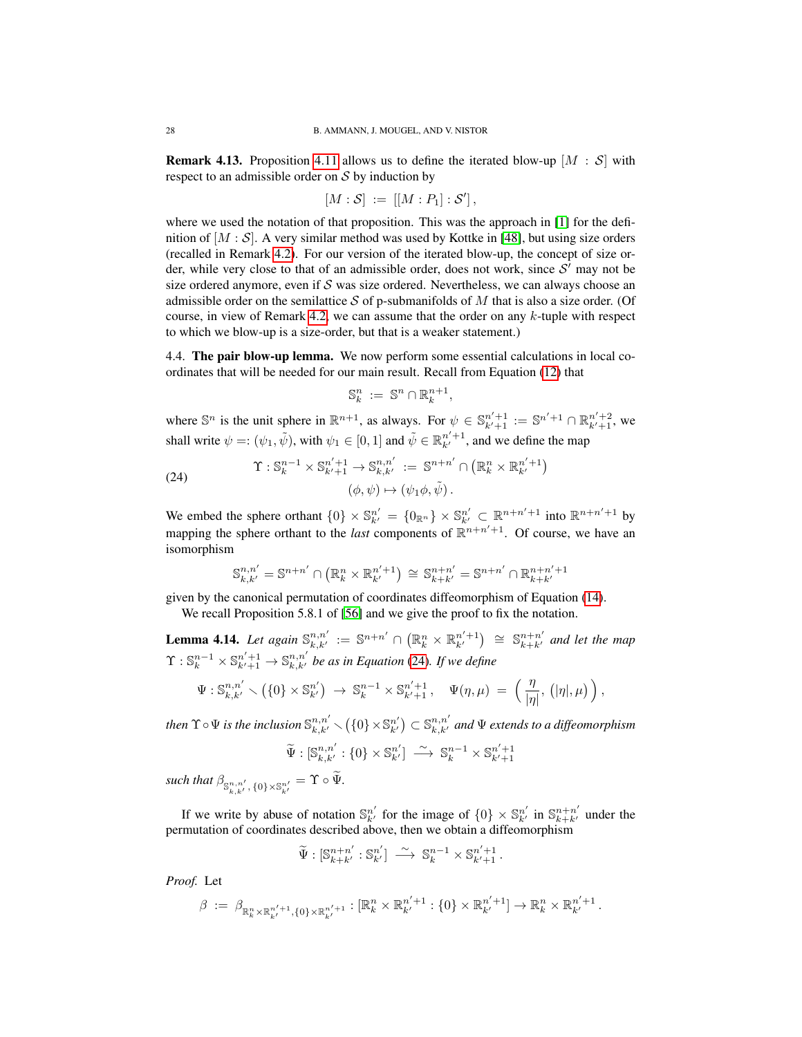**Remark 4.13.** Proposition 4.11 allows us to define the iterated blow-up $[M : \mathcal{S}]$ with respect to an admissible order on $\mathcal{S}$ by induction by

$$[M : \mathcal{S}] \;:=\; [[M : P_1] : \mathcal{S}'] \,,$$

where we used the notation of that proposition. This was the approach in [1] for the definition of $[M : \mathcal{S}]$. A very similar method was used by Kottke in [48], but using size orders (recalled in Remark 4.2). For our version of the iterated blow-up, the concept of size order, while very close to that of an admissible order, does not work, since $\mathcal{S}'$ may not be size ordered anymore, even if $\mathcal{S}$ was size ordered. Nevertheless, we can always choose an admissible order on the semilattice $\mathcal{S}$ of p-submanifolds of $M$ that is also a size order. (Of course, in view of Remark 4.2, we can assume that the order on any $k$-tuple with respect to which we blow-up is a size-order, but that is a weaker statement.)

4.4. **The pair blow-up lemma.** We now perform some essential calculations in local coordinates that will be needed for our main result. Recall from Equation (12) that

$$\mathbb{S}^n_k \;:=\; \mathbb{S}^n \cap \mathbb{R}^{n+1}_k,$$

where $\mathbb{S}^n$ is the unit sphere in $\mathbb{R}^{n+1}$, as always. For $\psi \in \mathbb{S}^{n'+1}_{k'+1} := \mathbb{S}^{n'+1} \cap \mathbb{R}^{n'+2}_{k'+1}$, we shall write $\psi =: (\psi_1, \tilde{\psi})$, with $\psi_1 \in [0,1]$ and $\tilde{\psi} \in \mathbb{R}^{n'+1}_{k'}$, and we define the map

$$\begin{aligned}
\Upsilon : \mathbb{S}^{n-1}_k \times \mathbb{S}^{n'+1}_{k'+1} \to \mathbb{S}^{n,n'}_{k,k'} \;&:=\; \mathbb{S}^{n+n'} \cap \big(\mathbb{R}^n_k \times \mathbb{R}^{n'+1}_{k'}\big) \\
(\phi, \psi) &\mapsto (\psi_1 \phi, \tilde{\psi})\,.
\end{aligned} \tag{24}$$

We embed the sphere orthant $\{0\} \times \mathbb{S}^{n'}_{k'} = \{0_{\mathbb{R}^n}\} \times \mathbb{S}^{n'}_{k'} \subset \mathbb{R}^{n+n'+1}$ into $\mathbb{R}^{n+n'+1}$ by mapping the sphere orthant to the *last* components of $\mathbb{R}^{n+n'+1}$. Of course, we have an isomorphism

$$\mathbb{S}^{n,n'}_{k,k'} = \mathbb{S}^{n+n'} \cap \big(\mathbb{R}^n_k \times \mathbb{R}^{n'+1}_{k'}\big) \;\cong\; \mathbb{S}^{n+n'}_{k+k'} = \mathbb{S}^{n+n'} \cap \mathbb{R}^{n+n'+1}_{k+k'}$$

given by the canonical permutation of coordinates diffeomorphism of Equation (14).

We recall Proposition 5.8.1 of [56] and we give the proof to fix the notation.

**Lemma 4.14.** *Let again* $\mathbb{S}^{n,n'}_{k,k'} := \mathbb{S}^{n+n'} \cap \big(\mathbb{R}^n_k \times \mathbb{R}^{n'+1}_{k'}\big) \;\cong\; \mathbb{S}^{n+n'}_{k+k'}$ *and let the map* $\Upsilon : \mathbb{S}^{n-1}_k \times \mathbb{S}^{n'+1}_{k'+1} \to \mathbb{S}^{n,n'}_{k,k'}$ *be as in Equation (24). If we define*

$$\Psi : \mathbb{S}^{n,n'}_{k,k'} \smallsetminus \big(\{0\} \times \mathbb{S}^{n'}_{k'}\big) \;\to\; \mathbb{S}^{n-1}_k \times \mathbb{S}^{n'+1}_{k'+1}\,, \quad \Psi(\eta, \mu) \;=\; \Big(\,\frac{\eta}{|\eta|},\, (|\eta|, \mu)\,\Big)\,,$$

*then* $\Upsilon \circ \Psi$ *is the inclusion* $\mathbb{S}^{n,n'}_{k,k'} \smallsetminus \big(\{0\} \times \mathbb{S}^{n'}_{k'}\big) \subset \mathbb{S}^{n,n'}_{k,k'}$ *and* $\Psi$ *extends to a diffeomorphism*

$$\widetilde{\Psi} : [\mathbb{S}^{n,n'}_{k,k'} : \{0\} \times \mathbb{S}^{n'}_{k'}] \;\xrightarrow{\;\sim\;}\; \mathbb{S}^{n-1}_k \times \mathbb{S}^{n'+1}_{k'+1}$$

*such that* $\beta_{\mathbb{S}^{n,n'}_{k,k'},\, \{0\} \times \mathbb{S}^{n'}_{k'}} = \Upsilon \circ \widetilde{\Psi}$.

If we write by abuse of notation $\mathbb{S}^{n'}_{k'}$ for the image of $\{0\} \times \mathbb{S}^{n'}_{k'}$ in $\mathbb{S}^{n+n'}_{k+k'}$ under the permutation of coordinates described above, then we obtain a diffeomorphism

$$\widetilde{\Psi} : [\mathbb{S}^{n+n'}_{k+k'} : \mathbb{S}^{n'}_{k'}] \;\xrightarrow{\;\sim\;}\; \mathbb{S}^{n-1}_k \times \mathbb{S}^{n'+1}_{k'+1}\,.$$

*Proof.* Let

$$\beta \;:=\; \beta_{\mathbb{R}^n_k \times \mathbb{R}^{n'+1}_{k'},\, \{0\} \times \mathbb{R}^{n'+1}_{k'}} : [\mathbb{R}^n_k \times \mathbb{R}^{n'+1}_{k'} : \{0\} \times \mathbb{R}^{n'+1}_{k'}] \to \mathbb{R}^n_k \times \mathbb{R}^{n'+1}_{k'}\,.$$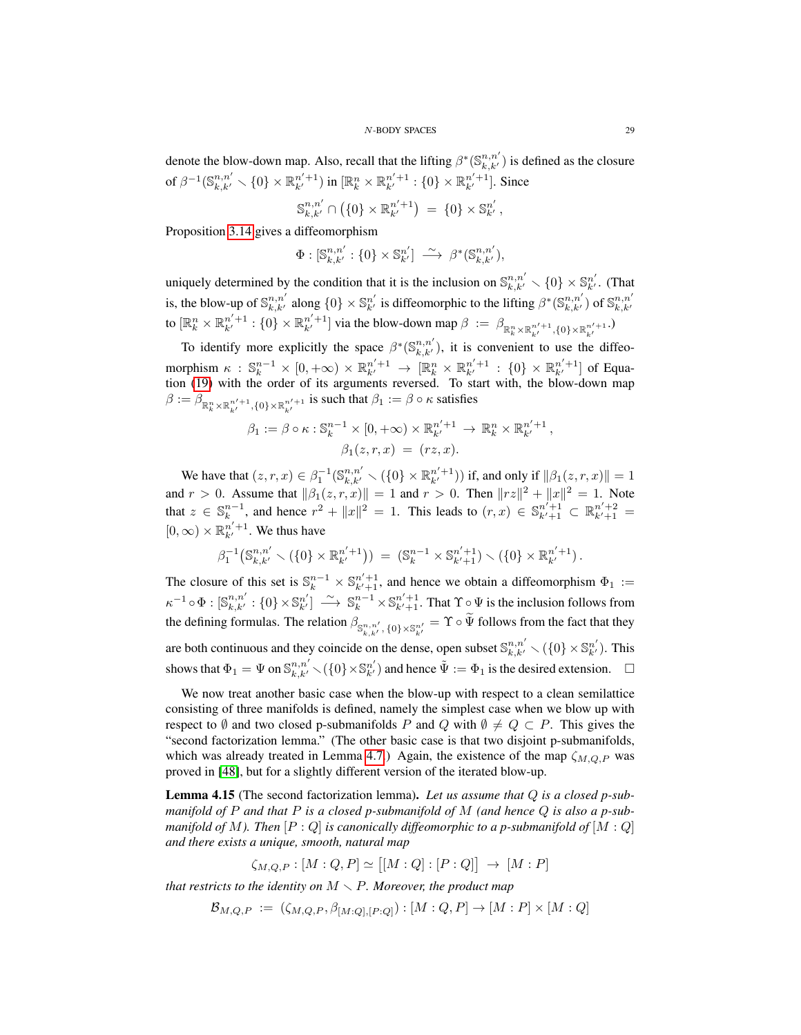denote the blow-down map. Also, recall that the lifting $\beta^*(\mathbb{S}^{n,n'}_{k,k'})$ is defined as the closure of $\beta^{-1}(\mathbb{S}^{n,n'}_{k,k'} \smallsetminus \{0\} \times \mathbb{R}^{n'+1}_{k'})$ in $[\mathbb{R}^n_k \times \mathbb{R}^{n'+1}_{k'} : \{0\} \times \mathbb{R}^{n'+1}_{k'}]$. Since

$$\mathbb{S}^{n,n'}_{k,k'} \cap \big(\{0\} \times \mathbb{R}^{n'+1}_{k'}\big) \;=\; \{0\} \times \mathbb{S}^{n'}_{k'}\,,$$

Proposition 3.14 gives a diffeomorphism

$$\Phi : [\mathbb{S}^{n,n'}_{k,k'} : \{0\} \times \mathbb{S}^{n'}_{k'}] \;\xrightarrow{\sim}\; \beta^*(\mathbb{S}^{n,n'}_{k,k'}),$$

uniquely determined by the condition that it is the inclusion on $\mathbb{S}^{n,n'}_{k,k'} \smallsetminus \{0\} \times \mathbb{S}^{n'}_{k'}$. (That is, the blow-up of $\mathbb{S}^{n,n'}_{k,k'}$ along $\{0\} \times \mathbb{S}^{n'}_{k'}$ is diffeomorphic to the lifting $\beta^*(\mathbb{S}^{n,n'}_{k,k'})$ of $\mathbb{S}^{n,n'}_{k,k'}$ to $[\mathbb{R}^n_k \times \mathbb{R}^{n'+1}_{k'} : \{0\} \times \mathbb{R}^{n'+1}_{k'}]$ via the blow-down map $\beta := \beta_{\mathbb{R}^n_k \times \mathbb{R}^{n'+1}_{k'}, \{0\} \times \mathbb{R}^{n'+1}_{k'}}$.)

To identify more explicitly the space $\beta^*(\mathbb{S}^{n,n'}_{k,k'})$, it is convenient to use the diffeomorphism $\kappa : \mathbb{S}^{n-1}_k \times [0, +\infty) \times \mathbb{R}^{n'+1}_{k'} \to [\mathbb{R}^n_k \times \mathbb{R}^{n'+1}_{k'} : \{0\} \times \mathbb{R}^{n'+1}_{k'}]$ of Equation (19) with the order of its arguments reversed. To start with, the blow-down map $\beta := \beta_{\mathbb{R}^n_k \times \mathbb{R}^{n'+1}_{k'}, \{0\} \times \mathbb{R}^{n'+1}_{k'}}$ is such that $\beta_1 := \beta \circ \kappa$ satisfies

$$\begin{aligned}\beta_1 := \beta \circ \kappa : \mathbb{S}^{n-1}_k \times [0, +\infty) \times \mathbb{R}^{n'+1}_{k'} \;&\to\; \mathbb{R}^n_k \times \mathbb{R}^{n'+1}_{k'}\,,\\ \beta_1(z, r, x) \;&=\; (rz, x).\end{aligned}$$

We have that $(z, r, x) \in \beta_1^{-1}(\mathbb{S}^{n,n'}_{k,k'} \smallsetminus (\{0\} \times \mathbb{R}^{n'+1}_{k'}))$ if, and only if $\|\beta_1(z, r, x)\| = 1$ and $r > 0$. Assume that $\|\beta_1(z, r, x)\| = 1$ and $r > 0$. Then $\|rz\|^2 + \|x\|^2 = 1$. Note that $z \in \mathbb{S}^{n-1}_k$, and hence $r^2 + \|x\|^2 = 1$. This leads to $(r, x) \in \mathbb{S}^{n'+1}_{k'+1} \subset \mathbb{R}^{n'+2}_{k'+1} = [0, \infty) \times \mathbb{R}^{n'+1}_{k'}$. We thus have

$$\beta_1^{-1}\big(\mathbb{S}^{n,n'}_{k,k'} \smallsetminus (\{0\} \times \mathbb{R}^{n'+1}_{k'})\big) \;=\; (\mathbb{S}^{n-1}_k \times \mathbb{S}^{n'+1}_{k'+1}) \smallsetminus (\{0\} \times \mathbb{R}^{n'+1}_{k'})\,.$$

The closure of this set is $\mathbb{S}^{n-1}_k \times \mathbb{S}^{n'+1}_{k'+1}$, and hence we obtain a diffeomorphism $\Phi_1 := \kappa^{-1} \circ \Phi : [\mathbb{S}^{n,n'}_{k,k'} : \{0\} \times \mathbb{S}^{n'}_{k'}] \xrightarrow{\sim} \mathbb{S}^{n-1}_k \times \mathbb{S}^{n'+1}_{k'+1}$. That $\Upsilon \circ \Psi$ is the inclusion follows from the defining formulas. The relation $\beta_{\mathbb{S}^{n,n'}_{k,k'}, \{0\} \times \mathbb{S}^{n'}_{k'}} = \Upsilon \circ \widetilde{\Psi}$ follows from the fact that they are both continuous and they coincide on the dense, open subset $\mathbb{S}^{n,n'}_{k,k'} \smallsetminus (\{0\} \times \mathbb{S}^{n'}_{k'})$. This shows that $\Phi_1 = \Psi$ on $\mathbb{S}^{n,n'}_{k,k'} \smallsetminus (\{0\} \times \mathbb{S}^{n'}_{k'})$ and hence $\tilde{\Psi} := \Phi_1$ is the desired extension. $\square$

We now treat another basic case when the blow-up with respect to a clean semilattice consisting of three manifolds is defined, namely the simplest case when we blow up with respect to $\emptyset$ and two closed p-submanifolds $P$ and $Q$ with $\emptyset \neq Q \subset P$. This gives the "second factorization lemma." (The other basic case is that two disjoint p-submanifolds, which was already treated in Lemma 4.7.) Again, the existence of the map $\zeta_{M,Q,P}$ was proved in [48], but for a slightly different version of the iterated blow-up.

**Lemma 4.15** (The second factorization lemma). *Let us assume that $Q$ is a closed p-submanifold of $P$ and that $P$ is a closed p-submanifold of $M$ (and hence $Q$ is also a p-submanifold of $M$). Then $[P : Q]$ is canonically diffeomorphic to a p-submanifold of $[M : Q]$ and there exists a unique, smooth, natural map*

$$\zeta_{M,Q,P} : [M : Q, P] \simeq \big[[M : Q] : [P : Q]\big] \;\to\; [M : P]$$

*that restricts to the identity on $M \smallsetminus P$. Moreover, the product map*

$$\mathcal{B}_{M,Q,P} \;:=\; (\zeta_{M,Q,P}, \beta_{[M:Q],[P:Q]}) : [M : Q, P] \to [M : P] \times [M : Q]$$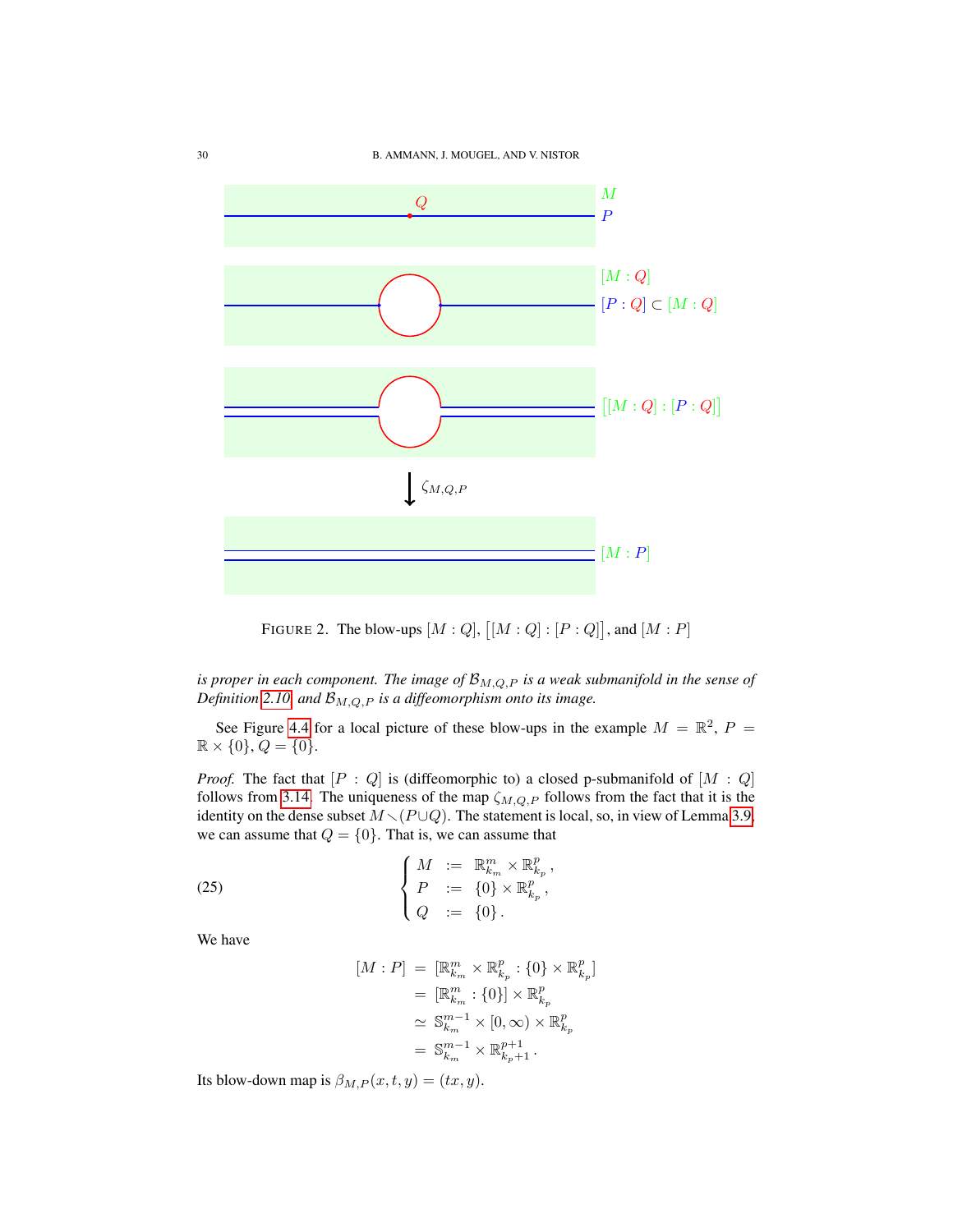FIGURE 2. The blow-ups $[M : Q]$, $\big[[M : Q] : [P : Q]\big]$, and $[M : P]$

*is proper in each component. The image of $\mathcal{B}_{M,Q,P}$ is a weak submanifold in the sense of Definition 2.10, and $\mathcal{B}_{M,Q,P}$ is a diffeomorphism onto its image.*

See Figure 4.4 for a local picture of these blow-ups in the example $M = \mathbb{R}^2$, $P = \mathbb{R} \times \{0\}$, $Q = \{0\}$.

*Proof.* The fact that $[P : Q]$ is (diffeomorphic to) a closed p-submanifold of $[M : Q]$ follows from 3.14. The uniqueness of the map $\zeta_{M,Q,P}$ follows from the fact that it is the identity on the dense subset $M \smallsetminus (P \cup Q)$. The statement is local, so, in view of Lemma 3.9, we can assume that $Q = \{0\}$. That is, we can assume that

$$
\begin{cases} M & := & \mathbb{R}^m_{k_m} \times \mathbb{R}^p_{k_p}\,, \\ P & := & \{0\} \times \mathbb{R}^p_{k_p}\,, \\ Q & := & \{0\}\,. \end{cases} \tag{25}
$$

We have

$$
\begin{aligned}
[M : P] &= [\mathbb{R}^m_{k_m} \times \mathbb{R}^p_{k_p} : \{0\} \times \mathbb{R}^p_{k_p}] \\
&= [\mathbb{R}^m_{k_m} : \{0\}] \times \mathbb{R}^p_{k_p} \\
&\simeq \mathbb{S}^{m-1}_{k_m} \times [0, \infty) \times \mathbb{R}^p_{k_p} \\
&= \mathbb{S}^{m-1}_{k_m} \times \mathbb{R}^{p+1}_{k_p+1}\,.
\end{aligned}
$$

Its blow-down map is $\beta_{M,P}(x, t, y) = (tx, y)$.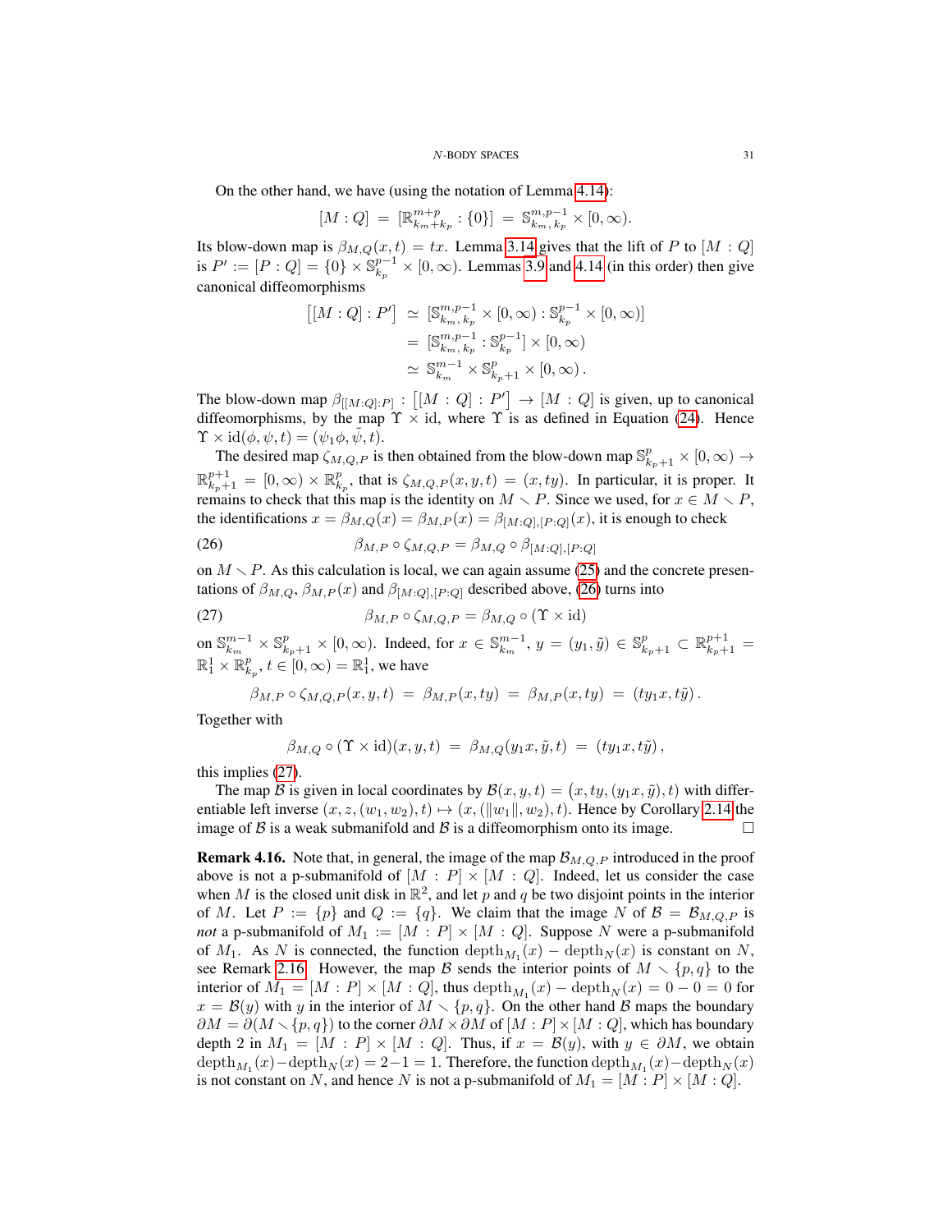On the other hand, we have (using the notation of Lemma 4.14):

$$[M : Q] \;=\; [\mathbb{R}^{m+p}_{k_m+k_p} : \{0\}] \;=\; \mathbb{S}^{m,p-1}_{k_m,\,k_p} \times [0,\infty).$$

Its blow-down map is $\beta_{M,Q}(x,t) = tx$. Lemma 3.14 gives that the lift of $P$ to $[M : Q]$ is $P' := [P : Q] = \{0\} \times \mathbb{S}^{p-1}_{k_p} \times [0,\infty)$. Lemmas 3.9 and 4.14 (in this order) then give canonical diffeomorphisms

$$\begin{aligned}
\big[[M : Q] : P'\big] \;&\simeq\; [\mathbb{S}^{m,p-1}_{k_m,\,k_p} \times [0,\infty) : \mathbb{S}^{p-1}_{k_p} \times [0,\infty)] \\
&=\; [\mathbb{S}^{m,p-1}_{k_m,\,k_p} : \mathbb{S}^{p-1}_{k_p}] \times [0,\infty) \\
&\simeq\; \mathbb{S}^{m-1}_{k_m} \times \mathbb{S}^{p}_{k_p+1} \times [0,\infty)\,.
\end{aligned}$$

The blow-down map $\beta_{[[M:Q]:P]} : \big[[M : Q] : P'\big] \to [M : Q]$ is given, up to canonical diffeomorphisms, by the map $\Upsilon \times \mathrm{id}$, where $\Upsilon$ is as defined in Equation (24). Hence $\Upsilon \times \mathrm{id}(\phi,\psi,t) = (\psi_1\phi, \tilde\psi, t)$.

The desired map $\zeta_{M,Q,P}$ is then obtained from the blow-down map $\mathbb{S}^{p}_{k_p+1} \times [0,\infty) \to \mathbb{R}^{p+1}_{k_p+1} = [0,\infty) \times \mathbb{R}^{p}_{k_p}$, that is $\zeta_{M,Q,P}(x,y,t) = (x, ty)$. In particular, it is proper. It remains to check that this map is the identity on $M \smallsetminus P$. Since we used, for $x \in M \smallsetminus P$, the identifications $x = \beta_{M,Q}(x) = \beta_{M,P}(x) = \beta_{[M:Q],[P:Q]}(x)$, it is enough to check

$$\beta_{M,P} \circ \zeta_{M,Q,P} = \beta_{M,Q} \circ \beta_{[M:Q],[P:Q]} \tag{26}$$

on $M \smallsetminus P$. As this calculation is local, we can again assume (25) and the concrete presentations of $\beta_{M,Q}$, $\beta_{M,P}(x)$ and $\beta_{[M:Q],[P:Q]}$ described above, (26) turns into

$$\beta_{M,P} \circ \zeta_{M,Q,P} = \beta_{M,Q} \circ (\Upsilon \times \mathrm{id}) \tag{27}$$

on $\mathbb{S}^{m-1}_{k_m} \times \mathbb{S}^{p}_{k_p+1} \times [0,\infty)$. Indeed, for $x \in \mathbb{S}^{m-1}_{k_m}$, $y = (y_1, \tilde y) \in \mathbb{S}^{p}_{k_p+1} \subset \mathbb{R}^{p+1}_{k_p+1} = \mathbb{R}^1_1 \times \mathbb{R}^p_{k_p}$, $t \in [0,\infty) = \mathbb{R}^1_1$, we have

$$\beta_{M,P} \circ \zeta_{M,Q,P}(x,y,t) \;=\; \beta_{M,P}(x,ty) \;=\; \beta_{M,P}(x,ty) \;=\; (ty_1x, t\tilde y)\,.$$

Together with

$$\beta_{M,Q} \circ (\Upsilon \times \mathrm{id})(x,y,t) \;=\; \beta_{M,Q}(y_1x, \tilde y, t) \;=\; (ty_1x, t\tilde y)\,,$$

this implies (27).

The map $\mathcal{B}$ is given in local coordinates by $\mathcal{B}(x,y,t) = \big(x, ty, (y_1x, \tilde y), t\big)$ with differentiable left inverse $(x, z, (w_1, w_2), t) \mapsto (x, (\|w_1\|, w_2), t)$. Hence by Corollary 2.14 the image of $\mathcal{B}$ is a weak submanifold and $\mathcal{B}$ is a diffeomorphism onto its image. $\square$

**Remark 4.16.** Note that, in general, the image of the map $\mathcal{B}_{M,Q,P}$ introduced in the proof above is not a p-submanifold of $[M : P] \times [M : Q]$. Indeed, let us consider the case when $M$ is the closed unit disk in $\mathbb{R}^2$, and let $p$ and $q$ be two disjoint points in the interior of $M$. Let $P := \{p\}$ and $Q := \{q\}$. We claim that the image $N$ of $\mathcal{B} = \mathcal{B}_{M,Q,P}$ is *not* a p-submanifold of $M_1 := [M : P] \times [M : Q]$. Suppose $N$ were a p-submanifold of $M_1$. As $N$ is connected, the function $\mathrm{depth}_{M_1}(x) - \mathrm{depth}_N(x)$ is constant on $N$, see Remark 2.16. However, the map $\mathcal{B}$ sends the interior points of $M \smallsetminus \{p,q\}$ to the interior of $M_1 = [M : P] \times [M : Q]$, thus $\mathrm{depth}_{M_1}(x) - \mathrm{depth}_N(x) = 0 - 0 = 0$ for $x = \mathcal{B}(y)$ with $y$ in the interior of $M \smallsetminus \{p,q\}$. On the other hand $\mathcal{B}$ maps the boundary $\partial M = \partial(M \smallsetminus \{p,q\})$ to the corner $\partial M \times \partial M$ of $[M : P] \times [M : Q]$, which has boundary depth 2 in $M_1 = [M : P] \times [M : Q]$. Thus, if $x = \mathcal{B}(y)$, with $y \in \partial M$, we obtain $\mathrm{depth}_{M_1}(x) - \mathrm{depth}_N(x) = 2 - 1 = 1$. Therefore, the function $\mathrm{depth}_{M_1}(x) - \mathrm{depth}_N(x)$ is not constant on $N$, and hence $N$ is not a p-submanifold of $M_1 = [M : P] \times [M : Q]$.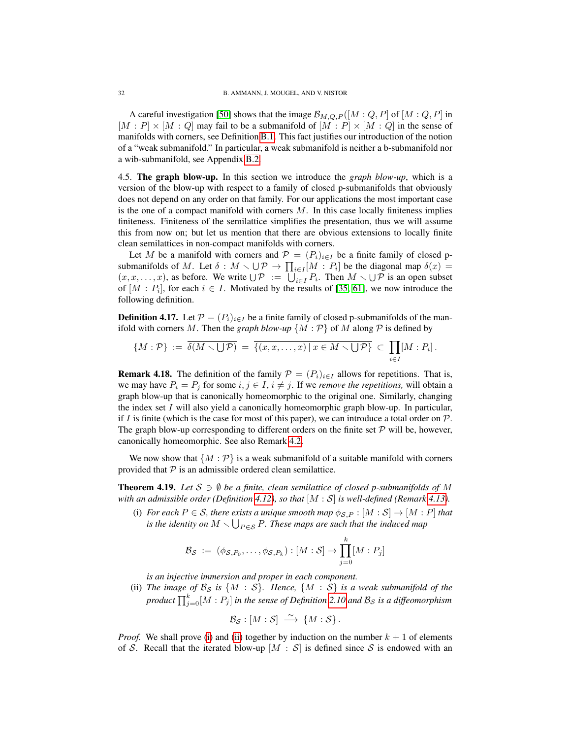A careful investigation [50] shows that the image $\mathcal{B}_{M,Q,P}([M : Q, P]$ of $[M : Q, P]$ in $[M : P] \times [M : Q]$ may fail to be a submanifold of $[M : P] \times [M : Q]$ in the sense of manifolds with corners, see Definition B.1. This fact justifies our introduction of the notion of a "weak submanifold." In particular, a weak submanifold is neither a b-submanifold nor a wib-submanifold, see Appendix B.2.

4.5. **The graph blow-up.** In this section we introduce the *graph blow-up*, which is a version of the blow-up with respect to a family of closed p-submanifolds that obviously does not depend on any order on that family. For our applications the most important case is the one of a compact manifold with corners $M$. In this case locally finiteness implies finiteness. Finiteness of the semilattice simplifies the presentation, thus we will assume this from now on; but let us mention that there are obvious extensions to locally finite clean semilattices in non-compact manifolds with corners.

Let $M$ be a manifold with corners and $\mathcal{P} = (P_i)_{i \in I}$ be a finite family of closed p-submanifolds of $M$. Let $\delta : M \smallsetminus \bigcup \mathcal{P} \to \prod_{i \in I}[M : P_i]$ be the diagonal map $\delta(x) = (x, x, \dots, x)$, as before. We write $\bigcup \mathcal{P} := \bigcup_{i \in I} P_i$. Then $M \smallsetminus \bigcup \mathcal{P}$ is an open subset of $[M : P_i]$, for each $i \in I$. Motivated by the results of [35, 61], we now introduce the following definition.

**Definition 4.17.** Let $\mathcal{P} = (P_i)_{i \in I}$ be a finite family of closed p-submanifolds of the manifold with corners $M$. Then the *graph blow-up* $\{M : \mathcal{P}\}$ of $M$ along $\mathcal{P}$ is defined by

$$\{M : \mathcal{P}\} := \overline{\delta(M \smallsetminus \bigcup \mathcal{P})} = \overline{\{(x, x, \dots, x) \mid x \in M \smallsetminus \bigcup \mathcal{P}\}} \subset \prod_{i \in I} [M : P_i] .$$

**Remark 4.18.** The definition of the family $\mathcal{P} = (P_i)_{i \in I}$ allows for repetitions. That is, we may have $P_i = P_j$ for some $i, j \in I$, $i \neq j$. If we *remove the repetitions,* will obtain a graph blow-up that is canonically homeomorphic to the original one. Similarly, changing the index set $I$ will also yield a canonically homeomorphic graph blow-up. In particular, if $I$ is finite (which is the case for most of this paper), we can introduce a total order on $\mathcal{P}$. The graph blow-up corresponding to different orders on the finite set $\mathcal{P}$ will be, however, canonically homeomorphic. See also Remark 4.2.

We now show that $\{M : \mathcal{P}\}$ is a weak submanifold of a suitable manifold with corners provided that $\mathcal{P}$ is an admissible ordered clean semilattice.

**Theorem 4.19.** *Let $\mathcal{S} \ni \emptyset$ be a finite, clean semilattice of closed p-submanifolds of $M$ with an admissible order (Definition 4.12), so that $[M : \mathcal{S}]$ is well-defined (Remark 4.13).*

(i) *For each $P \in \mathcal{S}$, there exists a unique smooth map $\phi_{\mathcal{S},P} : [M : \mathcal{S}] \to [M : P]$ that is the identity on $M \smallsetminus \bigcup_{P \in \mathcal{S}} P$. These maps are such that the induced map*

$$\mathcal{B}_{\mathcal{S}} := (\phi_{\mathcal{S},P_0}, \dots, \phi_{\mathcal{S},P_k}) : [M : \mathcal{S}] \to \prod_{j=0}^{k} [M : P_j]$$

*is an injective immersion and proper in each component.*

(ii) *The image of $\mathcal{B}_{\mathcal{S}}$ is $\{M : \mathcal{S}\}$. Hence, $\{M : \mathcal{S}\}$ is a weak submanifold of the product $\prod_{j=0}^{k}[M : P_j]$ in the sense of Definition 2.10 and $\mathcal{B}_{\mathcal{S}}$ is a diffeomorphism*

$$\mathcal{B}_{\mathcal{S}} : [M : \mathcal{S}] \xrightarrow{\sim} \{M : \mathcal{S}\} .$$

*Proof.* We shall prove (i) and (ii) together by induction on the number $k + 1$ of elements of $\mathcal{S}$. Recall that the iterated blow-up $[M : \mathcal{S}]$ is defined since $\mathcal{S}$ is endowed with an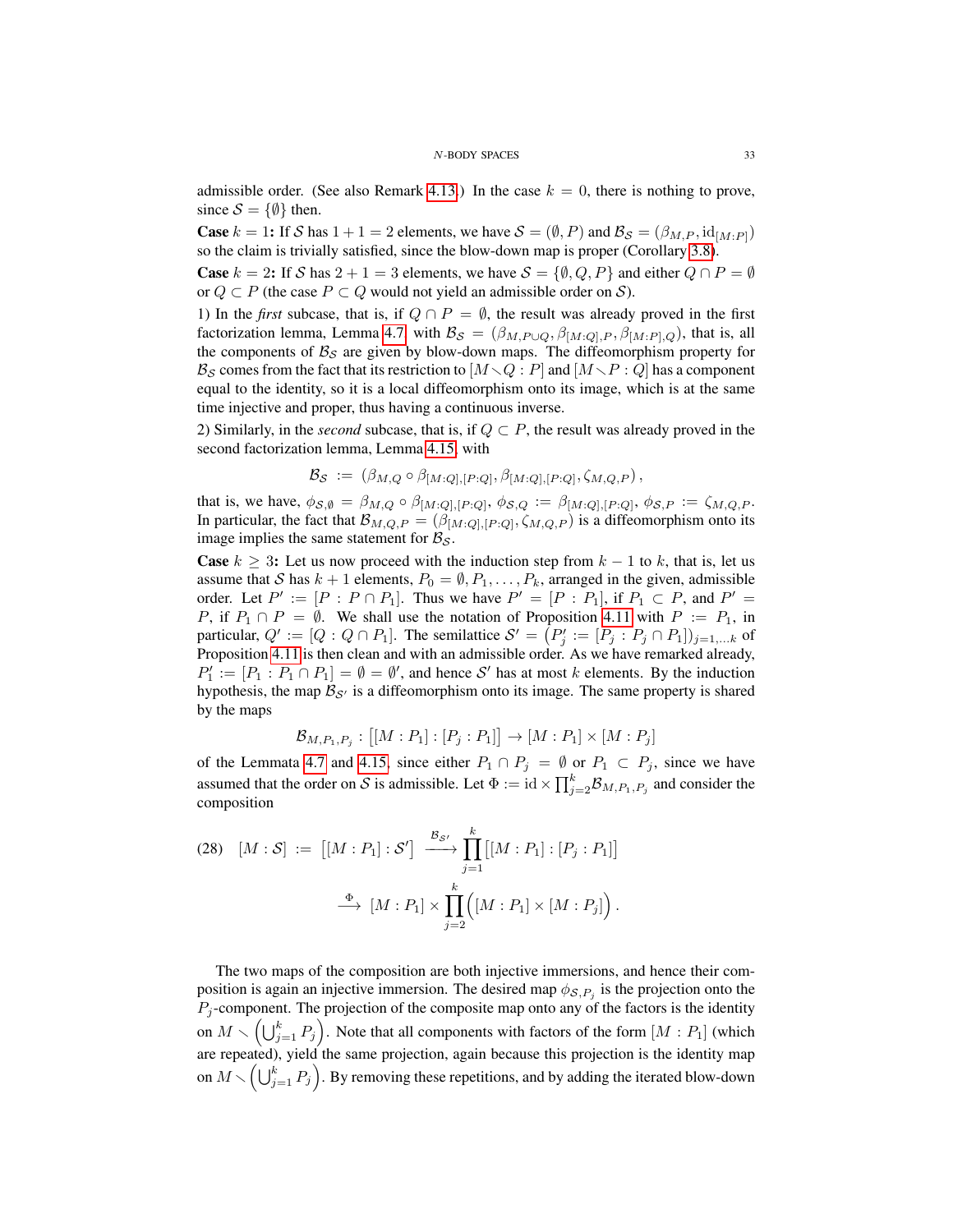admissible order. (See also Remark 4.13.) In the case $k = 0$, there is nothing to prove, since $\mathcal{S} = \{\emptyset\}$ then.

**Case $k = 1$:** If $\mathcal{S}$ has $1 + 1 = 2$ elements, we have $\mathcal{S} = (\emptyset, P)$ and $\mathcal{B}_{\mathcal{S}} = (\beta_{M,P}, \mathrm{id}_{[M:P]})$ so the claim is trivially satisfied, since the blow-down map is proper (Corollary 3.8).

**Case $k = 2$:** If $\mathcal{S}$ has $2 + 1 = 3$ elements, we have $\mathcal{S} = \{\emptyset, Q, P\}$ and either $Q \cap P = \emptyset$ or $Q \subset P$ (the case $P \subset Q$ would not yield an admissible order on $\mathcal{S}$).

1) In the *first* subcase, that is, if $Q \cap P = \emptyset$, the result was already proved in the first factorization lemma, Lemma 4.7, with $\mathcal{B}_{\mathcal{S}} = (\beta_{M,P\cup Q}, \beta_{[M:Q],P}, \beta_{[M:P],Q})$, that is, all the components of $\mathcal{B}_{\mathcal{S}}$ are given by blow-down maps. The diffeomorphism property for $\mathcal{B}_{\mathcal{S}}$ comes from the fact that its restriction to $[M \smallsetminus Q : P]$ and $[M \smallsetminus P : Q]$ has a component equal to the identity, so it is a local diffeomorphism onto its image, which is at the same time injective and proper, thus having a continuous inverse.

2) Similarly, in the *second* subcase, that is, if $Q \subset P$, the result was already proved in the second factorization lemma, Lemma 4.15, with

$$\mathcal{B}_{\mathcal{S}} := (\beta_{M,Q} \circ \beta_{[M:Q],[P:Q]}, \beta_{[M:Q],[P:Q]}, \zeta_{M,Q,P}),$$

that is, we have, $\phi_{\mathcal{S},\emptyset} = \beta_{M,Q} \circ \beta_{[M:Q],[P:Q]}$, $\phi_{\mathcal{S},Q} := \beta_{[M:Q],[P:Q]}$, $\phi_{\mathcal{S},P} := \zeta_{M,Q,P}$. In particular, the fact that $\mathcal{B}_{M,Q,P} = (\beta_{[M:Q],[P:Q]}, \zeta_{M,Q,P})$ is a diffeomorphism onto its image implies the same statement for $\mathcal{B}_{\mathcal{S}}$.

**Case $k \geq 3$:** Let us now proceed with the induction step from $k-1$ to $k$, that is, let us assume that $\mathcal{S}$ has $k+1$ elements, $P_0 = \emptyset, P_1, \ldots, P_k$, arranged in the given, admissible order. Let $P' := [P : P \cap P_1]$. Thus we have $P' = [P : P_1]$, if $P_1 \subset P$, and $P' = P$, if $P_1 \cap P = \emptyset$. We shall use the notation of Proposition 4.11 with $P := P_1$, in particular, $Q' := [Q : Q \cap P_1]$. The semilattice $\mathcal{S}' = \big(P'_j := [P_j : P_j \cap P_1]\big)_{j=1,\ldots k}$ of Proposition 4.11 is then clean and with an admissible order. As we have remarked already, $P'_1 := [P_1 : P_1 \cap P_1] = \emptyset = \emptyset'$, and hence $\mathcal{S}'$ has at most $k$ elements. By the induction hypothesis, the map $\mathcal{B}_{\mathcal{S}'}$ is a diffeomorphism onto its image. The same property is shared by the maps

$$\mathcal{B}_{M,P_1,P_j} : \big[[M : P_1] : [P_j : P_1]\big] \to [M : P_1] \times [M : P_j]$$

of the Lemmata 4.7 and 4.15, since either $P_1 \cap P_j = \emptyset$ or $P_1 \subset P_j$, since we have assumed that the order on $\mathcal{S}$ is admissible. Let $\Phi := \mathrm{id} \times \prod_{j=2}^{k} \mathcal{B}_{M,P_1,P_j}$ and consider the composition

$$(28) \quad [M : \mathcal{S}] := \big[[M : P_1] : \mathcal{S}'\big] \xrightarrow{\mathcal{B}_{\mathcal{S}'}} \prod_{j=1}^{k} \big[[M : P_1] : [P_j : P_1]\big]$$
$$\xrightarrow{\Phi} [M : P_1] \times \prod_{j=2}^{k} \Big([M : P_1] \times [M : P_j]\Big).$$

The two maps of the composition are both injective immersions, and hence their composition is again an injective immersion. The desired map $\phi_{\mathcal{S},P_j}$ is the projection onto the $P_j$-component. The projection of the composite map onto any of the factors is the identity on $M \smallsetminus \Big(\bigcup_{j=1}^{k} P_j\Big)$. Note that all components with factors of the form $[M : P_1]$ (which are repeated), yield the same projection, again because this projection is the identity map on $M \smallsetminus \Big(\bigcup_{j=1}^{k} P_j\Big)$. By removing these repetitions, and by adding the iterated blow-down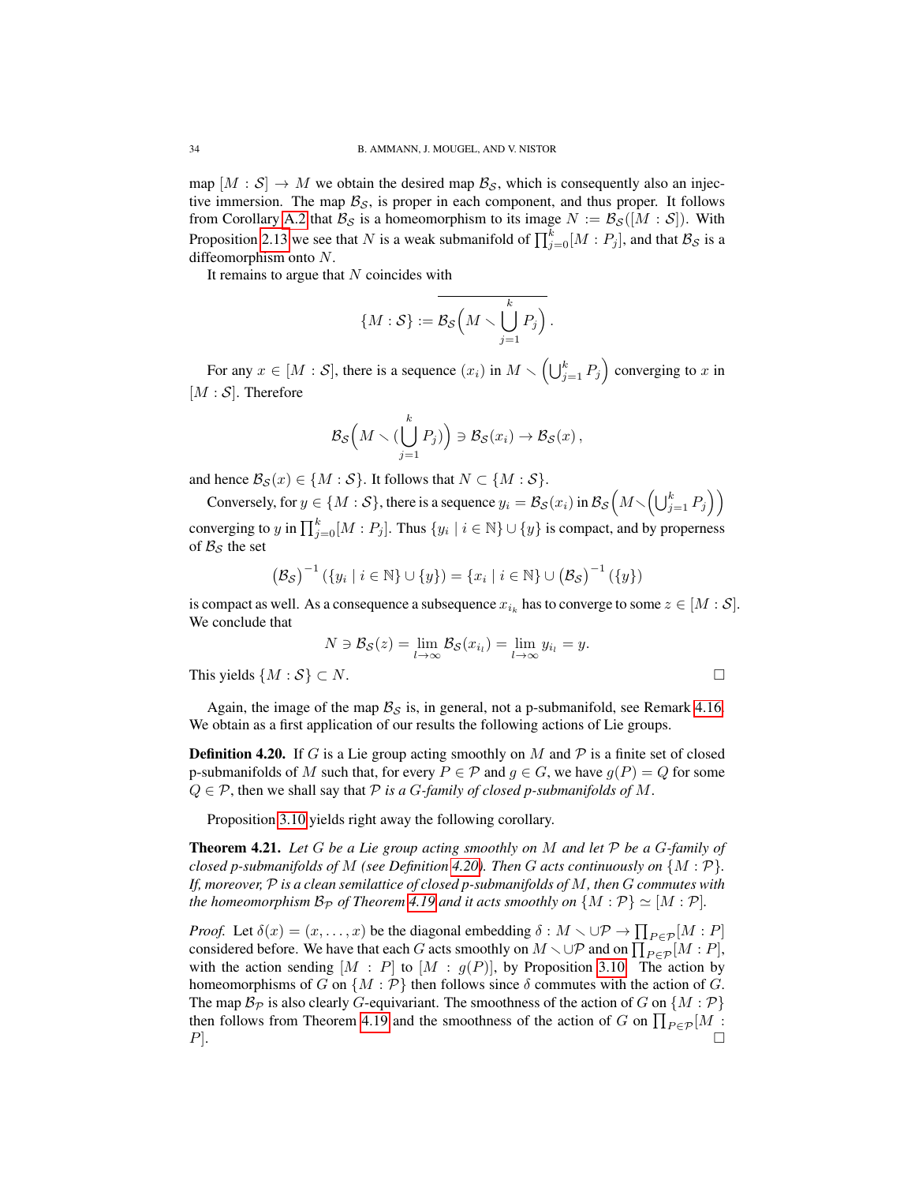map $[M : \mathcal{S}] \to M$ we obtain the desired map $\mathcal{B}_\mathcal{S}$, which is consequently also an injective immersion. The map $\mathcal{B}_\mathcal{S}$, is proper in each component, and thus proper. It follows from Corollary A.2 that $\mathcal{B}_\mathcal{S}$ is a homeomorphism to its image $N := \mathcal{B}_\mathcal{S}([M : \mathcal{S}])$. With Proposition 2.13 we see that $N$ is a weak submanifold of $\prod_{j=0}^k [M : P_j]$, and that $\mathcal{B}_\mathcal{S}$ is a diffeomorphism onto $N$.

It remains to argue that $N$ coincides with

$$\{M : \mathcal{S}\} := \overline{\mathcal{B}_\mathcal{S}\Big(M \smallsetminus \bigcup_{j=1}^k P_j\Big)}\,.$$

For any $x \in [M : \mathcal{S}]$, there is a sequence $(x_i)$ in $M \smallsetminus \Big(\bigcup_{j=1}^k P_j\Big)$ converging to $x$ in $[M : \mathcal{S}]$. Therefore

$$\mathcal{B}_\mathcal{S}\Big(M \smallsetminus (\bigcup_{j=1}^k P_j)\Big) \ni \mathcal{B}_\mathcal{S}(x_i) \to \mathcal{B}_\mathcal{S}(x)\,,$$

and hence $\mathcal{B}_\mathcal{S}(x) \in \{M : \mathcal{S}\}$. It follows that $N \subset \{M : \mathcal{S}\}$.

Conversely, for $y \in \{M : \mathcal{S}\}$, there is a sequence $y_i = \mathcal{B}_\mathcal{S}(x_i)$ in $\mathcal{B}_\mathcal{S}\Big(M \smallsetminus \Big(\bigcup_{j=1}^k P_j\Big)\Big)$ converging to $y$ in $\prod_{j=0}^k [M : P_j]$. Thus $\{y_i \mid i \in \mathbb{N}\} \cup \{y\}$ is compact, and by properness of $\mathcal{B}_\mathcal{S}$ the set

$$\big(\mathcal{B}_\mathcal{S}\big)^{-1}\left(\{y_i \mid i \in \mathbb{N}\} \cup \{y\}\right) = \{x_i \mid i \in \mathbb{N}\} \cup \big(\mathcal{B}_\mathcal{S}\big)^{-1}\left(\{y\}\right)$$

is compact as well. As a consequence a subsequence $x_{i_k}$ has to converge to some $z \in [M : \mathcal{S}]$. We conclude that

$$N \ni \mathcal{B}_\mathcal{S}(z) = \lim_{l \to \infty} \mathcal{B}_\mathcal{S}(x_{i_l}) = \lim_{l \to \infty} y_{i_l} = y.$$

This yields $\{M : \mathcal{S}\} \subset N$. □

Again, the image of the map $\mathcal{B}_\mathcal{S}$ is, in general, not a p-submanifold, see Remark 4.16. We obtain as a first application of our results the following actions of Lie groups.

**Definition 4.20.** If $G$ is a Lie group acting smoothly on $M$ and $\mathcal{P}$ is a finite set of closed p-submanifolds of $M$ such that, for every $P \in \mathcal{P}$ and $g \in G$, we have $g(P) = Q$ for some $Q \in \mathcal{P}$, then we shall say that $\mathcal{P}$ *is a $G$-family of closed p-submanifolds of $M$*.

Proposition 3.10 yields right away the following corollary.

**Theorem 4.21.** *Let $G$ be a Lie group acting smoothly on $M$ and let $\mathcal{P}$ be a $G$-family of closed p-submanifolds of $M$ (see Definition 4.20). Then $G$ acts continuously on $\{M : \mathcal{P}\}$. If, moreover, $\mathcal{P}$ is a clean semilattice of closed p-submanifolds of $M$, then $G$ commutes with the homeomorphism $\mathcal{B}_\mathcal{P}$ of Theorem 4.19 and it acts smoothly on $\{M : \mathcal{P}\} \simeq [M : \mathcal{P}]$.*

*Proof.* Let $\delta(x) = (x, \ldots, x)$ be the diagonal embedding $\delta : M \smallsetminus \cup\mathcal{P} \to \prod_{P \in \mathcal{P}} [M : P]$ considered before. We have that each $G$ acts smoothly on $M \smallsetminus \cup\mathcal{P}$ and on $\prod_{P \in \mathcal{P}} [M : P]$, with the action sending $[M : P]$ to $[M : g(P)]$, by Proposition 3.10. The action by homeomorphisms of $G$ on $\{M : \mathcal{P}\}$ then follows since $\delta$ commutes with the action of $G$. The map $\mathcal{B}_\mathcal{P}$ is also clearly $G$-equivariant. The smoothness of the action of $G$ on $\{M : \mathcal{P}\}$ then follows from Theorem 4.19 and the smoothness of the action of $G$ on $\prod_{P \in \mathcal{P}} [M : P]$. □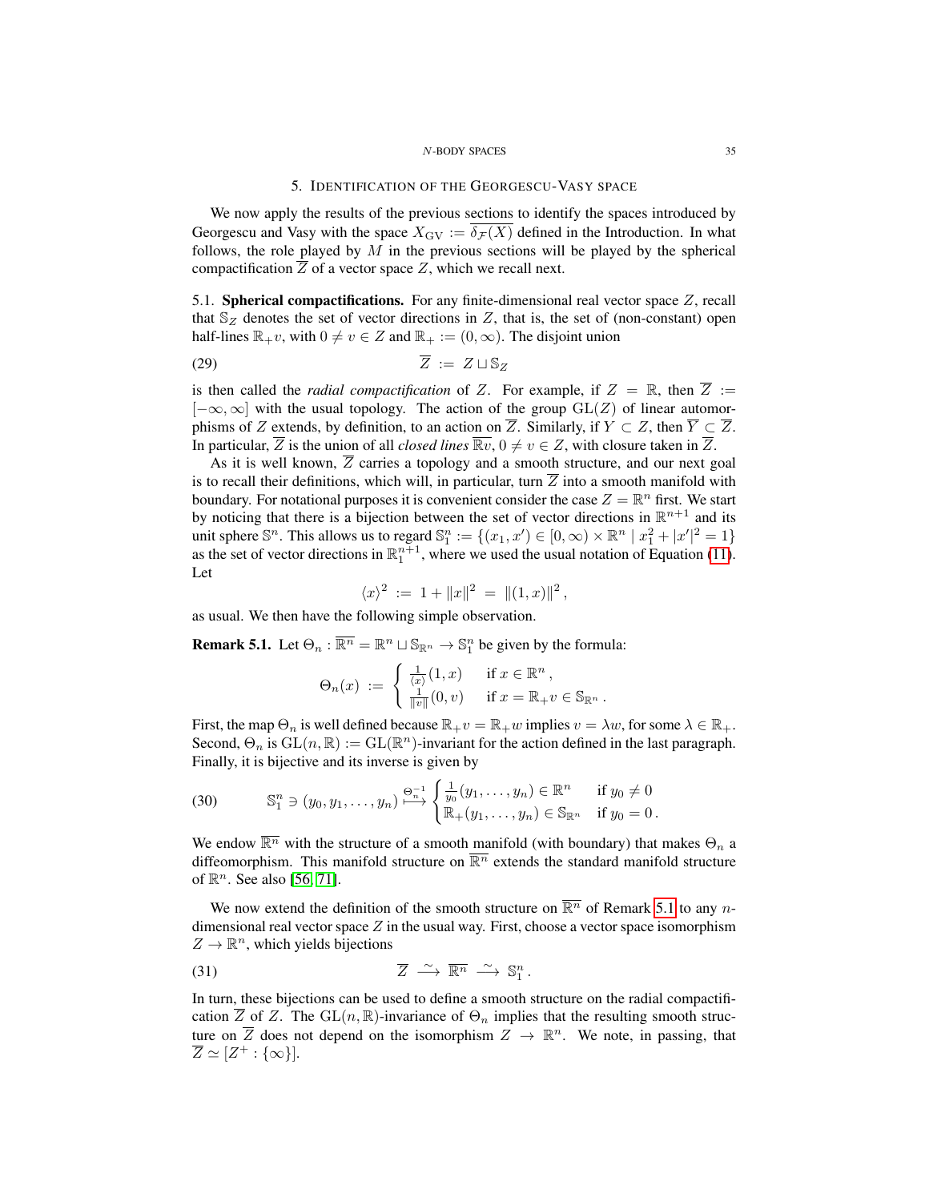## 5. Identification of the Georgescu-Vasy space

We now apply the results of the previous sections to identify the spaces introduced by Georgescu and Vasy with the space $X_{\rm GV} := \overline{\delta_{\mathcal{F}}(X)}$ defined in the Introduction. In what follows, the role played by $M$ in the previous sections will be played by the spherical compactification $\overline{Z}$ of a vector space $Z$, which we recall next.

**5.1. Spherical compactifications.** For any finite-dimensional real vector space $Z$, recall that $\mathbb{S}_Z$ denotes the set of vector directions in $Z$, that is, the set of (non-constant) open half-lines $\mathbb{R}_+ v$, with $0 \neq v \in Z$ and $\mathbb{R}_+ := (0, \infty)$. The disjoint union

$$\overline{Z} \; := \; Z \sqcup \mathbb{S}_Z \tag{29}$$

is then called the *radial compactification* of $Z$. For example, if $Z = \mathbb{R}$, then $\overline{Z} := [-\infty, \infty]$ with the usual topology. The action of the group $\mathrm{GL}(Z)$ of linear automorphisms of $Z$ extends, by definition, to an action on $\overline{Z}$. Similarly, if $Y \subset Z$, then $\overline{Y} \subset \overline{Z}$. In particular, $\overline{Z}$ is the union of all *closed lines* $\overline{\mathbb{R}v}$, $0 \neq v \in Z$, with closure taken in $\overline{Z}$.

As it is well known, $\overline{Z}$ carries a topology and a smooth structure, and our next goal is to recall their definitions, which will, in particular, turn $\overline{Z}$ into a smooth manifold with boundary. For notational purposes it is convenient consider the case $Z = \mathbb{R}^n$ first. We start by noticing that there is a bijection between the set of vector directions in $\mathbb{R}^{n+1}$ and its unit sphere $\mathbb{S}^n$. This allows us to regard $\mathbb{S}^n_1 := \{(x_1, x') \in [0,\infty) \times \mathbb{R}^n \mid x_1^2 + |x'|^2 = 1\}$ as the set of vector directions in $\mathbb{R}^{n+1}_1$, where we used the usual notation of Equation (11). Let

$$\langle x \rangle^2 \; := \; 1 + \|x\|^2 \; = \; \|(1,x)\|^2 \,,$$

as usual. We then have the following simple observation.

**Remark 5.1.** Let $\Theta_n : \overline{\mathbb{R}^n} = \mathbb{R}^n \sqcup \mathbb{S}_{\mathbb{R}^n} \to \mathbb{S}^n_1$ be given by the formula:

$$\Theta_n(x) \; := \; \begin{cases} \frac{1}{\langle x \rangle}(1, x) & \text{if } x \in \mathbb{R}^n \,, \\ \frac{1}{\|v\|}(0, v) & \text{if } x = \mathbb{R}_+ v \in \mathbb{S}_{\mathbb{R}^n} \,. \end{cases}$$

First, the map $\Theta_n$ is well defined because $\mathbb{R}_+ v = \mathbb{R}_+ w$ implies $v = \lambda w$, for some $\lambda \in \mathbb{R}_+$. Second, $\Theta_n$ is $\mathrm{GL}(n, \mathbb{R}) := \mathrm{GL}(\mathbb{R}^n)$-invariant for the action defined in the last paragraph. Finally, it is bijective and its inverse is given by

$$\mathbb{S}^n_1 \ni (y_0, y_1, \ldots, y_n) \overset{\Theta_n^{-1}}{\longmapsto} \begin{cases} \frac{1}{y_0}(y_1, \ldots, y_n) \in \mathbb{R}^n & \text{if } y_0 \neq 0 \\ \mathbb{R}_+(y_1, \ldots, y_n) \in \mathbb{S}_{\mathbb{R}^n} & \text{if } y_0 = 0 \,. \end{cases} \tag{30}$$

We endow $\overline{\mathbb{R}^n}$ with the structure of a smooth manifold (with boundary) that makes $\Theta_n$ a diffeomorphism. This manifold structure on $\overline{\mathbb{R}^n}$ extends the standard manifold structure of $\mathbb{R}^n$. See also [56, 71].

We now extend the definition of the smooth structure on $\overline{\mathbb{R}^n}$ of Remark 5.1 to any $n$-dimensional real vector space $Z$ in the usual way. First, choose a vector space isomorphism $Z \to \mathbb{R}^n$, which yields bijections

$$\overline{Z} \; \xrightarrow{\sim} \; \overline{\mathbb{R}^n} \; \xrightarrow{\sim} \; \mathbb{S}^n_1 \,. \tag{31}$$

In turn, these bijections can be used to define a smooth structure on the radial compactification $\overline{Z}$ of $Z$. The $\mathrm{GL}(n, \mathbb{R})$-invariance of $\Theta_n$ implies that the resulting smooth structure on $\overline{Z}$ does not depend on the isomorphism $Z \to \mathbb{R}^n$. We note, in passing, that $\overline{Z} \simeq [Z^+ : \{\infty\}]$.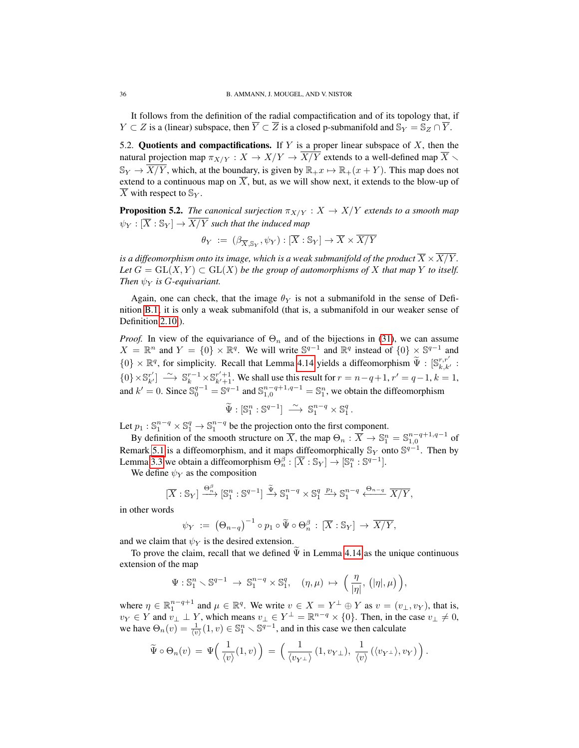It follows from the definition of the radial compactification and of its topology that, if $Y \subset Z$ is a (linear) subspace, then $\overline{Y} \subset \overline{Z}$ is a closed p-submanifold and $\mathbb{S}_Y = \mathbb{S}_Z \cap \overline{Y}$.

5.2. **Quotients and compactifications.** If $Y$ is a proper linear subspace of $X$, then the natural projection map $\pi_{X/Y} : X \to X/Y \to \overline{X/Y}$ extends to a well-defined map $\overline{X} \smallsetminus \mathbb{S}_Y \to \overline{X/Y}$, which, at the boundary, is given by $\mathbb{R}_+ x \mapsto \mathbb{R}_+(x+Y)$. This map does not extend to a continuous map on $\overline{X}$, but, as we will show next, it extends to the blow-up of $\overline{X}$ with respect to $\mathbb{S}_Y$.

**Proposition 5.2.** *The canonical surjection $\pi_{X/Y} : X \to X/Y$ extends to a smooth map $\psi_Y : [\overline{X} : \mathbb{S}_Y] \to \overline{X/Y}$ such that the induced map*

$$\theta_Y \ := \ (\beta_{\overline{X},\mathbb{S}_Y}, \psi_Y) : [\overline{X} : \mathbb{S}_Y] \to \overline{X} \times \overline{X/Y}$$

*is a diffeomorphism onto its image, which is a weak submanifold of the product $\overline{X} \times \overline{X/Y}$. Let $G = \mathrm{GL}(X,Y) \subset \mathrm{GL}(X)$ be the group of automorphisms of $X$ that map $Y$ to itself. Then $\psi_Y$ is $G$-equivariant.*

Again, one can check, that the image $\theta_Y$ is not a submanifold in the sense of Definition B.1, it is only a weak submanifold (that is, a submanifold in our weaker sense of Definition 2.10).

*Proof.* In view of the equivariance of $\Theta_n$ and of the bijections in (31), we can assume $X = \mathbb{R}^n$ and $Y = \{0\} \times \mathbb{R}^q$. We will write $\mathbb{S}^{q-1}$ and $\mathbb{R}^q$ instead of $\{0\} \times \mathbb{S}^{q-1}$ and $\{0\} \times \mathbb{R}^q$, for simplicity. Recall that Lemma 4.14 yields a diffeomorphism $\widetilde{\Psi} : [\mathbb{S}^{r,r'}_{k,k'} : \{0\} \times \mathbb{S}^{r'}_{k'}] \xrightarrow{\ \sim\ } \mathbb{S}^{r-1}_k \times \mathbb{S}^{r'+1}_{k'+1}$. We shall use this result for $r = n-q+1$, $r' = q-1$, $k = 1$, and $k' = 0$. Since $\mathbb{S}^{q-1}_0 = \mathbb{S}^{q-1}$ and $\mathbb{S}^{n-q+1,q-1}_{1,0} = \mathbb{S}^n_1$, we obtain the diffeomorphism

$$\widetilde{\Psi} : [\mathbb{S}^n_1 : \mathbb{S}^{q-1}] \xrightarrow{\ \sim\ } \mathbb{S}^{n-q}_1 \times \mathbb{S}^q_1 \,.$$

Let $p_1 : \mathbb{S}^{n-q}_1 \times \mathbb{S}^q_1 \to \mathbb{S}^{n-q}_1$ be the projection onto the first component.

By definition of the smooth structure on $\overline{X}$, the map $\Theta_n : \overline{X} \to \mathbb{S}^n_1 = \mathbb{S}^{n-q+1,q-1}_{1,0}$ of Remark 5.1 is a diffeomorphism, and it maps diffeomorphically $\mathbb{S}_Y$ onto $\mathbb{S}^{q-1}$. Then by Lemma 3.3 we obtain a diffeomorphism $\Theta^\beta_n : [\overline{X} : \mathbb{S}_Y] \to [\mathbb{S}^n_1 : \mathbb{S}^{q-1}]$.

We define $\psi_Y$ as the composition

$$[\overline{X} : \mathbb{S}_Y] \xrightarrow{\Theta^\beta_n} [\mathbb{S}^n_1 : \mathbb{S}^{q-1}] \xrightarrow{\widetilde{\Psi}} \mathbb{S}^{n-q}_1 \times \mathbb{S}^q_1 \xrightarrow{p_1} \mathbb{S}^{n-q}_1 \xleftarrow{\Theta_{n-q}} \overline{X/Y},$$

in other words

$$\psi_Y \ := \ \big(\Theta_{n-q}\big)^{-1} \circ p_1 \circ \widetilde{\Psi} \circ \Theta^\beta_n : [\overline{X} : \mathbb{S}_Y] \ \to \ \overline{X/Y},$$

and we claim that $\psi_Y$ is the desired extension.

To prove the claim, recall that we defined $\widetilde{\Psi}$ in Lemma 4.14 as the unique continuous extension of the map

$$\Psi : \mathbb{S}^n_1 \smallsetminus \mathbb{S}^{q-1} \ \to \ \mathbb{S}^{n-q}_1 \times \mathbb{S}^q_1, \quad (\eta, \mu) \ \mapsto \ \Big( \frac{\eta}{|\eta|}, \, \big(|\eta|, \mu\big) \Big),$$

where $\eta \in \mathbb{R}^{n-q+1}_1$ and $\mu \in \mathbb{R}^q$. We write $v \in X = Y^\perp \oplus Y$ as $v = (v_\perp, v_Y)$, that is, $v_Y \in Y$ and $v_\perp \perp Y$, which means $v_\perp \in Y^\perp = \mathbb{R}^{n-q} \times \{0\}$. Then, in the case $v_\perp \neq 0$, we have $\Theta_n(v) = \frac{1}{\langle v \rangle}(1, v) \in \mathbb{S}^n_1 \smallsetminus \mathbb{S}^{q-1}$, and in this case we then calculate

$$\widetilde{\Psi} \circ \Theta_n(v) \ = \ \Psi\Big( \frac{1}{\langle v \rangle}(1, v) \Big) \ = \ \Big( \frac{1}{\langle v_{Y^\perp} \rangle} \, (1, v_{Y^\perp}), \ \frac{1}{\langle v \rangle} \, (\langle v_{Y^\perp} \rangle, v_Y) \Big) \,.$$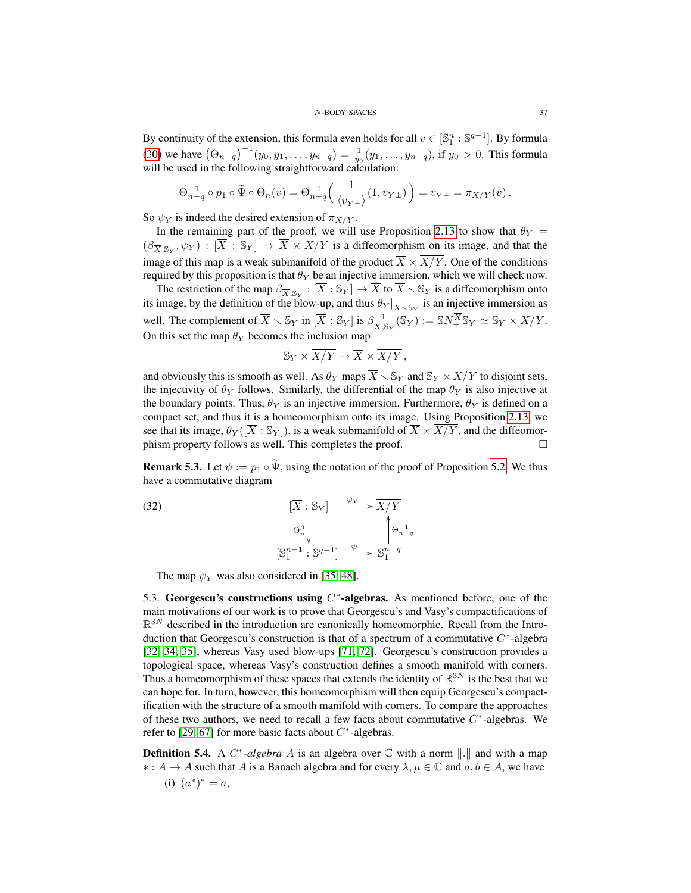By continuity of the extension, this formula even holds for all $v \in [\mathbb{S}_1^n : \mathbb{S}^{q-1}]$. By formula (30) we have $\left(\Theta_{n-q}\right)^{-1}(y_0, y_1, \ldots, y_{n-q}) = \frac{1}{y_0}(y_1, \ldots, y_{n-q})$, if $y_0 > 0$. This formula will be used in the following straightforward calculation:

$$\Theta_{n-q}^{-1} \circ p_1 \circ \widetilde{\Psi} \circ \Theta_n(v) = \Theta_{n-q}^{-1}\Big( \frac{1}{\langle v_{Y^\perp} \rangle}(1, v_{Y^\perp}) \Big) = v_{Y^\perp} = \pi_{X/Y}(v)\,.$$

So $\psi_Y$ is indeed the desired extension of $\pi_{X/Y}$.

In the remaining part of the proof, we will use Proposition 2.13 to show that $\theta_Y = (\beta_{\overline{X},\mathbb{S}_Y}, \psi_Y) : [\overline{X} : \mathbb{S}_Y] \to \overline{X} \times \overline{X/Y}$ is a diffeomorphism on its image, and that the image of this map is a weak submanifold of the product $\overline{X} \times \overline{X/Y}$. One of the conditions required by this proposition is that $\theta_Y$ be an injective immersion, which we will check now.

The restriction of the map $\beta_{\overline{X},\mathbb{S}_Y} : [\overline{X} : \mathbb{S}_Y] \to \overline{X}$ to $\overline{X} \smallsetminus \mathbb{S}_Y$ is a diffeomorphism onto its image, by the definition of the blow-up, and thus $\theta_Y|_{\overline{X}\smallsetminus \mathbb{S}_Y}$ is an injective immersion as well. The complement of $\overline{X} \smallsetminus \mathbb{S}_Y$ in $[\overline{X} : \mathbb{S}_Y]$ is $\beta_{\overline{X},\mathbb{S}_Y}^{-1}(\mathbb{S}_Y) := \mathbb{S}N_+^{\overline{X}}\mathbb{S}_Y \simeq \mathbb{S}_Y \times \overline{X/Y}$. On this set the map $\theta_Y$ becomes the inclusion map

$$\mathbb{S}_Y \times \overline{X/Y} \to \overline{X} \times \overline{X/Y}\,,$$

and obviously this is smooth as well. As $\theta_Y$ maps $\overline{X} \smallsetminus \mathbb{S}_Y$ and $\mathbb{S}_Y \times \overline{X/Y}$ to disjoint sets, the injectivity of $\theta_Y$ follows. Similarly, the differential of the map $\theta_Y$ is also injective at the boundary points. Thus, $\theta_Y$ is an injective immersion. Furthermore, $\theta_Y$ is defined on a compact set, and thus it is a homeomorphism onto its image. Using Proposition 2.13, we see that its image, $\theta_Y([\overline{X} : \mathbb{S}_Y])$, is a weak submanifold of $\overline{X} \times \overline{X/Y}$, and the diffeomorphism property follows as well. This completes the proof. $\square$

**Remark 5.3.** Let $\psi := p_1 \circ \widetilde{\Psi}$, using the notation of the proof of Proposition 5.2. We thus have a commutative diagram

$$\begin{array}{ccc} [\overline{X} : \mathbb{S}_Y] & \xrightarrow{\ \psi_Y\ } & \overline{X/Y} \\ \Big\downarrow \Theta_n^\beta & & \Big\uparrow \Theta_{n-q}^{-1} \\ [\mathbb{S}_1^{n-1} : \mathbb{S}^{q-1}] & \xrightarrow{\ \psi\ } & \mathbb{S}_1^{n-q} \end{array} \tag{32}$$

The map $\psi_Y$ was also considered in [35, 48].

5.3. **Georgescu's constructions using $C^*$-algebras.** As mentioned before, one of the main motivations of our work is to prove that Georgescu's and Vasy's compactifications of $\mathbb{R}^{3N}$ described in the introduction are canonically homeomorphic. Recall from the Introduction that Georgescu's construction is that of a spectrum of a commutative $C^*$-algebra [32, 34, 35], whereas Vasy used blow-ups [71, 72]. Georgescu's construction provides a topological space, whereas Vasy's construction defines a smooth manifold with corners. Thus a homeomorphism of these spaces that extends the identity of $\mathbb{R}^{3N}$ is the best that we can hope for. In turn, however, this homeomorphism will then equip Georgescu's compactification with the structure of a smooth manifold with corners. To compare the approaches of these two authors, we need to recall a few facts about commutative $C^*$-algebras. We refer to [29, 67] for more basic facts about $C^*$-algebras.

**Definition 5.4.** A *$C^*$-algebra* $A$ is an algebra over $\mathbb{C}$ with a norm $\|.\|$ and with a map $* : A \to A$ such that $A$ is a Banach algebra and for every $\lambda, \mu \in \mathbb{C}$ and $a, b \in A$, we have

(i) $(a^*)^* = a$,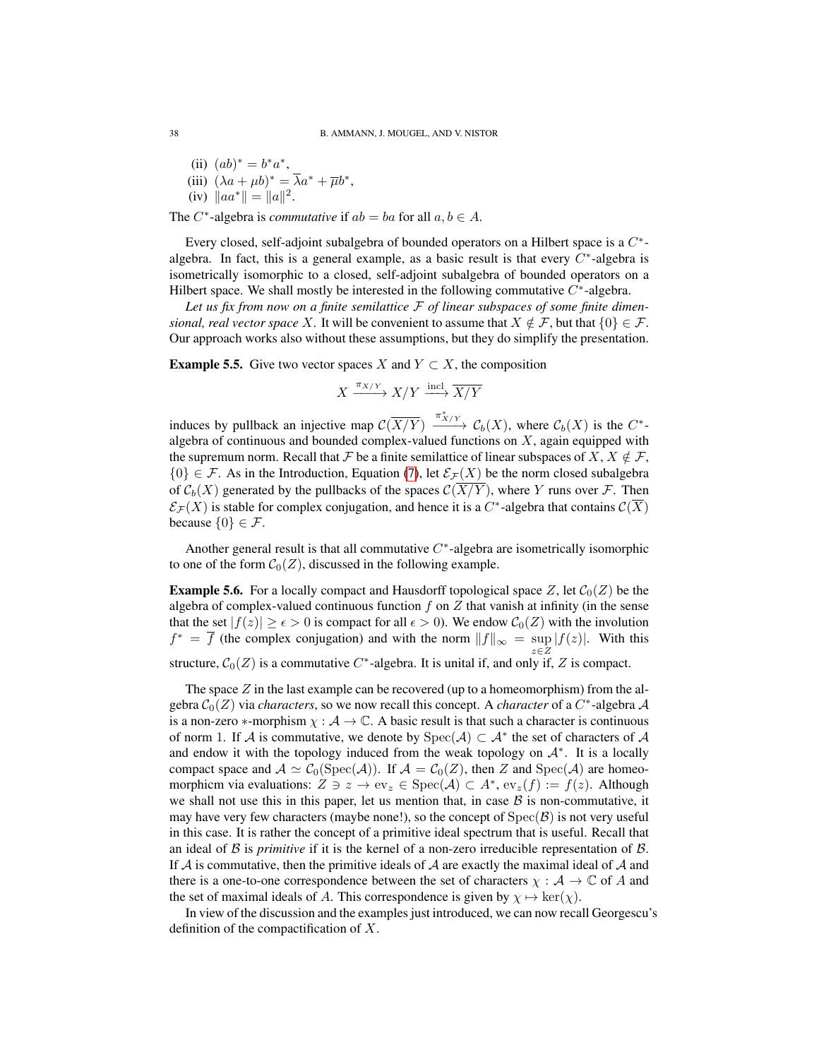(ii) $(ab)^* = b^* a^*$,

(iii) $(\lambda a + \mu b)^* = \overline{\lambda} a^* + \overline{\mu} b^*$,

(iv) $\|aa^*\| = \|a\|^2$.

The $C^*$-algebra is *commutative* if $ab = ba$ for all $a, b \in A$.

Every closed, self-adjoint subalgebra of bounded operators on a Hilbert space is a $C^*$-algebra. In fact, this is a general example, as a basic result is that every $C^*$-algebra is isometrically isomorphic to a closed, self-adjoint subalgebra of bounded operators on a Hilbert space. We shall mostly be interested in the following commutative $C^*$-algebra.

*Let us fix from now on a finite semilattice $\mathcal{F}$ of linear subspaces of some finite dimensional, real vector space $X$.* It will be convenient to assume that $X \notin \mathcal{F}$, but that $\{0\} \in \mathcal{F}$. Our approach works also without these assumptions, but they do simplify the presentation.

**Example 5.5.** Give two vector spaces $X$ and $Y \subset X$, the composition

$$X \xrightarrow{\pi_{X/Y}} X/Y \xrightarrow{\text{incl}} \overline{X/Y}$$

induces by pullback an injective map $\mathcal{C}(\overline{X/Y}) \xrightarrow{\pi_{X/Y}^*} \mathcal{C}_b(X)$, where $\mathcal{C}_b(X)$ is the $C^*$-algebra of continuous and bounded complex-valued functions on $X$, again equipped with the supremum norm. Recall that $\mathcal{F}$ be a finite semilattice of linear subspaces of $X$, $X \notin \mathcal{F}$, $\{0\} \in \mathcal{F}$. As in the Introduction, Equation (7), let $\mathcal{E}_{\mathcal{F}}(X)$ be the norm closed subalgebra of $\mathcal{C}_b(X)$ generated by the pullbacks of the spaces $\mathcal{C}(\overline{X/Y})$, where $Y$ runs over $\mathcal{F}$. Then $\mathcal{E}_{\mathcal{F}}(X)$ is stable for complex conjugation, and hence it is a $C^*$-algebra that contains $\mathcal{C}(\overline{X})$ because $\{0\} \in \mathcal{F}$.

Another general result is that all commutative $C^*$-algebra are isometrically isomorphic to one of the form $\mathcal{C}_0(Z)$, discussed in the following example.

**Example 5.6.** For a locally compact and Hausdorff topological space $Z$, let $\mathcal{C}_0(Z)$ be the algebra of complex-valued continuous function $f$ on $Z$ that vanish at infinity (in the sense that the set $|f(z)| \geq \epsilon > 0$ is compact for all $\epsilon > 0$). We endow $\mathcal{C}_0(Z)$ with the involution $f^* = \overline{f}$ (the complex conjugation) and with the norm $\|f\|_\infty = \sup_{z \in Z} |f(z)|$. With this structure, $\mathcal{C}_0(Z)$ is a commutative $C^*$-algebra. It is unital if, and only if, $Z$ is compact.

The space $Z$ in the last example can be recovered (up to a homeomorphism) from the algebra $\mathcal{C}_0(Z)$ via *characters*, so we now recall this concept. A *character* of a $C^*$-algebra $\mathcal{A}$ is a non-zero $*$-morphism $\chi : \mathcal{A} \to \mathbb{C}$. A basic result is that such a character is continuous of norm 1. If $\mathcal{A}$ is commutative, we denote by $\operatorname{Spec}(\mathcal{A}) \subset \mathcal{A}^*$ the set of characters of $\mathcal{A}$ and endow it with the topology induced from the weak topology on $\mathcal{A}^*$. It is a locally compact space and $\mathcal{A} \simeq \mathcal{C}_0(\operatorname{Spec}(\mathcal{A}))$. If $\mathcal{A} = \mathcal{C}_0(Z)$, then $Z$ and $\operatorname{Spec}(\mathcal{A})$ are homeomorphicm via evaluations: $Z \ni z \to \operatorname{ev}_z \in \operatorname{Spec}(\mathcal{A}) \subset A^*$, $\operatorname{ev}_z(f) := f(z)$. Although we shall not use this in this paper, let us mention that, in case $\mathcal{B}$ is non-commutative, it may have very few characters (maybe none!), so the concept of $\operatorname{Spec}(\mathcal{B})$ is not very useful in this case. It is rather the concept of a primitive ideal spectrum that is useful. Recall that an ideal of $\mathcal{B}$ is *primitive* if it is the kernel of a non-zero irreducible representation of $\mathcal{B}$. If $\mathcal{A}$ is commutative, then the primitive ideals of $\mathcal{A}$ are exactly the maximal ideal of $\mathcal{A}$ and there is a one-to-one correspondence between the set of characters $\chi : \mathcal{A} \to \mathbb{C}$ of $A$ and the set of maximal ideals of $A$. This correspondence is given by $\chi \mapsto \ker(\chi)$.

In view of the discussion and the examples just introduced, we can now recall Georgescu's definition of the compactification of $X$.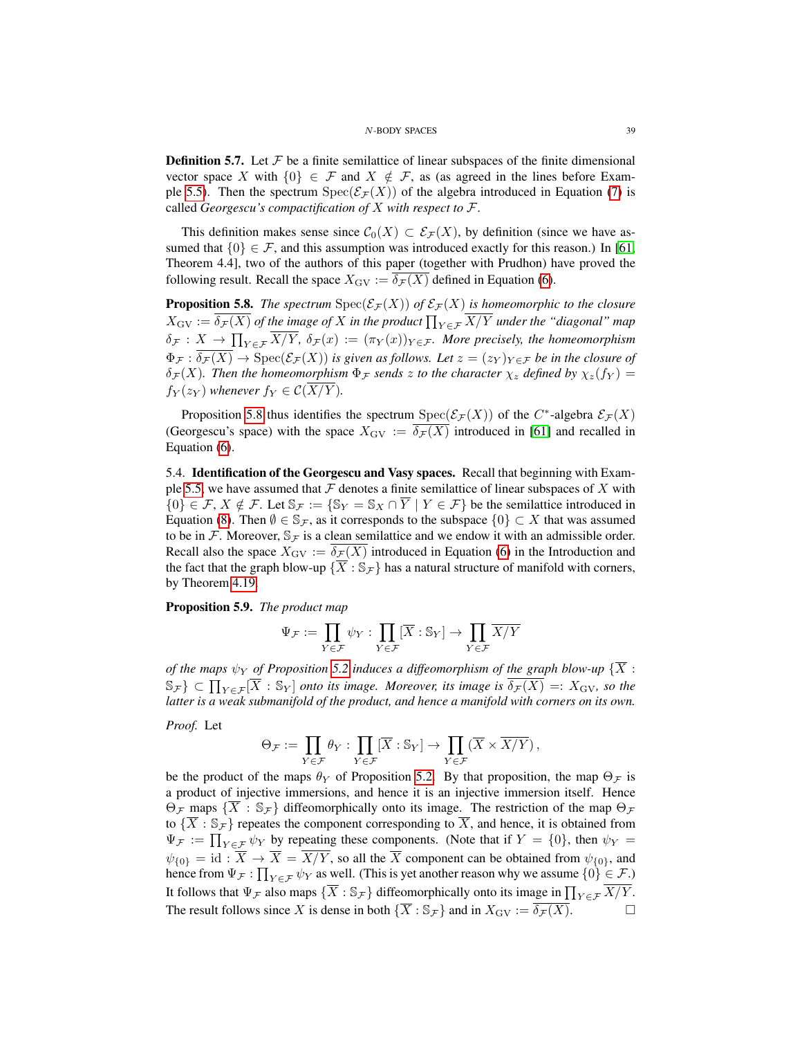**Definition 5.7.** Let $\mathcal{F}$ be a finite semilattice of linear subspaces of the finite dimensional vector space $X$ with $\{0\} \in \mathcal{F}$ and $X \notin \mathcal{F}$, as (as agreed in the lines before Example 5.5). Then the spectrum $\mathrm{Spec}(\mathcal{E}_{\mathcal{F}}(X))$ of the algebra introduced in Equation (7) is called *Georgescu's compactification of $X$ with respect to $\mathcal{F}$*.

This definition makes sense since $\mathcal{C}_0(X) \subset \mathcal{E}_{\mathcal{F}}(X)$, by definition (since we have assumed that $\{0\} \in \mathcal{F}$, and this assumption was introduced exactly for this reason.) In [61, Theorem 4.4], two of the authors of this paper (together with Prudhon) have proved the following result. Recall the space $X_{\mathrm{GV}} := \overline{\delta_{\mathcal{F}}(X)}$ defined in Equation (6).

**Proposition 5.8.** *The spectrum $\mathrm{Spec}(\mathcal{E}_{\mathcal{F}}(X))$ of $\mathcal{E}_{\mathcal{F}}(X)$ is homeomorphic to the closure $X_{\mathrm{GV}} := \overline{\delta_{\mathcal{F}}(X)}$ of the image of $X$ in the product $\prod_{Y \in \mathcal{F}} \overline{X/Y}$ under the "diagonal" map $\delta_{\mathcal{F}} : X \to \prod_{Y \in \mathcal{F}} \overline{X/Y}$, $\delta_{\mathcal{F}}(x) := (\pi_Y(x))_{Y \in \mathcal{F}}$. More precisely, the homeomorphism $\Phi_{\mathcal{F}} : \overline{\delta_{\mathcal{F}}(X)} \to \mathrm{Spec}(\mathcal{E}_{\mathcal{F}}(X))$ is given as follows. Let $z = (z_Y)_{Y \in \mathcal{F}}$ be in the closure of $\delta_{\mathcal{F}}(X)$. Then the homeomorphism $\Phi_{\mathcal{F}}$ sends $z$ to the character $\chi_z$ defined by $\chi_z(f_Y) = f_Y(z_Y)$ whenever $f_Y \in \mathcal{C}(\overline{X/Y})$.*

Proposition 5.8 thus identifies the spectrum $\mathrm{Spec}(\mathcal{E}_{\mathcal{F}}(X))$ of the $C^*$-algebra $\mathcal{E}_{\mathcal{F}}(X)$ (Georgescu's space) with the space $X_{\mathrm{GV}} := \overline{\delta_{\mathcal{F}}(X)}$ introduced in [61] and recalled in Equation (6).

5.4. **Identification of the Georgescu and Vasy spaces.** Recall that beginning with Example 5.5, we have assumed that $\mathcal{F}$ denotes a finite semilattice of linear subspaces of $X$ with $\{0\} \in \mathcal{F}$, $X \notin \mathcal{F}$. Let $\mathbb{S}_{\mathcal{F}} := \{\mathbb{S}_Y = \mathbb{S}_X \cap \overline{Y} \mid Y \in \mathcal{F}\}$ be the semilattice introduced in Equation (8). Then $\emptyset \in \mathbb{S}_{\mathcal{F}}$, as it corresponds to the subspace $\{0\} \subset X$ that was assumed to be in $\mathcal{F}$. Moreover, $\mathbb{S}_{\mathcal{F}}$ is a clean semilattice and we endow it with an admissible order. Recall also the space $X_{\mathrm{GV}} := \overline{\delta_{\mathcal{F}}(X)}$ introduced in Equation (6) in the Introduction and the fact that the graph blow-up $\{\overline{X} : \mathbb{S}_{\mathcal{F}}\}$ has a natural structure of manifold with corners, by Theorem 4.19.

**Proposition 5.9.** *The product map*

$$\Psi_{\mathcal{F}} := \prod_{Y \in \mathcal{F}} \psi_Y : \prod_{Y \in \mathcal{F}} [\overline{X} : \mathbb{S}_Y] \to \prod_{Y \in \mathcal{F}} \overline{X/Y}$$

*of the maps $\psi_Y$ of Proposition 5.2 induces a diffeomorphism of the graph blow-up $\{\overline{X} : \mathbb{S}_{\mathcal{F}}\} \subset \prod_{Y \in \mathcal{F}} [\overline{X} : \mathbb{S}_Y]$ onto its image. Moreover, its image is $\overline{\delta_{\mathcal{F}}(X)} =: X_{\mathrm{GV}}$, so the latter is a weak submanifold of the product, and hence a manifold with corners on its own.*

*Proof.* Let

$$\Theta_{\mathcal{F}} := \prod_{Y \in \mathcal{F}} \theta_Y : \prod_{Y \in \mathcal{F}} [\overline{X} : \mathbb{S}_Y] \to \prod_{Y \in \mathcal{F}} (\overline{X} \times \overline{X/Y}),$$

be the product of the maps $\theta_Y$ of Proposition 5.2. By that proposition, the map $\Theta_{\mathcal{F}}$ is a product of injective immersions, and hence it is an injective immersion itself. Hence $\Theta_{\mathcal{F}}$ maps $\{\overline{X} : \mathbb{S}_{\mathcal{F}}\}$ diffeomorphically onto its image. The restriction of the map $\Theta_{\mathcal{F}}$ to $\{\overline{X} : \mathbb{S}_{\mathcal{F}}\}$ repeates the component corresponding to $\overline{X}$, and hence, it is obtained from $\Psi_{\mathcal{F}} := \prod_{Y \in \mathcal{F}} \psi_Y$ by repeating these components. (Note that if $Y = \{0\}$, then $\psi_Y = \psi_{\{0\}} = \mathrm{id} : \overline{X} \to \overline{X} = \overline{X/Y}$, so all the $\overline{X}$ component can be obtained from $\psi_{\{0\}}$, and hence from $\Psi_{\mathcal{F}} : \prod_{Y \in \mathcal{F}} \psi_Y$ as well. (This is yet another reason why we assume $\{0\} \in \mathcal{F}$.) It follows that $\Psi_{\mathcal{F}}$ also maps $\{\overline{X} : \mathbb{S}_{\mathcal{F}}\}$ diffeomorphically onto its image in $\prod_{Y \in \mathcal{F}} \overline{X/Y}$. The result follows since $X$ is dense in both $\{\overline{X} : \mathbb{S}_{\mathcal{F}}\}$ and in $X_{\mathrm{GV}} := \overline{\delta_{\mathcal{F}}(X)}$. $\square$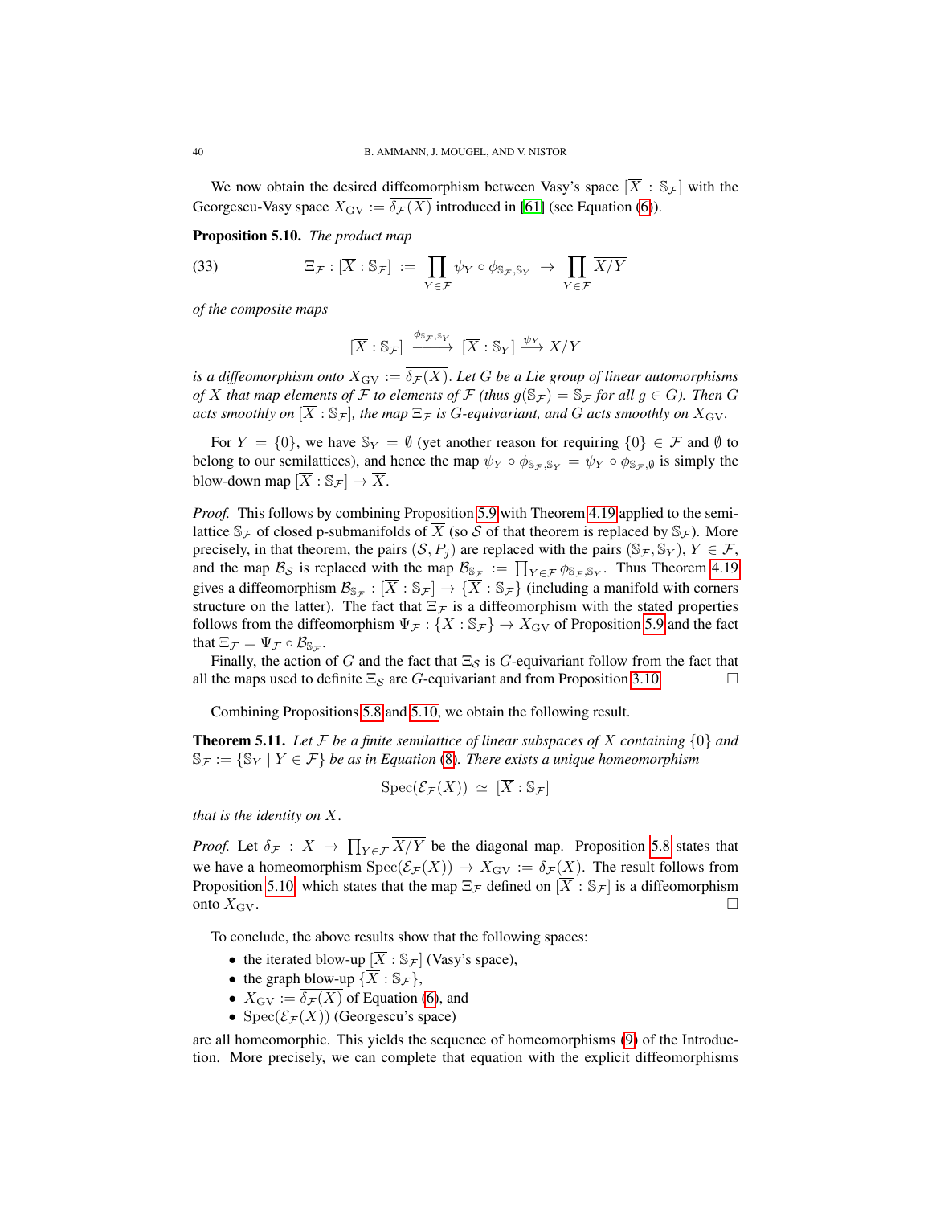We now obtain the desired diffeomorphism between Vasy's space $[\overline{X} : \mathbb{S}_{\mathcal{F}}]$ with the Georgescu-Vasy space $X_{\rm GV} := \overline{\delta_{\mathcal{F}}(X)}$ introduced in [61] (see Equation (6)).

**Proposition 5.10.** *The product map*

$$\Xi_{\mathcal{F}} : [\overline{X} : \mathbb{S}_{\mathcal{F}}] := \prod_{Y \in \mathcal{F}} \psi_Y \circ \phi_{\mathbb{S}_{\mathcal{F}}, \mathbb{S}_Y} \to \prod_{Y \in \mathcal{F}} \overline{X/Y} \tag{33}$$

*of the composite maps*

$$[\overline{X} : \mathbb{S}_{\mathcal{F}}] \xrightarrow{\phi_{\mathbb{S}_{\mathcal{F}}, \mathbb{S}_Y}} [\overline{X} : \mathbb{S}_Y] \xrightarrow{\psi_Y} \overline{X/Y}$$

*is a diffeomorphism onto $X_{\rm GV} := \overline{\delta_{\mathcal{F}}(X)}$. Let $G$ be a Lie group of linear automorphisms of $X$ that map elements of $\mathcal{F}$ to elements of $\mathcal{F}$ (thus $g(\mathbb{S}_{\mathcal{F}}) = \mathbb{S}_{\mathcal{F}}$ for all $g \in G$). Then $G$ acts smoothly on $[\overline{X} : \mathbb{S}_{\mathcal{F}}]$, the map $\Xi_{\mathcal{F}}$ is $G$-equivariant, and $G$ acts smoothly on $X_{\rm GV}$.*

For $Y = \{0\}$, we have $\mathbb{S}_Y = \emptyset$ (yet another reason for requiring $\{0\} \in \mathcal{F}$ and $\emptyset$ to belong to our semilattices), and hence the map $\psi_Y \circ \phi_{\mathbb{S}_{\mathcal{F}}, \mathbb{S}_Y} = \psi_Y \circ \phi_{\mathbb{S}_{\mathcal{F}}, \emptyset}$ is simply the blow-down map $[\overline{X} : \mathbb{S}_{\mathcal{F}}] \to \overline{X}$.

*Proof.* This follows by combining Proposition 5.9 with Theorem 4.19 applied to the semilattice $\mathbb{S}_{\mathcal{F}}$ of closed p-submanifolds of $\overline{X}$ (so $\mathcal{S}$ of that theorem is replaced by $\mathbb{S}_{\mathcal{F}}$). More precisely, in that theorem, the pairs $(\mathcal{S}, P_j)$ are replaced with the pairs $(\mathbb{S}_{\mathcal{F}}, \mathbb{S}_Y)$, $Y \in \mathcal{F}$, and the map $\mathcal{B}_{\mathcal{S}}$ is replaced with the map $\mathcal{B}_{\mathbb{S}_{\mathcal{F}}} := \prod_{Y \in \mathcal{F}} \phi_{\mathbb{S}_{\mathcal{F}}, \mathbb{S}_Y}$. Thus Theorem 4.19 gives a diffeomorphism $\mathcal{B}_{\mathbb{S}_{\mathcal{F}}} : [\overline{X} : \mathbb{S}_{\mathcal{F}}] \to \{\overline{X} : \mathbb{S}_{\mathcal{F}}\}$ (including a manifold with corners structure on the latter). The fact that $\Xi_{\mathcal{F}}$ is a diffeomorphism with the stated properties follows from the diffeomorphism $\Psi_{\mathcal{F}} : \{\overline{X} : \mathbb{S}_{\mathcal{F}}\} \to X_{\rm GV}$ of Proposition 5.9 and the fact that $\Xi_{\mathcal{F}} = \Psi_{\mathcal{F}} \circ \mathcal{B}_{\mathbb{S}_{\mathcal{F}}}$.

Finally, the action of $G$ and the fact that $\Xi_{\mathcal{S}}$ is $G$-equivariant follow from the fact that all the maps used to definite $\Xi_{\mathcal{S}}$ are $G$-equivariant and from Proposition 3.10. □

Combining Propositions 5.8 and 5.10, we obtain the following result.

**Theorem 5.11.** *Let $\mathcal{F}$ be a finite semilattice of linear subspaces of $X$ containing $\{0\}$ and $\mathbb{S}_{\mathcal{F}} := \{\mathbb{S}_Y \mid Y \in \mathcal{F}\}$ be as in Equation (8). There exists a unique homeomorphism*

$$\operatorname{Spec}(\mathcal{E}_{\mathcal{F}}(X)) \simeq [\overline{X} : \mathbb{S}_{\mathcal{F}}]$$

*that is the identity on $X$.*

*Proof.* Let $\delta_{\mathcal{F}} : X \to \prod_{Y \in \mathcal{F}} \overline{X/Y}$ be the diagonal map. Proposition 5.8 states that we have a homeomorphism $\operatorname{Spec}(\mathcal{E}_{\mathcal{F}}(X)) \to X_{\rm GV} := \overline{\delta_{\mathcal{F}}(X)}$. The result follows from Proposition 5.10, which states that the map $\Xi_{\mathcal{F}}$ defined on $[\overline{X} : \mathbb{S}_{\mathcal{F}}]$ is a diffeomorphism onto $X_{\rm GV}$. □

To conclude, the above results show that the following spaces:

- the iterated blow-up $[\overline{X} : \mathbb{S}_{\mathcal{F}}]$ (Vasy's space),
- the graph blow-up $\{\overline{X} : \mathbb{S}_{\mathcal{F}}\}$,
- $X_{\rm GV} := \overline{\delta_{\mathcal{F}}(X)}$ of Equation (6), and
- $\operatorname{Spec}(\mathcal{E}_{\mathcal{F}}(X))$ (Georgescu's space)

are all homeomorphic. This yields the sequence of homeomorphisms (9) of the Introduction. More precisely, we can complete that equation with the explicit diffeomorphisms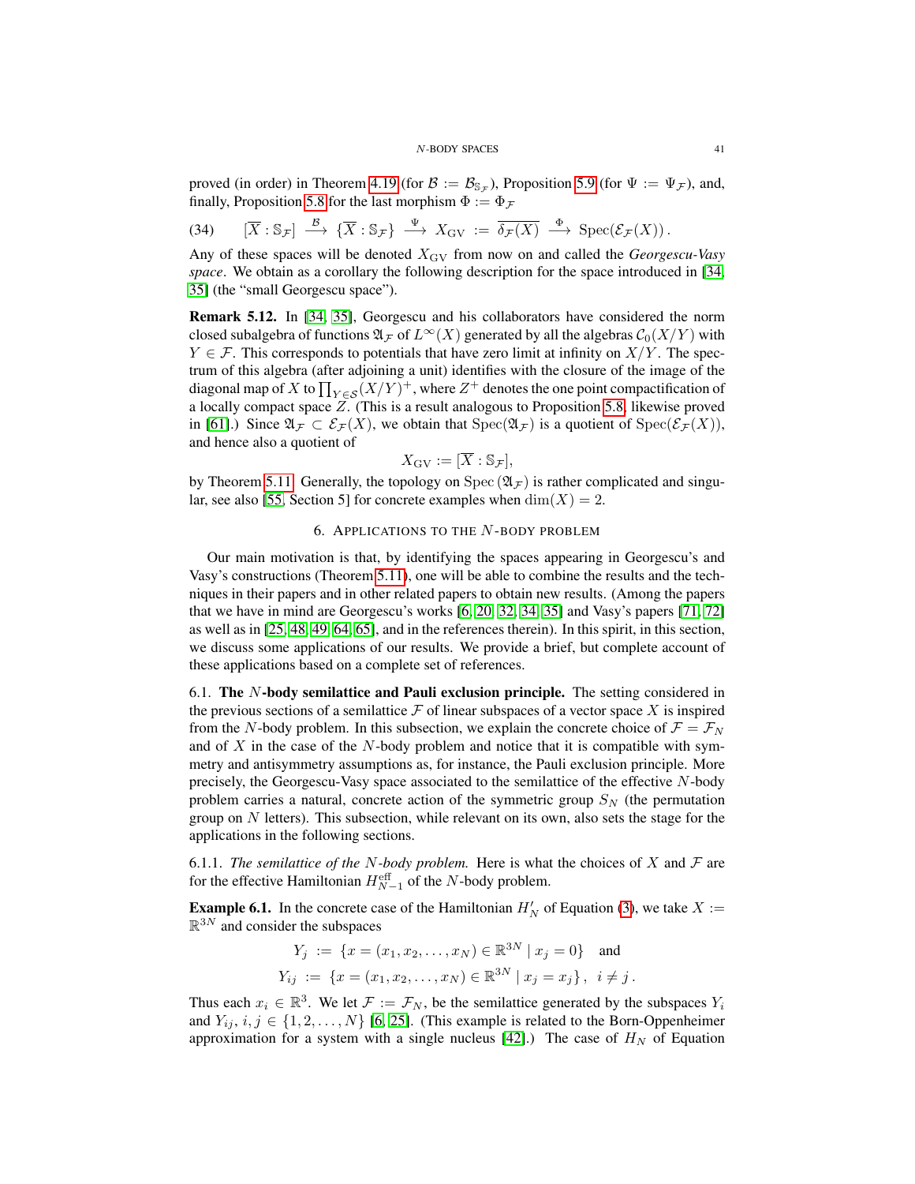proved (in order) in Theorem 4.19 (for $\mathcal{B} := \mathcal{B}_{\mathbb{S}_\mathcal{F}}$), Proposition 5.9 (for $\Psi := \Psi_\mathcal{F}$), and, finally, Proposition 5.8 for the last morphism $\Phi := \Phi_\mathcal{F}$

$$(34) \qquad [\overline{X} : \mathbb{S}_\mathcal{F}] \xrightarrow{\mathcal{B}} \{\overline{X} : \mathbb{S}_\mathcal{F}\} \xrightarrow{\Psi} X_{\mathrm{GV}} := \overline{\delta_\mathcal{F}(X)} \xrightarrow{\Phi} \mathrm{Spec}(\mathcal{E}_\mathcal{F}(X)).$$

Any of these spaces will be denoted $X_{\mathrm{GV}}$ from now on and called the *Georgescu-Vasy space*. We obtain as a corollary the following description for the space introduced in [34, 35] (the "small Georgescu space").

**Remark 5.12.** In [34, 35], Georgescu and his collaborators have considered the norm closed subalgebra of functions $\mathfrak{A}_\mathcal{F}$ of $L^\infty(X)$ generated by all the algebras $\mathcal{C}_0(X/Y)$ with $Y \in \mathcal{F}$. This corresponds to potentials that have zero limit at infinity on $X/Y$. The spectrum of this algebra (after adjoining a unit) identifies with the closure of the image of the diagonal map of $X$ to $\prod_{Y\in\mathcal{S}}(X/Y)^+$, where $Z^+$ denotes the one point compactification of a locally compact space $Z$. (This is a result analogous to Proposition 5.8, likewise proved in [61].) Since $\mathfrak{A}_\mathcal{F} \subset \mathcal{E}_\mathcal{F}(X)$, we obtain that $\mathrm{Spec}(\mathfrak{A}_\mathcal{F})$ is a quotient of $\mathrm{Spec}(\mathcal{E}_\mathcal{F}(X))$, and hence also a quotient of

$$X_{\mathrm{GV}} := [\overline{X} : \mathbb{S}_\mathcal{F}],$$

by Theorem 5.11. Generally, the topology on $\mathrm{Spec}\,(\mathfrak{A}_\mathcal{F})$ is rather complicated and singular, see also [55, Section 5] for concrete examples when $\dim(X) = 2$.

## 6. Applications to the $N$-body problem

Our main motivation is that, by identifying the spaces appearing in Georgescu's and Vasy's constructions (Theorem 5.11), one will be able to combine the results and the techniques in their papers and in other related papers to obtain new results. (Among the papers that we have in mind are Georgescu's works [6, 20, 32, 34, 35] and Vasy's papers [71, 72] as well as in [25, 48, 49, 64, 65], and in the references therein). In this spirit, in this section, we discuss some applications of our results. We provide a brief, but complete account of these applications based on a complete set of references.

6.1. **The $N$-body semilattice and Pauli exclusion principle.** The setting considered in the previous sections of a semilattice $\mathcal{F}$ of linear subspaces of a vector space $X$ is inspired from the $N$-body problem. In this subsection, we explain the concrete choice of $\mathcal{F} = \mathcal{F}_N$ and of $X$ in the case of the $N$-body problem and notice that it is compatible with symmetry and antisymmetry assumptions as, for instance, the Pauli exclusion principle. More precisely, the Georgescu-Vasy space associated to the semilattice of the effective $N$-body problem carries a natural, concrete action of the symmetric group $S_N$ (the permutation group on $N$ letters). This subsection, while relevant on its own, also sets the stage for the applications in the following sections.

6.1.1. *The semilattice of the $N$-body problem.* Here is what the choices of $X$ and $\mathcal{F}$ are for the effective Hamiltonian $H_{N-1}^{\mathrm{eff}}$ of the $N$-body problem.

**Example 6.1.** In the concrete case of the Hamiltonian $H_N'$ of Equation (3), we take $X := \mathbb{R}^{3N}$ and consider the subspaces

$$\begin{aligned} Y_j &:= \{x = (x_1, x_2, \ldots, x_N) \in \mathbb{R}^{3N} \mid x_j = 0\} \quad \text{and} \\ Y_{ij} &:= \{x = (x_1, x_2, \ldots, x_N) \in \mathbb{R}^{3N} \mid x_j = x_j\}, \ \ i \neq j\,. \end{aligned}$$

Thus each $x_i \in \mathbb{R}^3$. We let $\mathcal{F} := \mathcal{F}_N$, be the semilattice generated by the subspaces $Y_i$ and $Y_{ij}$, $i, j \in \{1, 2, \ldots, N\}$ [6, 25]. (This example is related to the Born-Oppenheimer approximation for a system with a single nucleus [42].) The case of $H_N$ of Equation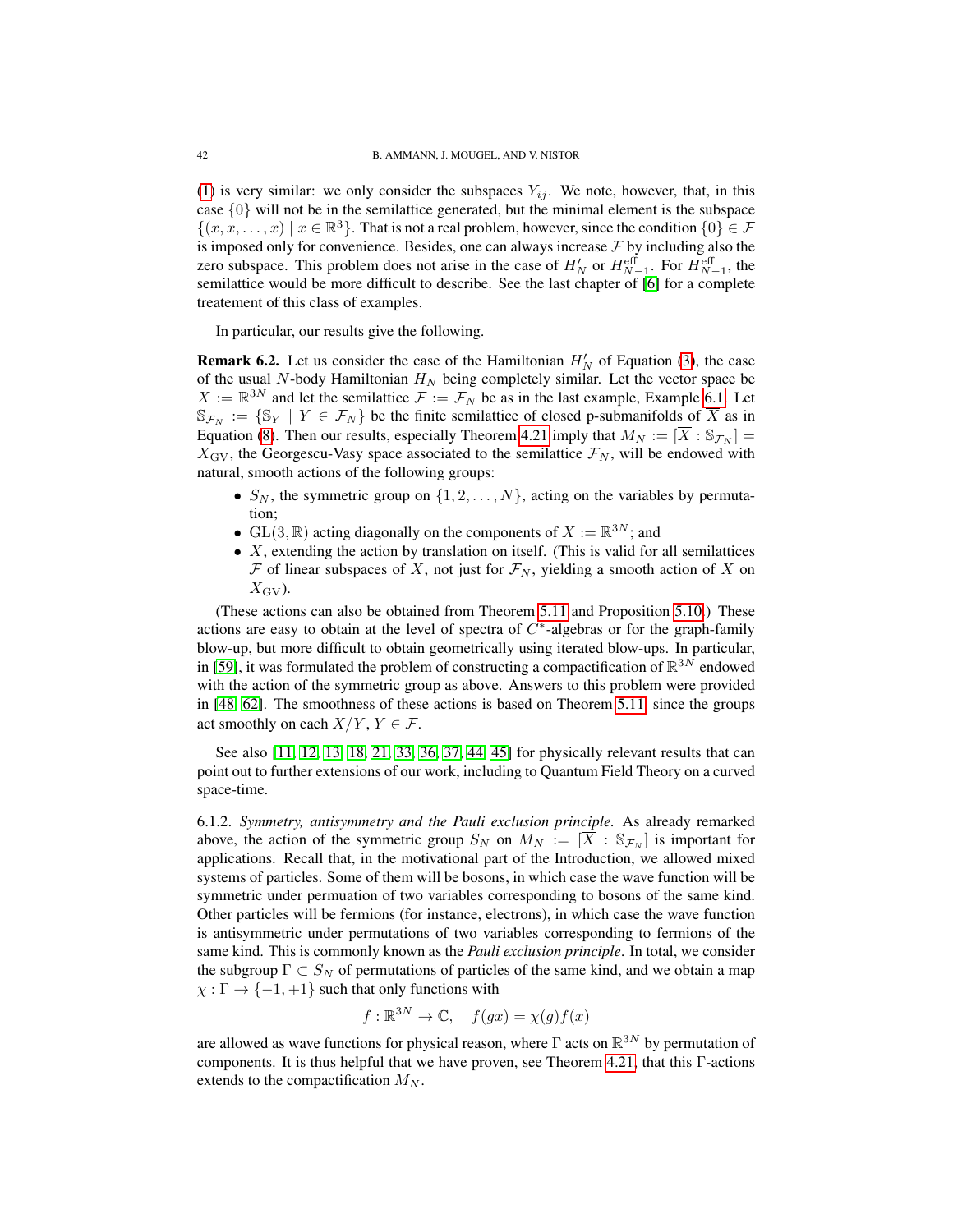(1) is very similar: we only consider the subspaces $Y_{ij}$. We note, however, that, in this case $\{0\}$ will not be in the semilattice generated, but the minimal element is the subspace $\{(x, x, \ldots, x) \mid x \in \mathbb{R}^3\}$. That is not a real problem, however, since the condition $\{0\} \in \mathcal{F}$ is imposed only for convenience. Besides, one can always increase $\mathcal{F}$ by including also the zero subspace. This problem does not arise in the case of $H'_N$ or $H^{\text{eff}}_{N-1}$. For $H^{\text{eff}}_{N-1}$, the semilattice would be more difficult to describe. See the last chapter of [6] for a complete treatement of this class of examples.

In particular, our results give the following.

**Remark 6.2.** Let us consider the case of the Hamiltonian $H'_N$ of Equation (3), the case of the usual $N$-body Hamiltonian $H_N$ being completely similar. Let the vector space be $X := \mathbb{R}^{3N}$ and let the semilattice $\mathcal{F} := \mathcal{F}_N$ be as in the last example, Example 6.1. Let $\mathbb{S}_{\mathcal{F}_N} := \{\mathbb{S}_Y \mid Y \in \mathcal{F}_N\}$ be the finite semilattice of closed p-submanifolds of $\overline{X}$ as in Equation (8). Then our results, especially Theorem 4.21 imply that $M_N := [\overline{X} : \mathbb{S}_{\mathcal{F}_N}] = X_{\text{GV}}$, the Georgescu-Vasy space associated to the semilattice $\mathcal{F}_N$, will be endowed with natural, smooth actions of the following groups:

- $S_N$, the symmetric group on $\{1, 2, \ldots, N\}$, acting on the variables by permutation;
- $\text{GL}(3, \mathbb{R})$ acting diagonally on the components of $X := \mathbb{R}^{3N}$; and
- $X$, extending the action by translation on itself. (This is valid for all semilattices $\mathcal{F}$ of linear subspaces of $X$, not just for $\mathcal{F}_N$, yielding a smooth action of $X$ on $X_{\text{GV}}$).

(These actions can also be obtained from Theorem 5.11 and Proposition 5.10.) These actions are easy to obtain at the level of spectra of $C^*$-algebras or for the graph-family blow-up, but more difficult to obtain geometrically using iterated blow-ups. In particular, in [59], it was formulated the problem of constructing a compactification of $\mathbb{R}^{3N}$ endowed with the action of the symmetric group as above. Answers to this problem were provided in [48, 62]. The smoothness of these actions is based on Theorem 5.11, since the groups act smoothly on each $\overline{X/Y}$, $Y \in \mathcal{F}$.

See also [11, 12, 13, 18, 21, 33, 36, 37, 44, 45] for physically relevant results that can point out to further extensions of our work, including to Quantum Field Theory on a curved space-time.

6.1.2. *Symmetry, antisymmetry and the Pauli exclusion principle.* As already remarked above, the action of the symmetric group $S_N$ on $M_N := [\overline{X} : \mathbb{S}_{\mathcal{F}_N}]$ is important for applications. Recall that, in the motivational part of the Introduction, we allowed mixed systems of particles. Some of them will be bosons, in which case the wave function will be symmetric under permuation of two variables corresponding to bosons of the same kind. Other particles will be fermions (for instance, electrons), in which case the wave function is antisymmetric under permutations of two variables corresponding to fermions of the same kind. This is commonly known as the *Pauli exclusion principle*. In total, we consider the subgroup $\Gamma \subset S_N$ of permutations of particles of the same kind, and we obtain a map $\chi : \Gamma \to \{-1, +1\}$ such that only functions with

$$f : \mathbb{R}^{3N} \to \mathbb{C}, \quad f(gx) = \chi(g) f(x)$$

are allowed as wave functions for physical reason, where $\Gamma$ acts on $\mathbb{R}^{3N}$ by permutation of components. It is thus helpful that we have proven, see Theorem 4.21, that this $\Gamma$-actions extends to the compactification $M_N$.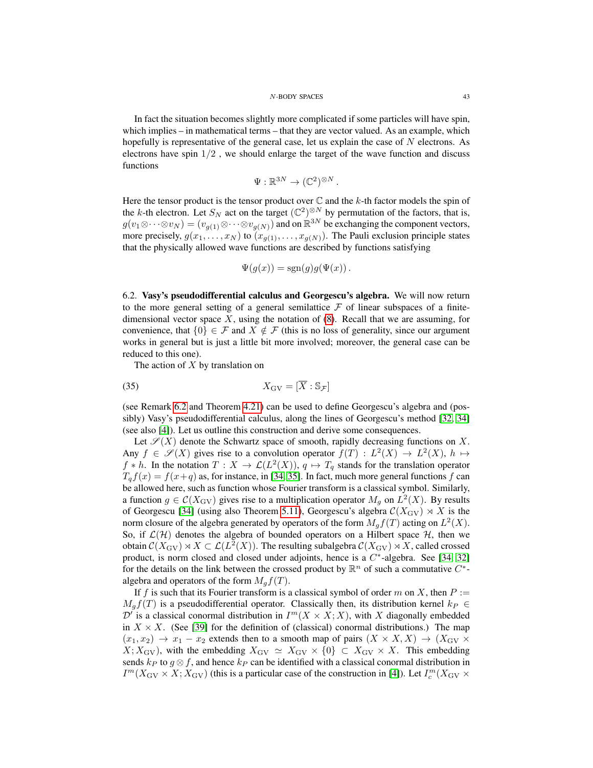In fact the situation becomes slightly more complicated if some particles will have spin, which implies – in mathematical terms – that they are vector valued. As an example, which hopefully is representative of the general case, let us explain the case of $N$ electrons. As electrons have spin $1/2$ , we should enlarge the target of the wave function and discuss functions

$$\Psi : \mathbb{R}^{3N} \to (\mathbb{C}^2)^{\otimes N} .$$

Here the tensor product is the tensor product over $\mathbb{C}$ and the $k$-th factor models the spin of the $k$-th electron. Let $S_N$ act on the target $(\mathbb{C}^2)^{\otimes N}$ by permutation of the factors, that is, $g(v_1 \otimes \cdots \otimes v_N) = (v_{g(1)} \otimes \cdots \otimes v_{g(N)})$ and on $\mathbb{R}^{3N}$ be exchanging the component vectors, more precisely, $g(x_1, \ldots, x_N)$ to $(x_{g(1)}, \ldots, x_{g(N)})$. The Pauli exclusion principle states that the physically allowed wave functions are described by functions satisfying

$$\Psi(g(x)) = \mathrm{sgn}(g) g(\Psi(x)) .$$

6.2. **Vasy's pseudodifferential calculus and Georgescu's algebra.** We will now return to the more general setting of a general semilattice $\mathcal{F}$ of linear subspaces of a finite-dimensional vector space $X$, using the notation of (8). Recall that we are assuming, for convenience, that $\{0\} \in \mathcal{F}$ and $X \notin \mathcal{F}$ (this is no loss of generality, since our argument works in general but is just a little bit more involved; moreover, the general case can be reduced to this one).

The action of $X$ by translation on

$$X_{\mathrm{GV}} = [\overline{X} : \mathbb{S}_{\mathcal{F}}] \tag{35}$$

(see Remark 6.2 and Theorem 4.21) can be used to define Georgescu's algebra and (possibly) Vasy's pseudodifferential calculus, along the lines of Georgescu's method [32, 34] (see also [4]). Let us outline this construction and derive some consequences.

Let $\mathscr{S}(X)$ denote the Schwartz space of smooth, rapidly decreasing functions on $X$. Any $f \in \mathscr{S}(X)$ gives rise to a convolution operator $f(T) : L^2(X) \to L^2(X)$, $h \mapsto f * h$. In the notation $T : X \to \mathcal{L}(L^2(X))$, $q \mapsto T_q$ stands for the translation operator $T_q f(x) = f(x+q)$ as, for instance, in [34, 35]. In fact, much more general functions $f$ can be allowed here, such as function whose Fourier transform is a classical symbol. Similarly, a function $g \in \mathcal{C}(X_{\mathrm{GV}})$ gives rise to a multiplication operator $M_g$ on $L^2(X)$. By results of Georgescu [34] (using also Theorem 5.11), Georgescu's algebra $\mathcal{C}(X_{\mathrm{GV}}) \rtimes X$ is the norm closure of the algebra generated by operators of the form $M_g f(T)$ acting on $L^2(X)$. So, if $\mathcal{L}(\mathcal{H})$ denotes the algebra of bounded operators on a Hilbert space $\mathcal{H}$, then we obtain $\mathcal{C}(X_{\mathrm{GV}}) \rtimes X \subset \mathcal{L}(L^2(X))$. The resulting subalgebra $\mathcal{C}(X_{\mathrm{GV}}) \rtimes X$, called crossed product, is norm closed and closed under adjoints, hence is a $C^*$-algebra. See [34, 32] for the details on the link between the crossed product by $\mathbb{R}^n$ of such a commutative $C^*$-algebra and operators of the form $M_g f(T)$.

If $f$ is such that its Fourier transform is a classical symbol of order $m$ on $X$, then $P := M_g f(T)$ is a pseudodifferential operator. Classically then, its distribution kernel $k_P \in \mathcal{D}'$ is a classical conormal distribution in $I^m(X \times X; X)$, with $X$ diagonally embedded in $X \times X$. (See [39] for the definition of (classical) conormal distributions.) The map $(x_1, x_2) \to x_1 - x_2$ extends then to a smooth map of pairs $(X \times X, X) \to (X_{\mathrm{GV}} \times X; X_{\mathrm{GV}})$, with the embedding $X_{\mathrm{GV}} \simeq X_{\mathrm{GV}} \times \{0\} \subset X_{\mathrm{GV}} \times X$. This embedding sends $k_P$ to $g \otimes f$, and hence $k_P$ can be identified with a classical conormal distribution in $I^m(X_{\mathrm{GV}} \times X; X_{\mathrm{GV}})$ (this is a particular case of the construction in [4]). Let $I^m_c(X_{\mathrm{GV}} \times$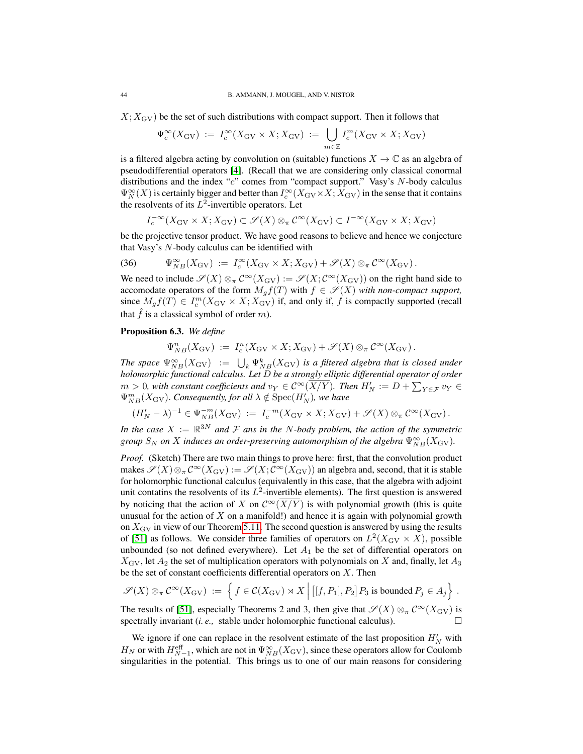$X; X_{\rm GV})$ be the set of such distributions with compact support. Then it follows that

$$\Psi_c^\infty(X_{\rm GV}) \,:=\, I_c^\infty(X_{\rm GV}\times X; X_{\rm GV}) \,:=\, \bigcup_{m\in\mathbb{Z}} I_c^m(X_{\rm GV}\times X; X_{\rm GV})$$

is a filtered algebra acting by convolution on (suitable) functions $X \to \mathbb{C}$ as an algebra of pseudodifferential operators [4]. (Recall that we are considering only classical conormal distributions and the index "$c$" comes from "compact support." Vasy's $N$-body calculus $\Psi_N^\infty(X)$ is certainly bigger and better than $I_c^\infty(X_{\rm GV}\times X; X_{\rm GV})$ in the sense that it contains the resolvents of its $L^2$-invertible operators. Let

$$I_c^{-\infty}(X_{\rm GV}\times X; X_{\rm GV}) \subset \mathscr{S}(X)\otimes_\pi \mathcal{C}^\infty(X_{\rm GV}) \subset I^{-\infty}(X_{\rm GV}\times X; X_{\rm GV})$$

be the projective tensor product. We have good reasons to believe and hence we conjecture that Vasy's $N$-body calculus can be identified with

$$\Psi_{NB}^\infty(X_{\rm GV}) \,:=\, I_c^\infty(X_{\rm GV}\times X; X_{\rm GV}) + \mathscr{S}(X)\otimes_\pi \mathcal{C}^\infty(X_{\rm GV})\,. \tag{36}$$

We need to include $\mathscr{S}(X)\otimes_\pi \mathcal{C}^\infty(X_{\rm GV}) := \mathscr{S}(X; \mathcal{C}^\infty(X_{\rm GV}))$ on the right hand side to accomodate operators of the form $M_g f(T)$ with $f \in \mathscr{S}(X)$ *with non-compact support,* since $M_g f(T) \in I_c^m(X_{\rm GV}\times X; X_{\rm GV})$ if, and only if, $f$ is compactly supported (recall that $\hat f$ is a classical symbol of order $m$).

**Proposition 6.3.** *We define*

$$\Psi_{NB}^n(X_{\rm GV}) \,:=\, I_c^n(X_{\rm GV}\times X; X_{\rm GV}) + \mathscr{S}(X)\otimes_\pi \mathcal{C}^\infty(X_{\rm GV})\,.$$

*The space* $\Psi_{NB}^\infty(X_{\rm GV}) \;:=\; \bigcup_k \Psi_{NB}^k(X_{\rm GV})$ *is a filtered algebra that is closed under holomorphic functional calculus. Let $D$ be a strongly elliptic differential operator of order $m > 0$, with constant coefficients and $v_Y \in \mathcal{C}^\infty(\overline{X/Y})$. Then $H_N' := D + \sum_{Y\in\mathcal{F}} v_Y \in \Psi_{NB}^m(X_{\rm GV})$. Consequently, for all $\lambda \notin \operatorname{Spec}(H_N')$, we have*

$$(H_N' - \lambda)^{-1} \in \Psi_{NB}^{-m}(X_{\rm GV}) \,:=\, I_c^{-m}(X_{\rm GV}\times X; X_{\rm GV}) + \mathscr{S}(X)\otimes_\pi \mathcal{C}^\infty(X_{\rm GV})\,.$$

*In the case $X := \mathbb{R}^{3N}$ and $\mathcal{F}$ ans in the $N$-body problem, the action of the symmetric group $S_N$ on $X$ induces an order-preserving automorphism of the algebra $\Psi_{NB}^\infty(X_{\rm GV})$.*

*Proof.* (Sketch) There are two main things to prove here: first, that the convolution product makes $\mathscr{S}(X)\otimes_\pi \mathcal{C}^\infty(X_{\rm GV}) := \mathscr{S}(X; \mathcal{C}^\infty(X_{\rm GV}))$ an algebra and, second, that it is stable for holomorphic functional calculus (equivalently in this case, that the algebra with adjoint unit contatins the resolvents of its $L^2$-invertible elements). The first question is answered by noticing that the action of $X$ on $\mathcal{C}^\infty(\overline{X/Y})$ is with polynomial growth (this is quite unusual for the action of $X$ on a manifold!) and hence it is again with polynomial growth on $X_{\rm GV}$ in view of our Theorem 5.11. The second question is answered by using the results of [51] as follows. We consider three families of operators on $L^2(X_{\rm GV}\times X)$, possible unbounded (so not defined everywhere). Let $A_1$ be the set of differential operators on $X_{\rm GV}$, let $A_2$ the set of multiplication operators with polynomials on $X$ and, finally, let $A_3$ be the set of constant coefficients differential operators on $X$. Then

$$\mathscr{S}(X)\otimes_\pi \mathcal{C}^\infty(X_{\rm GV}) \,:=\, \Big\{\, f \in \mathcal{C}(X_{\rm GV}) \rtimes X \,\Big|\, \big[[f, P_1], P_2\big] P_3 \text{ is bounded } P_j \in A_j \Big\}\,.$$

The results of [51], especially Theorems 2 and 3, then give that $\mathscr{S}(X)\otimes_\pi \mathcal{C}^\infty(X_{\rm GV})$ is spectrally invariant (*i. e.,* stable under holomorphic functional calculus). $\square$

We ignore if one can replace in the resolvent estimate of the last proposition $H_N'$ with $H_N$ or with $H_{N-1}^{\rm eff}$, which are not in $\Psi_{NB}^\infty(X_{\rm GV})$, since these operators allow for Coulomb singularities in the potential. This brings us to one of our main reasons for considering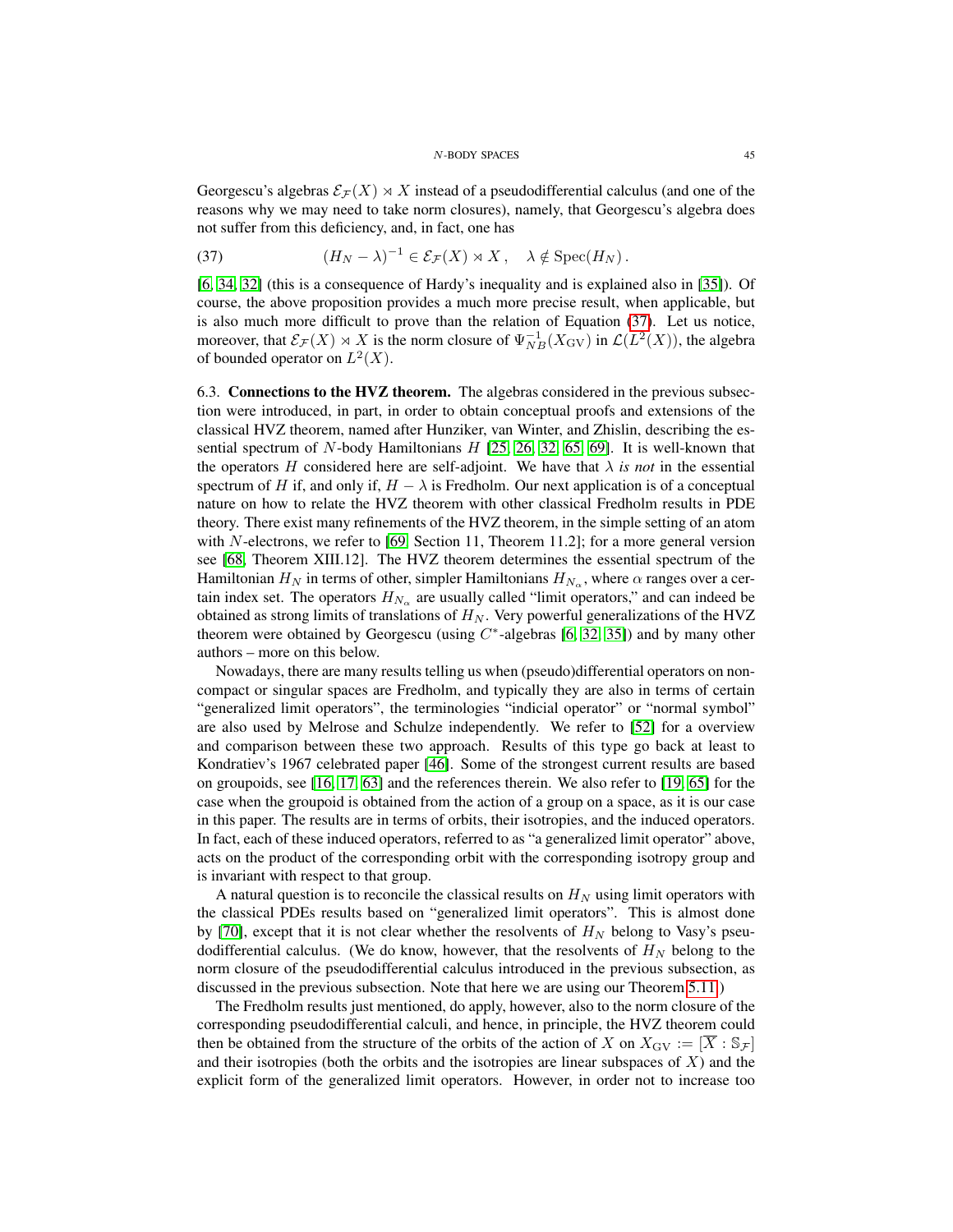Georgescu's algebras $\mathcal{E}_{\mathcal{F}}(X) \rtimes X$ instead of a pseudodifferential calculus (and one of the reasons why we may need to take norm closures), namely, that Georgescu's algebra does not suffer from this deficiency, and, in fact, one has

$$(H_N - \lambda)^{-1} \in \mathcal{E}_{\mathcal{F}}(X) \rtimes X\,, \quad \lambda \notin \mathrm{Spec}(H_N)\,. \tag{37}$$

[6, 34, 32] (this is a consequence of Hardy's inequality and is explained also in [35]). Of course, the above proposition provides a much more precise result, when applicable, but is also much more difficult to prove than the relation of Equation (37). Let us notice, moreover, that $\mathcal{E}_{\mathcal{F}}(X) \rtimes X$ is the norm closure of $\Psi_{NB}^{-1}(X_{\mathrm{GV}})$ in $\mathcal{L}(L^2(X))$, the algebra of bounded operator on $L^2(X)$.

6.3. **Connections to the HVZ theorem.** The algebras considered in the previous subsection were introduced, in part, in order to obtain conceptual proofs and extensions of the classical HVZ theorem, named after Hunziker, van Winter, and Zhislin, describing the essential spectrum of $N$-body Hamiltonians $H$ [25, 26, 32, 65, 69]. It is well-known that the operators $H$ considered here are self-adjoint. We have that $\lambda$ *is not* in the essential spectrum of $H$ if, and only if, $H - \lambda$ is Fredholm. Our next application is of a conceptual nature on how to relate the HVZ theorem with other classical Fredholm results in PDE theory. There exist many refinements of the HVZ theorem, in the simple setting of an atom with $N$-electrons, we refer to [69, Section 11, Theorem 11.2]; for a more general version see [68, Theorem XIII.12]. The HVZ theorem determines the essential spectrum of the Hamiltonian $H_N$ in terms of other, simpler Hamiltonians $H_{N_\alpha}$, where $\alpha$ ranges over a certain index set. The operators $H_{N_\alpha}$ are usually called "limit operators," and can indeed be obtained as strong limits of translations of $H_N$. Very powerful generalizations of the HVZ theorem were obtained by Georgescu (using $C^*$-algebras [6, 32, 35]) and by many other authors – more on this below.

Nowadays, there are many results telling us when (pseudo)differential operators on non-compact or singular spaces are Fredholm, and typically they are also in terms of certain "generalized limit operators", the terminologies "indicial operator" or "normal symbol" are also used by Melrose and Schulze independently. We refer to [52] for a overview and comparison between these two approach. Results of this type go back at least to Kondratiev's 1967 celebrated paper [46]. Some of the strongest current results are based on groupoids, see [16, 17, 63] and the references therein. We also refer to [19, 65] for the case when the groupoid is obtained from the action of a group on a space, as it is our case in this paper. The results are in terms of orbits, their isotropies, and the induced operators. In fact, each of these induced operators, referred to as "a generalized limit operator" above, acts on the product of the corresponding orbit with the corresponding isotropy group and is invariant with respect to that group.

A natural question is to reconcile the classical results on $H_N$ using limit operators with the classical PDEs results based on "generalized limit operators". This is almost done by [70], except that it is not clear whether the resolvents of $H_N$ belong to Vasy's pseudodifferential calculus. (We do know, however, that the resolvents of $H_N$ belong to the norm closure of the pseudodifferential calculus introduced in the previous subsection, as discussed in the previous subsection. Note that here we are using our Theorem 5.11.)

The Fredholm results just mentioned, do apply, however, also to the norm closure of the corresponding pseudodifferential calculi, and hence, in principle, the HVZ theorem could then be obtained from the structure of the orbits of the action of $X$ on $X_{\mathrm{GV}} := [\overline{X} : \mathbb{S}_{\mathcal{F}}]$ and their isotropies (both the orbits and the isotropies are linear subspaces of $X$) and the explicit form of the generalized limit operators. However, in order not to increase too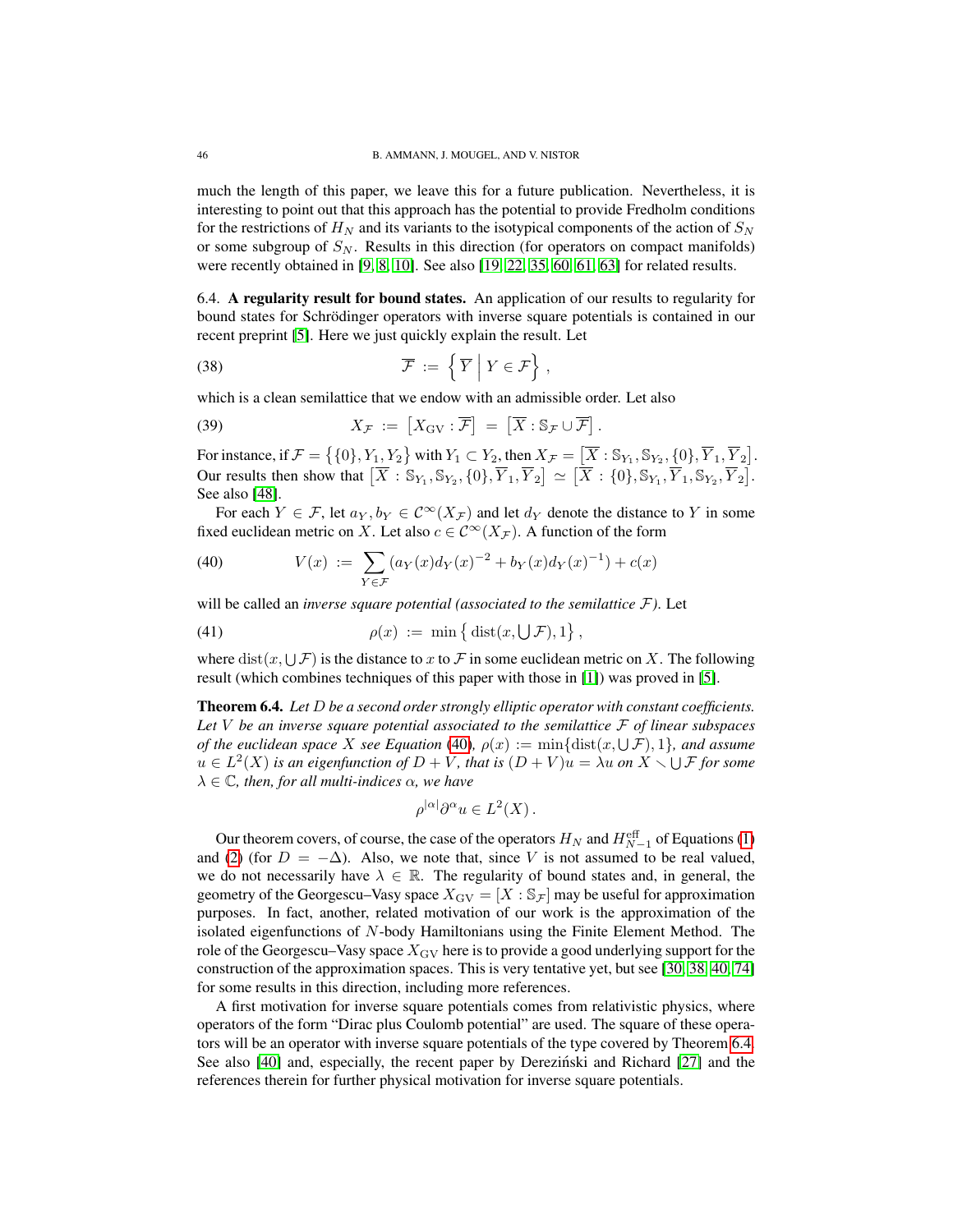much the length of this paper, we leave this for a future publication. Nevertheless, it is interesting to point out that this approach has the potential to provide Fredholm conditions for the restrictions of $H_N$ and its variants to the isotypical components of the action of $S_N$ or some subgroup of $S_N$. Results in this direction (for operators on compact manifolds) were recently obtained in [9, 8, 10]. See also [19, 22, 35, 60, 61, 63] for related results.

6.4. **A regularity result for bound states.** An application of our results to regularity for bound states for Schrödinger operators with inverse square potentials is contained in our recent preprint [5]. Here we just quickly explain the result. Let

$$\overline{\mathcal{F}} := \left\{ \overline{Y} \,\middle|\, Y \in \mathcal{F} \right\}, \tag{38}$$

which is a clean semilattice that we endow with an admissible order. Let also

$$X_{\mathcal{F}} := \left[ X_{\mathrm{GV}} : \overline{\mathcal{F}} \right] = \left[ \overline{X} : \mathbb{S}_{\mathcal{F}} \cup \overline{\mathcal{F}} \right]. \tag{39}$$

For instance, if $\mathcal{F} = \left\{ \{0\}, Y_1, Y_2 \right\}$ with $Y_1 \subset Y_2$, then $X_{\mathcal{F}} = \left[ \overline{X} : \mathbb{S}_{Y_1}, \mathbb{S}_{Y_2}, \{0\}, \overline{Y}_1, \overline{Y}_2 \right]$. Our results then show that $\left[ \overline{X} : \mathbb{S}_{Y_1}, \mathbb{S}_{Y_2}, \{0\}, \overline{Y}_1, \overline{Y}_2 \right] \simeq \left[ \overline{X} : \{0\}, \mathbb{S}_{Y_1}, \overline{Y}_1, \mathbb{S}_{Y_2}, \overline{Y}_2 \right]$. See also [48].

For each $Y \in \mathcal{F}$, let $a_Y, b_Y \in \mathcal{C}^\infty(X_{\mathcal{F}})$ and let $d_Y$ denote the distance to $Y$ in some fixed euclidean metric on $X$. Let also $c \in \mathcal{C}^\infty(X_{\mathcal{F}})$. A function of the form

$$V(x) := \sum_{Y \in \mathcal{F}} \left( a_Y(x) d_Y(x)^{-2} + b_Y(x) d_Y(x)^{-1} \right) + c(x) \tag{40}$$

will be called an *inverse square potential (associated to the semilattice $\mathcal{F}$)*. Let

$$\rho(x) := \min \left\{ \mathrm{dist}(x, \textstyle\bigcup \mathcal{F}), 1 \right\}, \tag{41}$$

where $\mathrm{dist}(x, \bigcup \mathcal{F})$ is the distance to $x$ to $\mathcal{F}$ in some euclidean metric on $X$. The following result (which combines techniques of this paper with those in [1]) was proved in [5].

**Theorem 6.4.** *Let $D$ be a second order strongly elliptic operator with constant coefficients. Let $V$ be an inverse square potential associated to the semilattice $\mathcal{F}$ of linear subspaces of the euclidean space $X$ see Equation (40), $\rho(x) := \min\{\mathrm{dist}(x, \bigcup \mathcal{F}), 1\}$, and assume $u \in L^2(X)$ is an eigenfunction of $D + V$, that is $(D + V)u = \lambda u$ on $X \smallsetminus \bigcup \mathcal{F}$ for some $\lambda \in \mathbb{C}$, then, for all multi-indices $\alpha$, we have*

$$\rho^{|\alpha|} \partial^\alpha u \in L^2(X).$$

Our theorem covers, of course, the case of the operators $H_N$ and $H_{N-1}^{\mathrm{eff}}$ of Equations (1) and (2) (for $D = -\Delta$). Also, we note that, since $V$ is not assumed to be real valued, we do not necessarily have $\lambda \in \mathbb{R}$. The regularity of bound states and, in general, the geometry of the Georgescu–Vasy space $X_{\mathrm{GV}} = [X : \mathbb{S}_{\mathcal{F}}]$ may be useful for approximation purposes. In fact, another, related motivation of our work is the approximation of the isolated eigenfunctions of $N$-body Hamiltonians using the Finite Element Method. The role of the Georgescu–Vasy space $X_{\mathrm{GV}}$ here is to provide a good underlying support for the construction of the approximation spaces. This is very tentative yet, but see [30, 38, 40, 74] for some results in this direction, including more references.

A first motivation for inverse square potentials comes from relativistic physics, where operators of the form "Dirac plus Coulomb potential" are used. The square of these operators will be an operator with inverse square potentials of the type covered by Theorem 6.4. See also [40] and, especially, the recent paper by Dereziński and Richard [27] and the references therein for further physical motivation for inverse square potentials.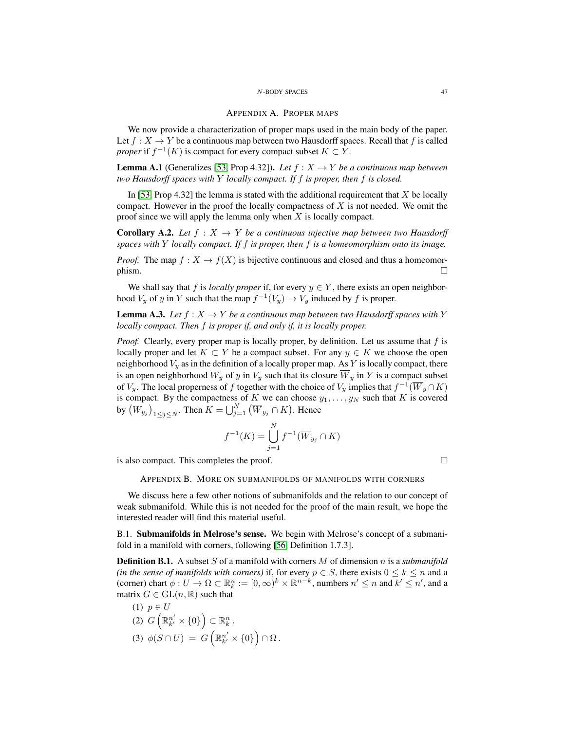## Appendix A. Proper maps

We now provide a characterization of proper maps used in the main body of the paper. Let $f : X \to Y$ be a continuous map between two Hausdorff spaces. Recall that $f$ is called *proper* if $f^{-1}(K)$ is compact for every compact subset $K \subset Y$.

**Lemma A.1** (Generalizes [53, Prop 4.32])**.** *Let $f : X \to Y$ be a continuous map between two Hausdorff spaces with $Y$ locally compact. If $f$ is proper, then $f$ is closed.*

In [53, Prop 4.32] the lemma is stated with the additional requirement that $X$ be locally compact. However in the proof the locally compactness of $X$ is not needed. We omit the proof since we will apply the lemma only when $X$ is locally compact.

**Corollary A.2.** *Let $f : X \to Y$ be a continuous injective map between two Hausdorff spaces with $Y$ locally compact. If $f$ is proper, then $f$ is a homeomorphism onto its image.*

*Proof.* The map $f : X \to f(X)$ is bijective continuous and closed and thus a homeomorphism. □

We shall say that $f$ is *locally proper* if, for every $y \in Y$, there exists an open neighborhood $V_y$ of $y$ in $Y$ such that the map $f^{-1}(V_y) \to V_y$ induced by $f$ is proper.

**Lemma A.3.** *Let $f : X \to Y$ be a continuous map between two Hausdorff spaces with $Y$ locally compact. Then $f$ is proper if, and only if, it is locally proper.*

*Proof.* Clearly, every proper map is locally proper, by definition. Let us assume that $f$ is locally proper and let $K \subset Y$ be a compact subset. For any $y \in K$ we choose the open neighborhood $V_y$ as in the definition of a locally proper map. As $Y$ is locally compact, there is an open neighborhood $W_y$ of $y$ in $V_y$ such that its closure $\overline{W}_y$ in $Y$ is a compact subset of $V_y$. The local properness of $f$ together with the choice of $V_y$ implies that $f^{-1}(\overline{W}_y \cap K)$ is compact. By the compactness of $K$ we can choose $y_1, \dots, y_N$ such that $K$ is covered by $\big(W_{y_j}\big)_{1 \le j \le N}$. Then $K = \bigcup_{j=1}^{N} \big(\overline{W}_{y_j} \cap K\big)$. Hence

$$f^{-1}(K) = \bigcup_{j=1}^{N} f^{-1}(\overline{W}_{y_j} \cap K)$$

is also compact. This completes the proof. □

## Appendix B. More on submanifolds of manifolds with corners

We discuss here a few other notions of submanifolds and the relation to our concept of weak submanifold. While this is not needed for the proof of the main result, we hope the interested reader will find this material useful.

### B.1. Submanifolds in Melrose's sense.

We begin with Melrose's concept of a submanifold in a manifold with corners, following [56, Definition 1.7.3].

**Definition B.1.** A subset $S$ of a manifold with corners $M$ of dimension $n$ is a *submanifold (in the sense of manifolds with corners)* if, for every $p \in S$, there exists $0 \le k \le n$ and a (corner) chart $\phi : U \to \Omega \subset \mathbb{R}^n_k := [0, \infty)^k \times \mathbb{R}^{n-k}$, numbers $n' \le n$ and $k' \le n'$, and a matrix $G \in \mathrm{GL}(n, \mathbb{R})$ such that

1. $p \in U$
2. $G\left(\mathbb{R}^{n'}_{k'} \times \{0\}\right) \subset \mathbb{R}^n_k\,.$
3. $\phi(S \cap U) \;=\; G\left(\mathbb{R}^{n'}_{k'} \times \{0\}\right) \cap \Omega\,.$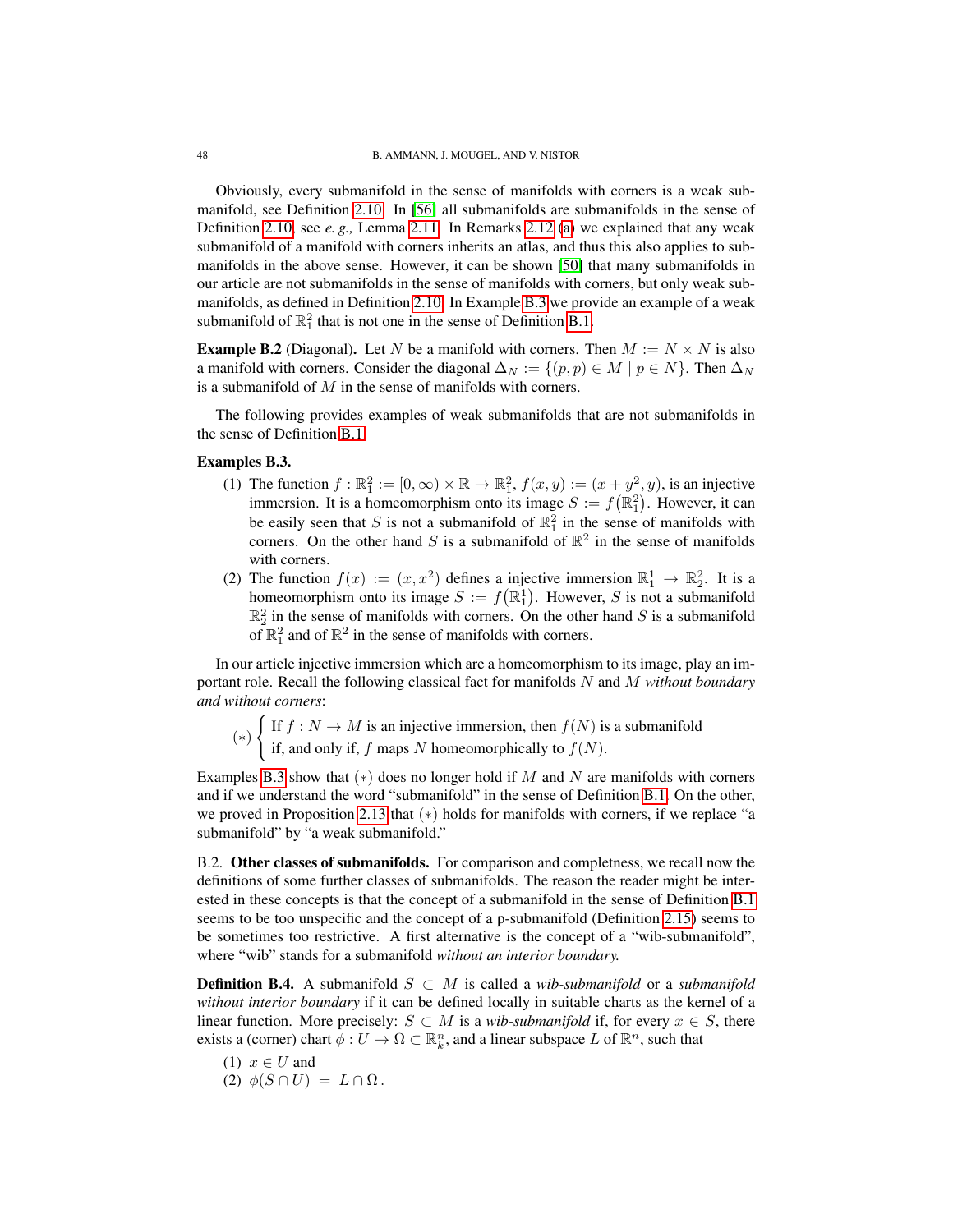Obviously, every submanifold in the sense of manifolds with corners is a weak submanifold, see Definition 2.10. In [56] all submanifolds are submanifolds in the sense of Definition 2.10, see *e. g.,* Lemma 2.11. In Remarks 2.12 (a) we explained that any weak submanifold of a manifold with corners inherits an atlas, and thus this also applies to submanifolds in the above sense. However, it can be shown [50] that many submanifolds in our article are not submanifolds in the sense of manifolds with corners, but only weak submanifolds, as defined in Definition 2.10. In Example B.3 we provide an example of a weak submanifold of $\mathbb{R}^2_1$ that is not one in the sense of Definition B.1.

**Example B.2** (Diagonal)**.** Let $N$ be a manifold with corners. Then $M := N \times N$ is also a manifold with corners. Consider the diagonal $\Delta_N := \{(p,p) \in M \mid p \in N\}$. Then $\Delta_N$ is a submanifold of $M$ in the sense of manifolds with corners.

The following provides examples of weak submanifolds that are not submanifolds in the sense of Definition B.1.

**Examples B.3.**

(1) The function $f : \mathbb{R}^2_1 := [0,\infty) \times \mathbb{R} \to \mathbb{R}^2_1$, $f(x,y) := (x + y^2, y)$, is an injective immersion. It is a homeomorphism onto its image $S := f(\mathbb{R}^2_1)$. However, it can be easily seen that $S$ is not a submanifold of $\mathbb{R}^2_1$ in the sense of manifolds with corners. On the other hand $S$ is a submanifold of $\mathbb{R}^2$ in the sense of manifolds with corners.

(2) The function $f(x) := (x, x^2)$ defines a injective immersion $\mathbb{R}^1_1 \to \mathbb{R}^2_2$. It is a homeomorphism onto its image $S := f(\mathbb{R}^1_1)$. However, $S$ is not a submanifold $\mathbb{R}^2_2$ in the sense of manifolds with corners. On the other hand $S$ is a submanifold of $\mathbb{R}^2_1$ and of $\mathbb{R}^2$ in the sense of manifolds with corners.

In our article injective immersion which are a homeomorphism to its image, play an important role. Recall the following classical fact for manifolds $N$ and $M$ *without boundary and without corners*:

$$(*) \begin{cases} \text{If } f : N \to M \text{ is an injective immersion, then } f(N) \text{ is a submanifold} \\ \text{if, and only if, } f \text{ maps } N \text{ homeomorphically to } f(N). \end{cases}$$

Examples B.3 show that $(*)$ does no longer hold if $M$ and $N$ are manifolds with corners and if we understand the word "submanifold" in the sense of Definition B.1. On the other, we proved in Proposition 2.13 that $(*)$ holds for manifolds with corners, if we replace "a submanifold" by "a weak submanifold."

B.2. **Other classes of submanifolds.** For comparison and completness, we recall now the definitions of some further classes of submanifolds. The reason the reader might be interested in these concepts is that the concept of a submanifold in the sense of Definition B.1 seems to be too unspecific and the concept of a p-submanifold (Definition 2.15) seems to be sometimes too restrictive. A first alternative is the concept of a "wib-submanifold", where "wib" stands for a submanifold *without an interior boundary.*

**Definition B.4.** A submanifold $S \subset M$ is called a *wib-submanifold* or a *submanifold without interior boundary* if it can be defined locally in suitable charts as the kernel of a linear function. More precisely: $S \subset M$ is a *wib-submanifold* if, for every $x \in S$, there exists a (corner) chart $\phi : U \to \Omega \subset \mathbb{R}^n_k$, and a linear subspace $L$ of $\mathbb{R}^n$, such that

(1) $x \in U$ and
(2) $\phi(S \cap U) = L \cap \Omega$.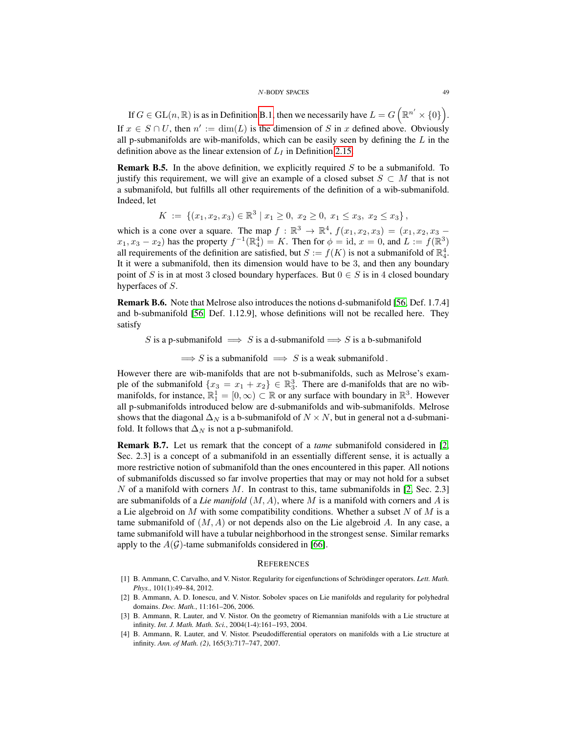If $G \in \mathrm{GL}(n, \mathbb{R})$ is as in Definition B.1, then we necessarily have $L = G\left(\mathbb{R}^{n'} \times \{0\}\right)$. If $x \in S \cap U$, then $n' := \dim(L)$ is the dimension of $S$ in $x$ defined above. Obviously all p-submanifolds are wib-manifolds, which can be easily seen by defining the $L$ in the definition above as the linear extension of $L_I$ in Definition 2.15.

**Remark B.5.** In the above definition, we explicitly required $S$ to be a submanifold. To justify this requirement, we will give an example of a closed subset $S \subset M$ that is not a submanifold, but fulfills all other requirements of the definition of a wib-submanifold. Indeed, let

$$K := \{(x_1, x_2, x_3) \in \mathbb{R}^3 \mid x_1 \geq 0,\ x_2 \geq 0,\ x_1 \leq x_3,\ x_2 \leq x_3\},$$

which is a cone over a square. The map $f : \mathbb{R}^3 \to \mathbb{R}^4$, $f(x_1, x_2, x_3) = (x_1, x_2, x_3 - x_1, x_3 - x_2)$ has the property $f^{-1}(\mathbb{R}^4_4) = K$. Then for $\phi = \mathrm{id}$, $x = 0$, and $L := f(\mathbb{R}^3)$ all requirements of the definition are satisfied, but $S := f(K)$ is not a submanifold of $\mathbb{R}^4_4$. It it were a submanifold, then its dimension would have to be 3, and then any boundary point of $S$ is in at most 3 closed boundary hyperfaces. But $0 \in S$ is in 4 closed boundary hyperfaces of $S$.

**Remark B.6.** Note that Melrose also introduces the notions d-submanifold [56, Def. 1.7.4] and b-submanifold [56, Def. 1.12.9], whose definitions will not be recalled here. They satisfy

$$S \text{ is a p-submanifold} \implies S \text{ is a d-submanifold} \implies S \text{ is a b-submanifold}$$

$$\implies S \text{ is a submanifold} \implies S \text{ is a weak submanifold}.$$

However there are wib-manifolds that are not b-submanifolds, such as Melrose's example of the submanifold $\{x_3 = x_1 + x_2\} \in \mathbb{R}^3_3$. There are d-manifolds that are no wib-manifolds, for instance, $\mathbb{R}^1_1 = [0, \infty) \subset \mathbb{R}$ or any surface with boundary in $\mathbb{R}^3$. However all p-submanifolds introduced below are d-submanifolds and wib-submanifolds. Melrose shows that the diagonal $\Delta_N$ is a b-submanifold of $N \times N$, but in general not a d-submanifold. It follows that $\Delta_N$ is not a p-submanifold.

**Remark B.7.** Let us remark that the concept of a *tame* submanifold considered in [2, Sec. 2.3] is a concept of a submanifold in an essentially different sense, it is actually a more restrictive notion of submanifold than the ones encountered in this paper. All notions of submanifolds discussed so far involve properties that may or may not hold for a subset $N$ of a manifold with corners $M$. In contrast to this, tame submanifolds in [2, Sec. 2.3] are submanifolds of a *Lie manifold* $(M, A)$, where $M$ is a manifold with corners and $A$ is a Lie algebroid on $M$ with some compatibility conditions. Whether a subset $N$ of $M$ is a tame submanifold of $(M, A)$ or not depends also on the Lie algebroid $A$. In any case, a tame submanifold will have a tubular neighborhood in the strongest sense. Similar remarks apply to the $A(\mathcal{G})$-tame submanifolds considered in [66].

## References

[1] B. Ammann, C. Carvalho, and V. Nistor. Regularity for eigenfunctions of Schrödinger operators. *Lett. Math. Phys.*, 101(1):49–84, 2012.

[2] B. Ammann, A. D. Ionescu, and V. Nistor. Sobolev spaces on Lie manifolds and regularity for polyhedral domains. *Doc. Math.*, 11:161–206, 2006.

[3] B. Ammann, R. Lauter, and V. Nistor. On the geometry of Riemannian manifolds with a Lie structure at infinity. *Int. J. Math. Math. Sci.*, 2004(1-4):161–193, 2004.

[4] B. Ammann, R. Lauter, and V. Nistor. Pseudodifferential operators on manifolds with a Lie structure at infinity. *Ann. of Math. (2)*, 165(3):717–747, 2007.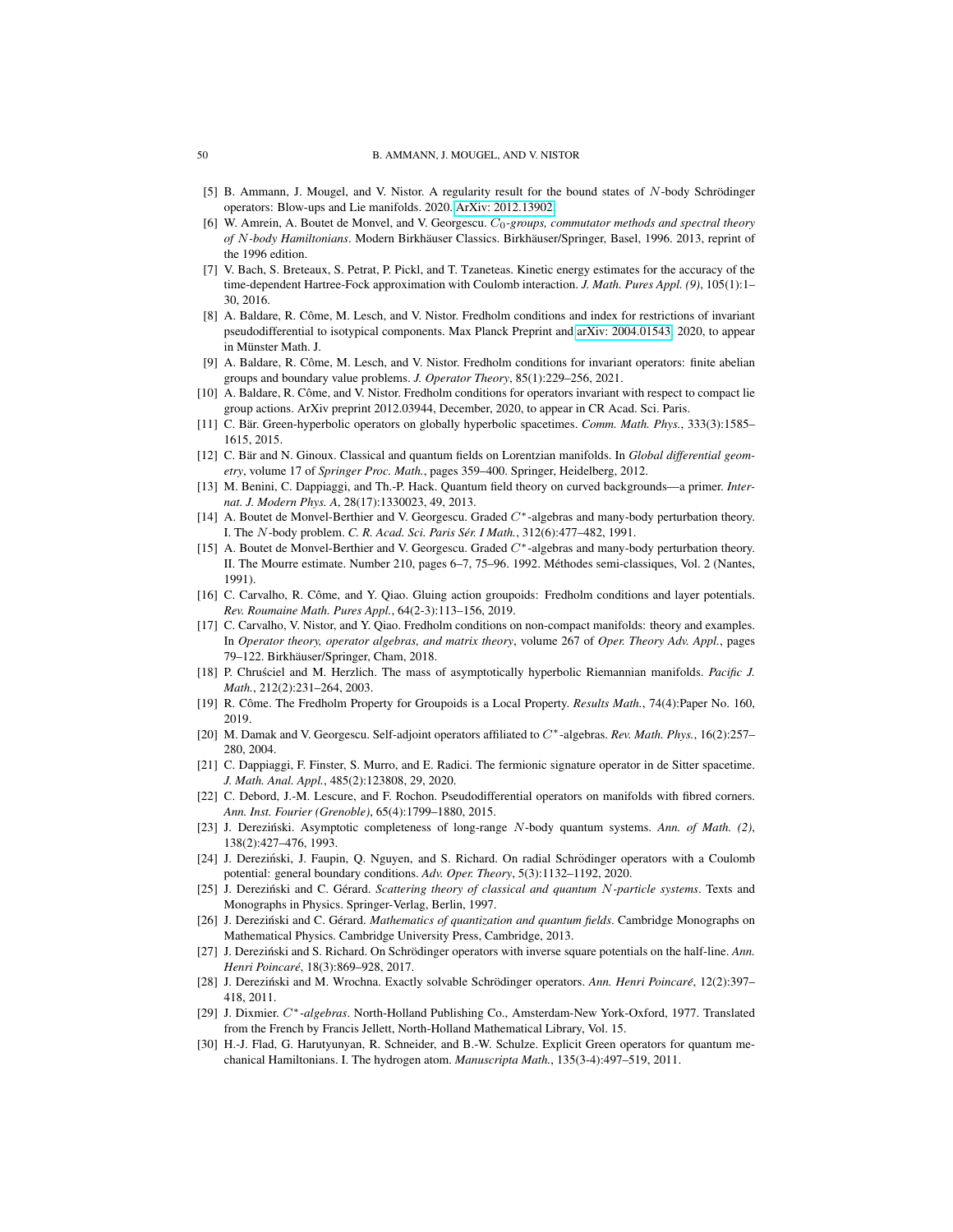- [5] B. Ammann, J. Mougel, and V. Nistor. A regularity result for the bound states of $N$-body Schrödinger operators: Blow-ups and Lie manifolds. 2020. ArXiv: 2012.13902.
- [6] W. Amrein, A. Boutet de Monvel, and V. Georgescu. *$C_0$-groups, commutator methods and spectral theory of $N$-body Hamiltonians*. Modern Birkhäuser Classics. Birkhäuser/Springer, Basel, 1996. 2013, reprint of the 1996 edition.
- [7] V. Bach, S. Breteaux, S. Petrat, P. Pickl, and T. Tzaneteas. Kinetic energy estimates for the accuracy of the time-dependent Hartree-Fock approximation with Coulomb interaction. *J. Math. Pures Appl. (9)*, 105(1):1–30, 2016.
- [8] A. Baldare, R. Côme, M. Lesch, and V. Nistor. Fredholm conditions and index for restrictions of invariant pseudodifferential to isotypical components. Max Planck Preprint and arXiv: 2004.01543, 2020, to appear in Münster Math. J.
- [9] A. Baldare, R. Côme, M. Lesch, and V. Nistor. Fredholm conditions for invariant operators: finite abelian groups and boundary value problems. *J. Operator Theory*, 85(1):229–256, 2021.
- [10] A. Baldare, R. Côme, and V. Nistor. Fredholm conditions for operators invariant with respect to compact lie group actions. ArXiv preprint 2012.03944, December, 2020, to appear in CR Acad. Sci. Paris.
- [11] C. Bär. Green-hyperbolic operators on globally hyperbolic spacetimes. *Comm. Math. Phys.*, 333(3):1585–1615, 2015.
- [12] C. Bär and N. Ginoux. Classical and quantum fields on Lorentzian manifolds. In *Global differential geometry*, volume 17 of *Springer Proc. Math.*, pages 359–400. Springer, Heidelberg, 2012.
- [13] M. Benini, C. Dappiaggi, and Th.-P. Hack. Quantum field theory on curved backgrounds—a primer. *Internat. J. Modern Phys. A*, 28(17):1330023, 49, 2013.
- [14] A. Boutet de Monvel-Berthier and V. Georgescu. Graded $C^*$-algebras and many-body perturbation theory. I. The $N$-body problem. *C. R. Acad. Sci. Paris Sér. I Math.*, 312(6):477–482, 1991.
- [15] A. Boutet de Monvel-Berthier and V. Georgescu. Graded $C^*$-algebras and many-body perturbation theory. II. The Mourre estimate. Number 210, pages 6–7, 75–96. 1992. Méthodes semi-classiques, Vol. 2 (Nantes, 1991).
- [16] C. Carvalho, R. Côme, and Y. Qiao. Gluing action groupoids: Fredholm conditions and layer potentials. *Rev. Roumaine Math. Pures Appl.*, 64(2-3):113–156, 2019.
- [17] C. Carvalho, V. Nistor, and Y. Qiao. Fredholm conditions on non-compact manifolds: theory and examples. In *Operator theory, operator algebras, and matrix theory*, volume 267 of *Oper. Theory Adv. Appl.*, pages 79–122. Birkhäuser/Springer, Cham, 2018.
- [18] P. Chruściel and M. Herzlich. The mass of asymptotically hyperbolic Riemannian manifolds. *Pacific J. Math.*, 212(2):231–264, 2003.
- [19] R. Côme. The Fredholm Property for Groupoids is a Local Property. *Results Math.*, 74(4):Paper No. 160, 2019.
- [20] M. Damak and V. Georgescu. Self-adjoint operators affiliated to $C^*$-algebras. *Rev. Math. Phys.*, 16(2):257–280, 2004.
- [21] C. Dappiaggi, F. Finster, S. Murro, and E. Radici. The fermionic signature operator in de Sitter spacetime. *J. Math. Anal. Appl.*, 485(2):123808, 29, 2020.
- [22] C. Debord, J.-M. Lescure, and F. Rochon. Pseudodifferential operators on manifolds with fibred corners. *Ann. Inst. Fourier (Grenoble)*, 65(4):1799–1880, 2015.
- [23] J. Dereziński. Asymptotic completeness of long-range $N$-body quantum systems. *Ann. of Math. (2)*, 138(2):427–476, 1993.
- [24] J. Dereziński, J. Faupin, Q. Nguyen, and S. Richard. On radial Schrödinger operators with a Coulomb potential: general boundary conditions. *Adv. Oper. Theory*, 5(3):1132–1192, 2020.
- [25] J. Dereziński and C. Gérard. *Scattering theory of classical and quantum $N$-particle systems*. Texts and Monographs in Physics. Springer-Verlag, Berlin, 1997.
- [26] J. Dereziński and C. Gérard. *Mathematics of quantization and quantum fields*. Cambridge Monographs on Mathematical Physics. Cambridge University Press, Cambridge, 2013.
- [27] J. Dereziński and S. Richard. On Schrödinger operators with inverse square potentials on the half-line. *Ann. Henri Poincaré*, 18(3):869–928, 2017.
- [28] J. Dereziński and M. Wrochna. Exactly solvable Schrödinger operators. *Ann. Henri Poincaré*, 12(2):397–418, 2011.
- [29] J. Dixmier. *$C^*$-algebras*. North-Holland Publishing Co., Amsterdam-New York-Oxford, 1977. Translated from the French by Francis Jellett, North-Holland Mathematical Library, Vol. 15.
- [30] H.-J. Flad, G. Harutyunyan, R. Schneider, and B.-W. Schulze. Explicit Green operators for quantum mechanical Hamiltonians. I. The hydrogen atom. *Manuscripta Math.*, 135(3-4):497–519, 2011.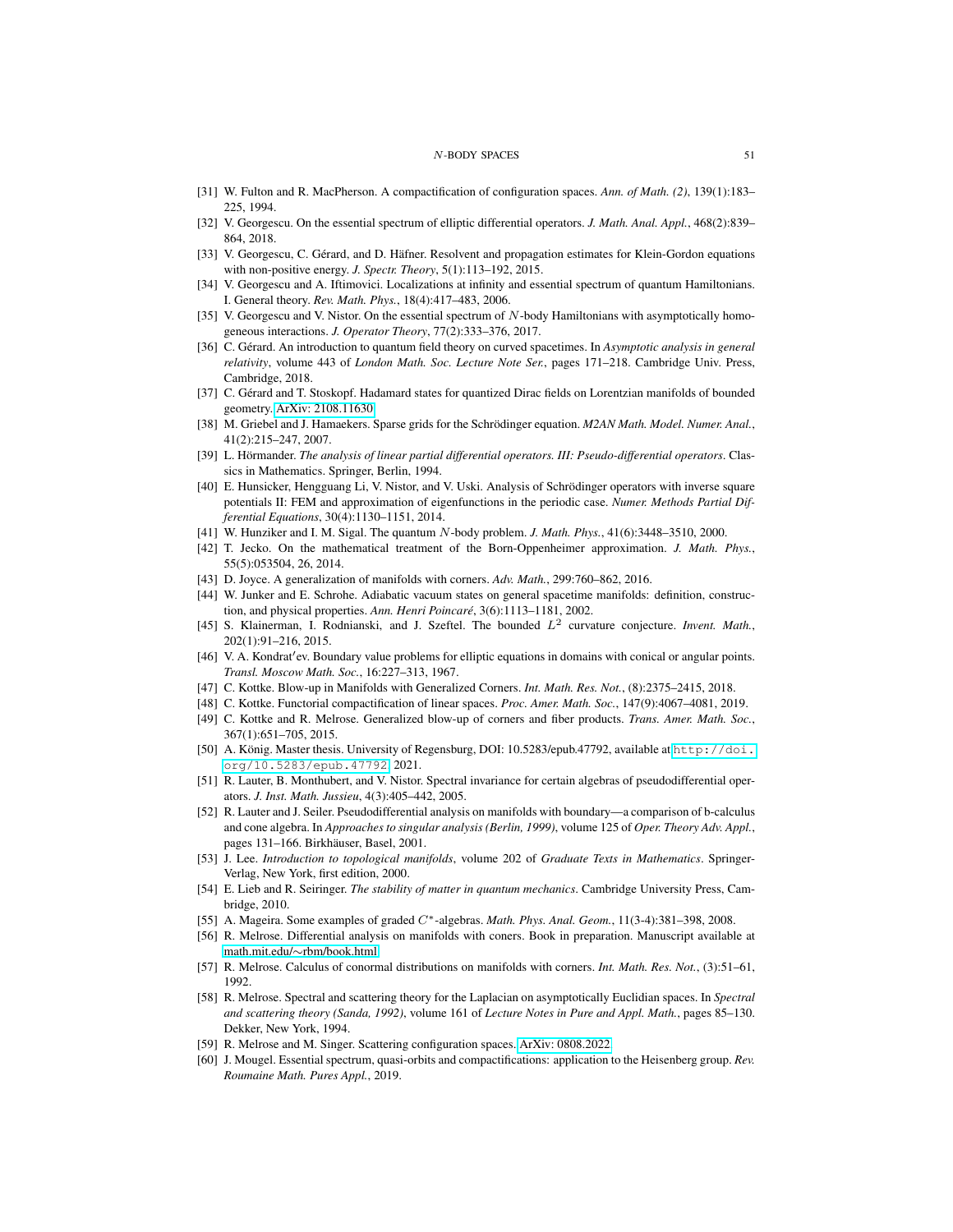[31] W. Fulton and R. MacPherson. A compactification of configuration spaces. *Ann. of Math. (2)*, 139(1):183–225, 1994.

[32] V. Georgescu. On the essential spectrum of elliptic differential operators. *J. Math. Anal. Appl.*, 468(2):839–864, 2018.

[33] V. Georgescu, C. Gérard, and D. Häfner. Resolvent and propagation estimates for Klein-Gordon equations with non-positive energy. *J. Spectr. Theory*, 5(1):113–192, 2015.

[34] V. Georgescu and A. Iftimovici. Localizations at infinity and essential spectrum of quantum Hamiltonians. I. General theory. *Rev. Math. Phys.*, 18(4):417–483, 2006.

[35] V. Georgescu and V. Nistor. On the essential spectrum of $N$-body Hamiltonians with asymptotically homogeneous interactions. *J. Operator Theory*, 77(2):333–376, 2017.

[36] C. Gérard. An introduction to quantum field theory on curved spacetimes. In *Asymptotic analysis in general relativity*, volume 443 of *London Math. Soc. Lecture Note Ser.*, pages 171–218. Cambridge Univ. Press, Cambridge, 2018.

[37] C. Gérard and T. Stoskopf. Hadamard states for quantized Dirac fields on Lorentzian manifolds of bounded geometry. ArXiv: 2108.11630.

[38] M. Griebel and J. Hamaekers. Sparse grids for the Schrödinger equation. *M2AN Math. Model. Numer. Anal.*, 41(2):215–247, 2007.

[39] L. Hörmander. *The analysis of linear partial differential operators. III: Pseudo-differential operators*. Classics in Mathematics. Springer, Berlin, 1994.

[40] E. Hunsicker, Hengguang Li, V. Nistor, and V. Uski. Analysis of Schrödinger operators with inverse square potentials II: FEM and approximation of eigenfunctions in the periodic case. *Numer. Methods Partial Differential Equations*, 30(4):1130–1151, 2014.

[41] W. Hunziker and I. M. Sigal. The quantum $N$-body problem. *J. Math. Phys.*, 41(6):3448–3510, 2000.

[42] T. Jecko. On the mathematical treatment of the Born-Oppenheimer approximation. *J. Math. Phys.*, 55(5):053504, 26, 2014.

[43] D. Joyce. A generalization of manifolds with corners. *Adv. Math.*, 299:760–862, 2016.

[44] W. Junker and E. Schrohe. Adiabatic vacuum states on general spacetime manifolds: definition, construction, and physical properties. *Ann. Henri Poincaré*, 3(6):1113–1181, 2002.

[45] S. Klainerman, I. Rodnianski, and J. Szeftel. The bounded $L^2$ curvature conjecture. *Invent. Math.*, 202(1):91–216, 2015.

[46] V. A. Kondrat′ev. Boundary value problems for elliptic equations in domains with conical or angular points. *Transl. Moscow Math. Soc.*, 16:227–313, 1967.

[47] C. Kottke. Blow-up in Manifolds with Generalized Corners. *Int. Math. Res. Not.*, (8):2375–2415, 2018.

[48] C. Kottke. Functorial compactification of linear spaces. *Proc. Amer. Math. Soc.*, 147(9):4067–4081, 2019.

[49] C. Kottke and R. Melrose. Generalized blow-up of corners and fiber products. *Trans. Amer. Math. Soc.*, 367(1):651–705, 2015.

[50] A. König. Master thesis. University of Regensburg, DOI: 10.5283/epub.47792, available at `http://doi.org/10.5283/epub.47792` 2021.

[51] R. Lauter, B. Monthubert, and V. Nistor. Spectral invariance for certain algebras of pseudodifferential operators. *J. Inst. Math. Jussieu*, 4(3):405–442, 2005.

[52] R. Lauter and J. Seiler. Pseudodifferential analysis on manifolds with boundary—a comparison of b-calculus and cone algebra. In *Approaches to singular analysis (Berlin, 1999)*, volume 125 of *Oper. Theory Adv. Appl.*, pages 131–166. Birkhäuser, Basel, 2001.

[53] J. Lee. *Introduction to topological manifolds*, volume 202 of *Graduate Texts in Mathematics*. Springer-Verlag, New York, first edition, 2000.

[54] E. Lieb and R. Seiringer. *The stability of matter in quantum mechanics*. Cambridge University Press, Cambridge, 2010.

[55] A. Mageira. Some examples of graded $C^*$-algebras. *Math. Phys. Anal. Geom.*, 11(3-4):381–398, 2008.

[56] R. Melrose. Differential analysis on manifolds with coners. Book in preparation. Manuscript available at math.mit.edu/∼rbm/book.html.

[57] R. Melrose. Calculus of conormal distributions on manifolds with corners. *Int. Math. Res. Not.*, (3):51–61, 1992.

[58] R. Melrose. Spectral and scattering theory for the Laplacian on asymptotically Euclidian spaces. In *Spectral and scattering theory (Sanda, 1992)*, volume 161 of *Lecture Notes in Pure and Appl. Math.*, pages 85–130. Dekker, New York, 1994.

[59] R. Melrose and M. Singer. Scattering configuration spaces. ArXiv: 0808.2022.

[60] J. Mougel. Essential spectrum, quasi-orbits and compactifications: application to the Heisenberg group. *Rev. Roumaine Math. Pures Appl.*, 2019.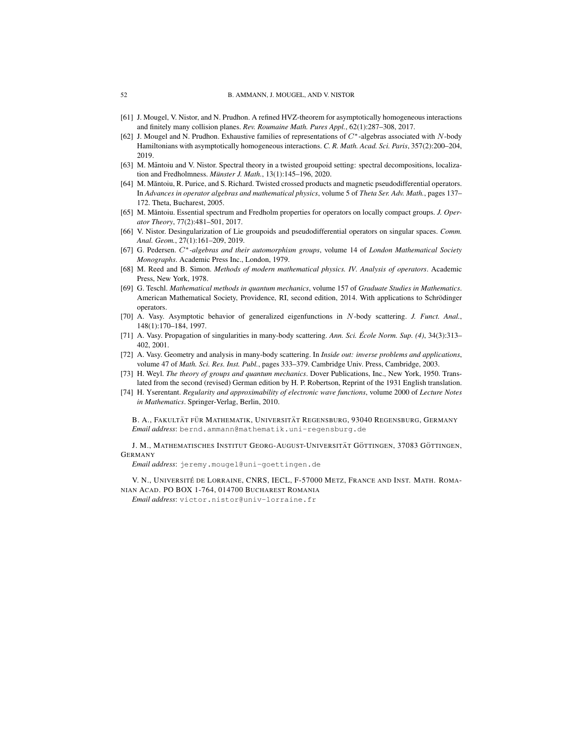[61] J. Mougel, V. Nistor, and N. Prudhon. A refined HVZ-theorem for asymptotically homogeneous interactions and finitely many collision planes. *Rev. Roumaine Math. Pures Appl.*, 62(1):287–308, 2017.

[62] J. Mougel and N. Prudhon. Exhaustive families of representations of $C^*$-algebras associated with $N$-body Hamiltonians with asymptotically homogeneous interactions. *C. R. Math. Acad. Sci. Paris*, 357(2):200–204, 2019.

[63] M. Măntoiu and V. Nistor. Spectral theory in a twisted groupoid setting: spectral decompositions, localization and Fredholmness. *Münster J. Math.*, 13(1):145–196, 2020.

[64] M. Măntoiu, R. Purice, and S. Richard. Twisted crossed products and magnetic pseudodifferential operators. In *Advances in operator algebras and mathematical physics*, volume 5 of *Theta Ser. Adv. Math.*, pages 137–172. Theta, Bucharest, 2005.

[65] M. Măntoiu. Essential spectrum and Fredholm properties for operators on locally compact groups. *J. Operator Theory*, 77(2):481–501, 2017.

[66] V. Nistor. Desingularization of Lie groupoids and pseudodifferential operators on singular spaces. *Comm. Anal. Geom.*, 27(1):161–209, 2019.

[67] G. Pedersen. *$C^*$-algebras and their automorphism groups*, volume 14 of *London Mathematical Society Monographs*. Academic Press Inc., London, 1979.

[68] M. Reed and B. Simon. *Methods of modern mathematical physics. IV. Analysis of operators*. Academic Press, New York, 1978.

[69] G. Teschl. *Mathematical methods in quantum mechanics*, volume 157 of *Graduate Studies in Mathematics*. American Mathematical Society, Providence, RI, second edition, 2014. With applications to Schrödinger operators.

[70] A. Vasy. Asymptotic behavior of generalized eigenfunctions in $N$-body scattering. *J. Funct. Anal.*, 148(1):170–184, 1997.

[71] A. Vasy. Propagation of singularities in many-body scattering. *Ann. Sci. École Norm. Sup. (4)*, 34(3):313–402, 2001.

[72] A. Vasy. Geometry and analysis in many-body scattering. In *Inside out: inverse problems and applications*, volume 47 of *Math. Sci. Res. Inst. Publ.*, pages 333–379. Cambridge Univ. Press, Cambridge, 2003.

[73] H. Weyl. *The theory of groups and quantum mechanics*. Dover Publications, Inc., New York, 1950. Translated from the second (revised) German edition by H. P. Robertson, Reprint of the 1931 English translation.

[74] H. Yserentant. *Regularity and approximability of electronic wave functions*, volume 2000 of *Lecture Notes in Mathematics*. Springer-Verlag, Berlin, 2010.

B. A., Fakultät für Mathematik, Universität Regensburg, 93040 Regensburg, Germany
*Email address*: bernd.ammann@mathematik.uni-regensburg.de

J. M., Mathematisches Institut Georg-August-Universität Göttingen, 37083 Göttingen, Germany
*Email address*: jeremy.mougel@uni-goettingen.de

V. N., Université de Lorraine, CNRS, IECL, F-57000 Metz, France and Inst. Math. Romanian Acad. PO BOX 1-764, 014700 Bucharest Romania
*Email address*: victor.nistor@univ-lorraine.fr